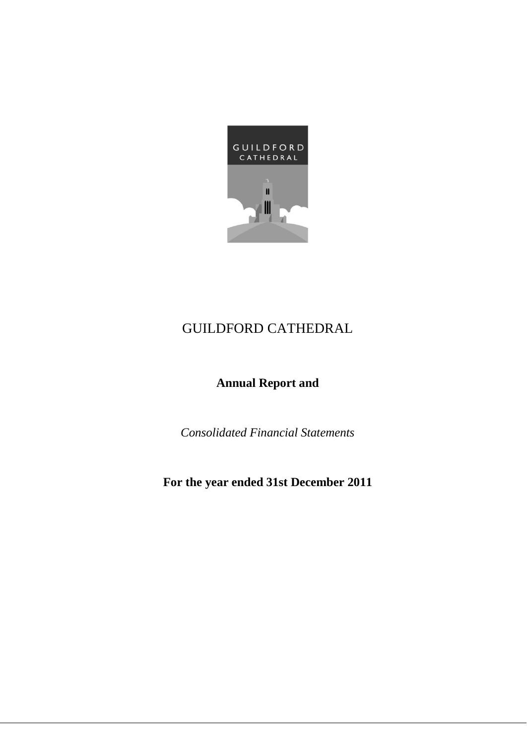# GUILDFORD CATHEDRAL

**Annual Report and**

*Consolidated Financial Statements*

**For the year ended 31st December 2011**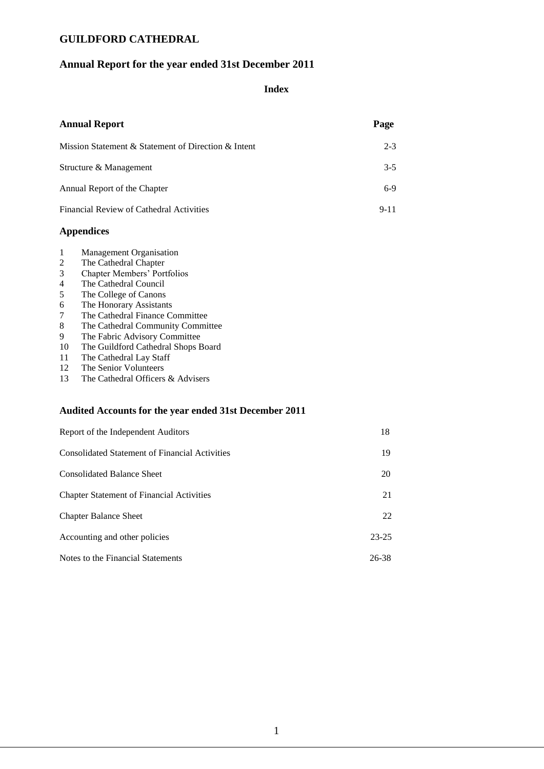# GUILDFORD CATHEDRAL

## Annual Report for the year ended 31st December 2011

### Index

| Annual Report | Page |
|---|---|
| Mission Statement & Statement of Direction & Intent | 2-3 |
| Structure & Management | 3-5 |
| Annual Report of the Chapter | 6-9 |
| Financial Review of Cathedral Activities | 9-11 |

### Appendices

1. Management Organisation
2. The Cathedral Chapter
3. Chapter Members' Portfolios
4. The Cathedral Council
5. The College of Canons
6. The Honorary Assistants
7. The Cathedral Finance Committee
8. The Cathedral Community Committee
9. The Fabric Advisory Committee
10. The Guildford Cathedral Shops Board
11. The Cathedral Lay Staff
12. The Senior Volunteers
13. The Cathedral Officers & Advisers

### Audited Accounts for the year ended 31st December 2011

| | |
|---|---|
| Report of the Independent Auditors | 18 |
| Consolidated Statement of Financial Activities | 19 |
| Consolidated Balance Sheet | 20 |
| Chapter Statement of Financial Activities | 21 |
| Chapter Balance Sheet | 22 |
| Accounting and other policies | 23-25 |
| Notes to the Financial Statements | 26-38 |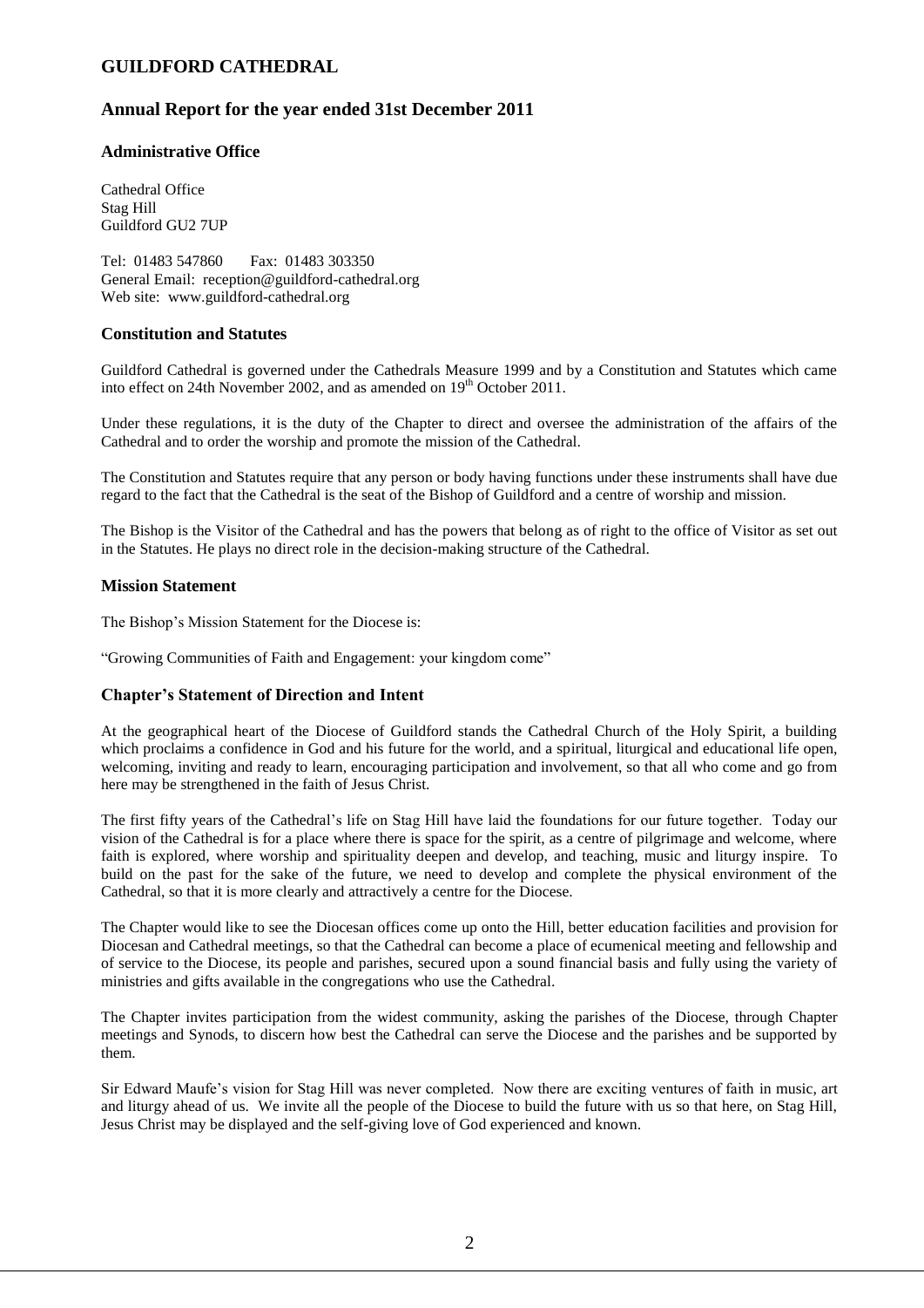# GUILDFORD CATHEDRAL

## Annual Report for the year ended 31st December 2011

### Administrative Office

Cathedral Office
Stag Hill
Guildford GU2 7UP

Tel: 01483 547860 Fax: 01483 303350
General Email: reception@guildford-cathedral.org
Web site: www.guildford-cathedral.org

### Constitution and Statutes

Guildford Cathedral is governed under the Cathedrals Measure 1999 and by a Constitution and Statutes which came into effect on 24th November 2002, and as amended on 19th October 2011.

Under these regulations, it is the duty of the Chapter to direct and oversee the administration of the affairs of the Cathedral and to order the worship and promote the mission of the Cathedral.

The Constitution and Statutes require that any person or body having functions under these instruments shall have due regard to the fact that the Cathedral is the seat of the Bishop of Guildford and a centre of worship and mission.

The Bishop is the Visitor of the Cathedral and has the powers that belong as of right to the office of Visitor as set out in the Statutes. He plays no direct role in the decision-making structure of the Cathedral.

### Mission Statement

The Bishop's Mission Statement for the Diocese is:

"Growing Communities of Faith and Engagement: your kingdom come"

### Chapter's Statement of Direction and Intent

At the geographical heart of the Diocese of Guildford stands the Cathedral Church of the Holy Spirit, a building which proclaims a confidence in God and his future for the world, and a spiritual, liturgical and educational life open, welcoming, inviting and ready to learn, encouraging participation and involvement, so that all who come and go from here may be strengthened in the faith of Jesus Christ.

The first fifty years of the Cathedral's life on Stag Hill have laid the foundations for our future together. Today our vision of the Cathedral is for a place where there is space for the spirit, as a centre of pilgrimage and welcome, where faith is explored, where worship and spirituality deepen and develop, and teaching, music and liturgy inspire. To build on the past for the sake of the future, we need to develop and complete the physical environment of the Cathedral, so that it is more clearly and attractively a centre for the Diocese.

The Chapter would like to see the Diocesan offices come up onto the Hill, better education facilities and provision for Diocesan and Cathedral meetings, so that the Cathedral can become a place of ecumenical meeting and fellowship and of service to the Diocese, its people and parishes, secured upon a sound financial basis and fully using the variety of ministries and gifts available in the congregations who use the Cathedral.

The Chapter invites participation from the widest community, asking the parishes of the Diocese, through Chapter meetings and Synods, to discern how best the Cathedral can serve the Diocese and the parishes and be supported by them.

Sir Edward Maufe's vision for Stag Hill was never completed. Now there are exciting ventures of faith in music, art and liturgy ahead of us. We invite all the people of the Diocese to build the future with us so that here, on Stag Hill, Jesus Christ may be displayed and the self-giving love of God experienced and known.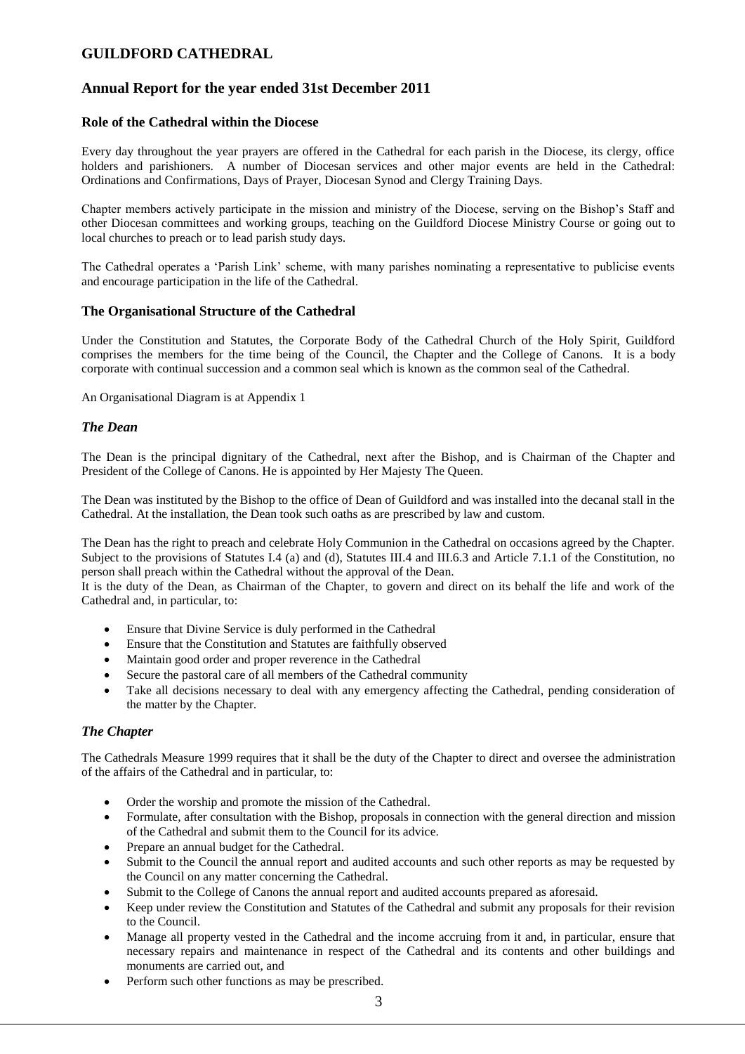# GUILDFORD CATHEDRAL

## Annual Report for the year ended 31st December 2011

### Role of the Cathedral within the Diocese

Every day throughout the year prayers are offered in the Cathedral for each parish in the Diocese, its clergy, office holders and parishioners. A number of Diocesan services and other major events are held in the Cathedral: Ordinations and Confirmations, Days of Prayer, Diocesan Synod and Clergy Training Days.

Chapter members actively participate in the mission and ministry of the Diocese, serving on the Bishop's Staff and other Diocesan committees and working groups, teaching on the Guildford Diocese Ministry Course or going out to local churches to preach or to lead parish study days.

The Cathedral operates a 'Parish Link' scheme, with many parishes nominating a representative to publicise events and encourage participation in the life of the Cathedral.

### The Organisational Structure of the Cathedral

Under the Constitution and Statutes, the Corporate Body of the Cathedral Church of the Holy Spirit, Guildford comprises the members for the time being of the Council, the Chapter and the College of Canons. It is a body corporate with continual succession and a common seal which is known as the common seal of the Cathedral.

An Organisational Diagram is at Appendix 1

#### *The Dean*

The Dean is the principal dignitary of the Cathedral, next after the Bishop, and is Chairman of the Chapter and President of the College of Canons. He is appointed by Her Majesty The Queen.

The Dean was instituted by the Bishop to the office of Dean of Guildford and was installed into the decanal stall in the Cathedral. At the installation, the Dean took such oaths as are prescribed by law and custom.

The Dean has the right to preach and celebrate Holy Communion in the Cathedral on occasions agreed by the Chapter. Subject to the provisions of Statutes I.4 (a) and (d), Statutes III.4 and III.6.3 and Article 7.1.1 of the Constitution, no person shall preach within the Cathedral without the approval of the Dean.

It is the duty of the Dean, as Chairman of the Chapter, to govern and direct on its behalf the life and work of the Cathedral and, in particular, to:

- Ensure that Divine Service is duly performed in the Cathedral
- Ensure that the Constitution and Statutes are faithfully observed
- Maintain good order and proper reverence in the Cathedral
- Secure the pastoral care of all members of the Cathedral community
- Take all decisions necessary to deal with any emergency affecting the Cathedral, pending consideration of the matter by the Chapter.

#### *The Chapter*

The Cathedrals Measure 1999 requires that it shall be the duty of the Chapter to direct and oversee the administration of the affairs of the Cathedral and in particular, to:

- Order the worship and promote the mission of the Cathedral.
- Formulate, after consultation with the Bishop, proposals in connection with the general direction and mission of the Cathedral and submit them to the Council for its advice.
- Prepare an annual budget for the Cathedral.
- Submit to the Council the annual report and audited accounts and such other reports as may be requested by the Council on any matter concerning the Cathedral.
- Submit to the College of Canons the annual report and audited accounts prepared as aforesaid.
- Keep under review the Constitution and Statutes of the Cathedral and submit any proposals for their revision to the Council.
- Manage all property vested in the Cathedral and the income accruing from it and, in particular, ensure that necessary repairs and maintenance in respect of the Cathedral and its contents and other buildings and monuments are carried out, and
- Perform such other functions as may be prescribed.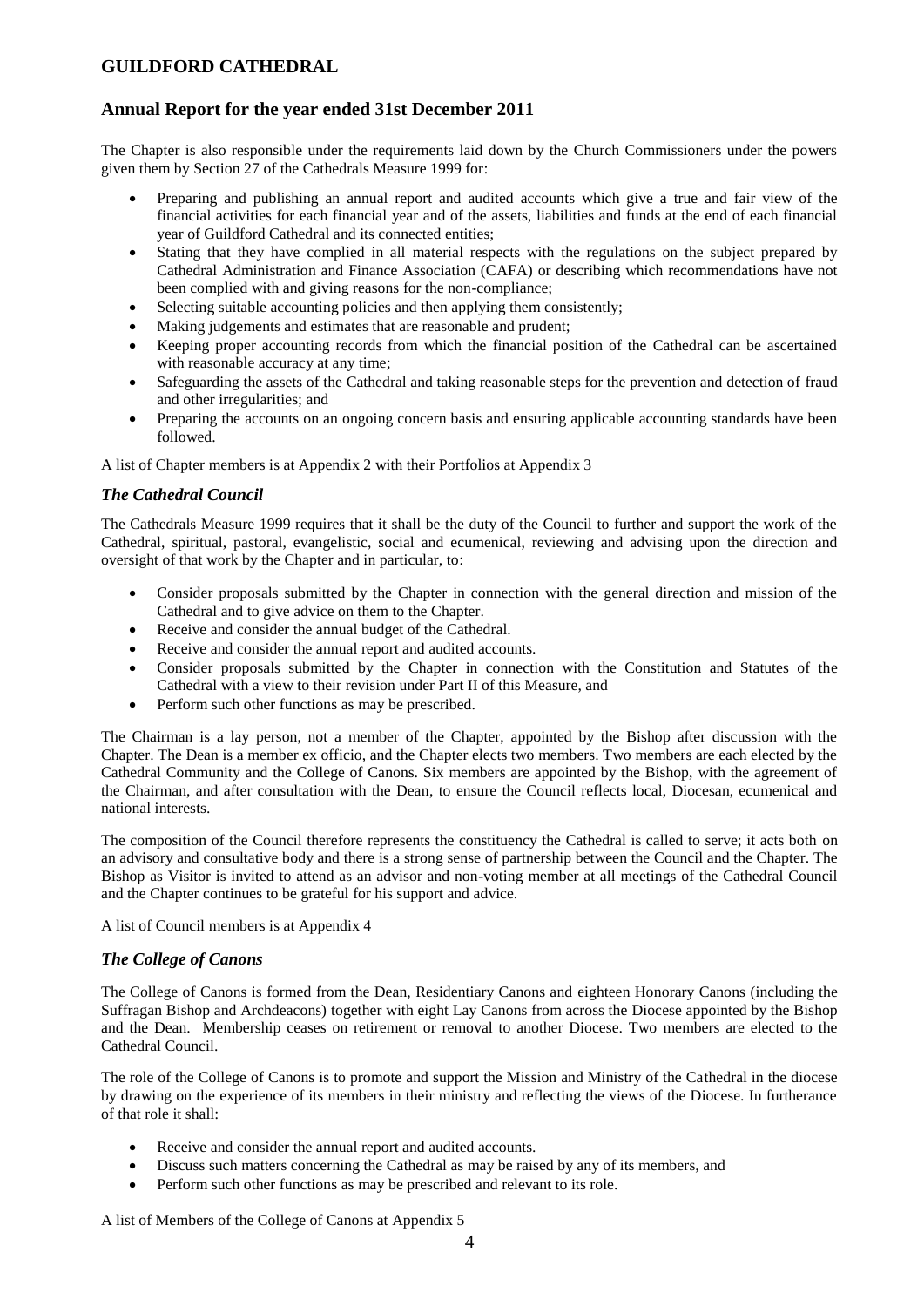# GUILDFORD CATHEDRAL

## Annual Report for the year ended 31st December 2011

The Chapter is also responsible under the requirements laid down by the Church Commissioners under the powers given them by Section 27 of the Cathedrals Measure 1999 for:

- Preparing and publishing an annual report and audited accounts which give a true and fair view of the financial activities for each financial year and of the assets, liabilities and funds at the end of each financial year of Guildford Cathedral and its connected entities;
- Stating that they have complied in all material respects with the regulations on the subject prepared by Cathedral Administration and Finance Association (CAFA) or describing which recommendations have not been complied with and giving reasons for the non-compliance;
- Selecting suitable accounting policies and then applying them consistently;
- Making judgements and estimates that are reasonable and prudent;
- Keeping proper accounting records from which the financial position of the Cathedral can be ascertained with reasonable accuracy at any time;
- Safeguarding the assets of the Cathedral and taking reasonable steps for the prevention and detection of fraud and other irregularities; and
- Preparing the accounts on an ongoing concern basis and ensuring applicable accounting standards have been followed.

A list of Chapter members is at Appendix 2 with their Portfolios at Appendix 3

### *The Cathedral Council*

The Cathedrals Measure 1999 requires that it shall be the duty of the Council to further and support the work of the Cathedral, spiritual, pastoral, evangelistic, social and ecumenical, reviewing and advising upon the direction and oversight of that work by the Chapter and in particular, to:

- Consider proposals submitted by the Chapter in connection with the general direction and mission of the Cathedral and to give advice on them to the Chapter.
- Receive and consider the annual budget of the Cathedral.
- Receive and consider the annual report and audited accounts.
- Consider proposals submitted by the Chapter in connection with the Constitution and Statutes of the Cathedral with a view to their revision under Part II of this Measure, and
- Perform such other functions as may be prescribed.

The Chairman is a lay person, not a member of the Chapter, appointed by the Bishop after discussion with the Chapter. The Dean is a member ex officio, and the Chapter elects two members. Two members are each elected by the Cathedral Community and the College of Canons. Six members are appointed by the Bishop, with the agreement of the Chairman, and after consultation with the Dean, to ensure the Council reflects local, Diocesan, ecumenical and national interests.

The composition of the Council therefore represents the constituency the Cathedral is called to serve; it acts both on an advisory and consultative body and there is a strong sense of partnership between the Council and the Chapter. The Bishop as Visitor is invited to attend as an advisor and non-voting member at all meetings of the Cathedral Council and the Chapter continues to be grateful for his support and advice.

A list of Council members is at Appendix 4

### *The College of Canons*

The College of Canons is formed from the Dean, Residentiary Canons and eighteen Honorary Canons (including the Suffragan Bishop and Archdeacons) together with eight Lay Canons from across the Diocese appointed by the Bishop and the Dean. Membership ceases on retirement or removal to another Diocese. Two members are elected to the Cathedral Council.

The role of the College of Canons is to promote and support the Mission and Ministry of the Cathedral in the diocese by drawing on the experience of its members in their ministry and reflecting the views of the Diocese. In furtherance of that role it shall:

- Receive and consider the annual report and audited accounts.
- Discuss such matters concerning the Cathedral as may be raised by any of its members, and
- Perform such other functions as may be prescribed and relevant to its role.

A list of Members of the College of Canons at Appendix 5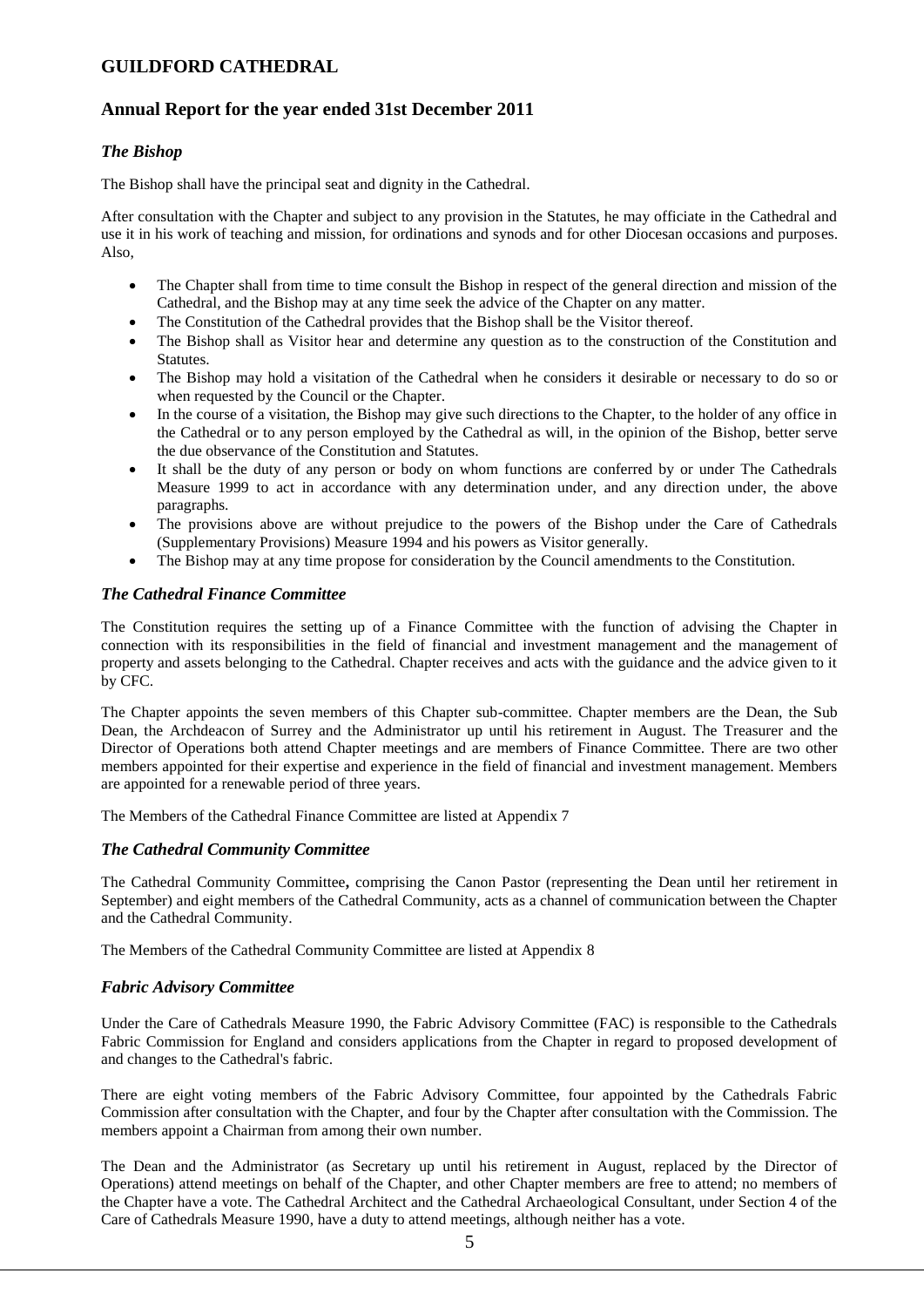# GUILDFORD CATHEDRAL

## Annual Report for the year ended 31st December 2011

### *The Bishop*

The Bishop shall have the principal seat and dignity in the Cathedral.

After consultation with the Chapter and subject to any provision in the Statutes, he may officiate in the Cathedral and use it in his work of teaching and mission, for ordinations and synods and for other Diocesan occasions and purposes. Also,

- The Chapter shall from time to time consult the Bishop in respect of the general direction and mission of the Cathedral, and the Bishop may at any time seek the advice of the Chapter on any matter.
- The Constitution of the Cathedral provides that the Bishop shall be the Visitor thereof.
- The Bishop shall as Visitor hear and determine any question as to the construction of the Constitution and Statutes.
- The Bishop may hold a visitation of the Cathedral when he considers it desirable or necessary to do so or when requested by the Council or the Chapter.
- In the course of a visitation, the Bishop may give such directions to the Chapter, to the holder of any office in the Cathedral or to any person employed by the Cathedral as will, in the opinion of the Bishop, better serve the due observance of the Constitution and Statutes.
- It shall be the duty of any person or body on whom functions are conferred by or under The Cathedrals Measure 1999 to act in accordance with any determination under, and any direction under, the above paragraphs.
- The provisions above are without prejudice to the powers of the Bishop under the Care of Cathedrals (Supplementary Provisions) Measure 1994 and his powers as Visitor generally.
- The Bishop may at any time propose for consideration by the Council amendments to the Constitution.

### *The Cathedral Finance Committee*

The Constitution requires the setting up of a Finance Committee with the function of advising the Chapter in connection with its responsibilities in the field of financial and investment management and the management of property and assets belonging to the Cathedral. Chapter receives and acts with the guidance and the advice given to it by CFC.

The Chapter appoints the seven members of this Chapter sub-committee. Chapter members are the Dean, the Sub Dean, the Archdeacon of Surrey and the Administrator up until his retirement in August. The Treasurer and the Director of Operations both attend Chapter meetings and are members of Finance Committee. There are two other members appointed for their expertise and experience in the field of financial and investment management. Members are appointed for a renewable period of three years.

The Members of the Cathedral Finance Committee are listed at Appendix 7

### *The Cathedral Community Committee*

The Cathedral Community Committee**,** comprising the Canon Pastor (representing the Dean until her retirement in September) and eight members of the Cathedral Community, acts as a channel of communication between the Chapter and the Cathedral Community.

The Members of the Cathedral Community Committee are listed at Appendix 8

### *Fabric Advisory Committee*

Under the Care of Cathedrals Measure 1990, the Fabric Advisory Committee (FAC) is responsible to the Cathedrals Fabric Commission for England and considers applications from the Chapter in regard to proposed development of and changes to the Cathedral's fabric.

There are eight voting members of the Fabric Advisory Committee, four appointed by the Cathedrals Fabric Commission after consultation with the Chapter, and four by the Chapter after consultation with the Commission. The members appoint a Chairman from among their own number.

The Dean and the Administrator (as Secretary up until his retirement in August, replaced by the Director of Operations) attend meetings on behalf of the Chapter, and other Chapter members are free to attend; no members of the Chapter have a vote. The Cathedral Architect and the Cathedral Archaeological Consultant, under Section 4 of the Care of Cathedrals Measure 1990, have a duty to attend meetings, although neither has a vote.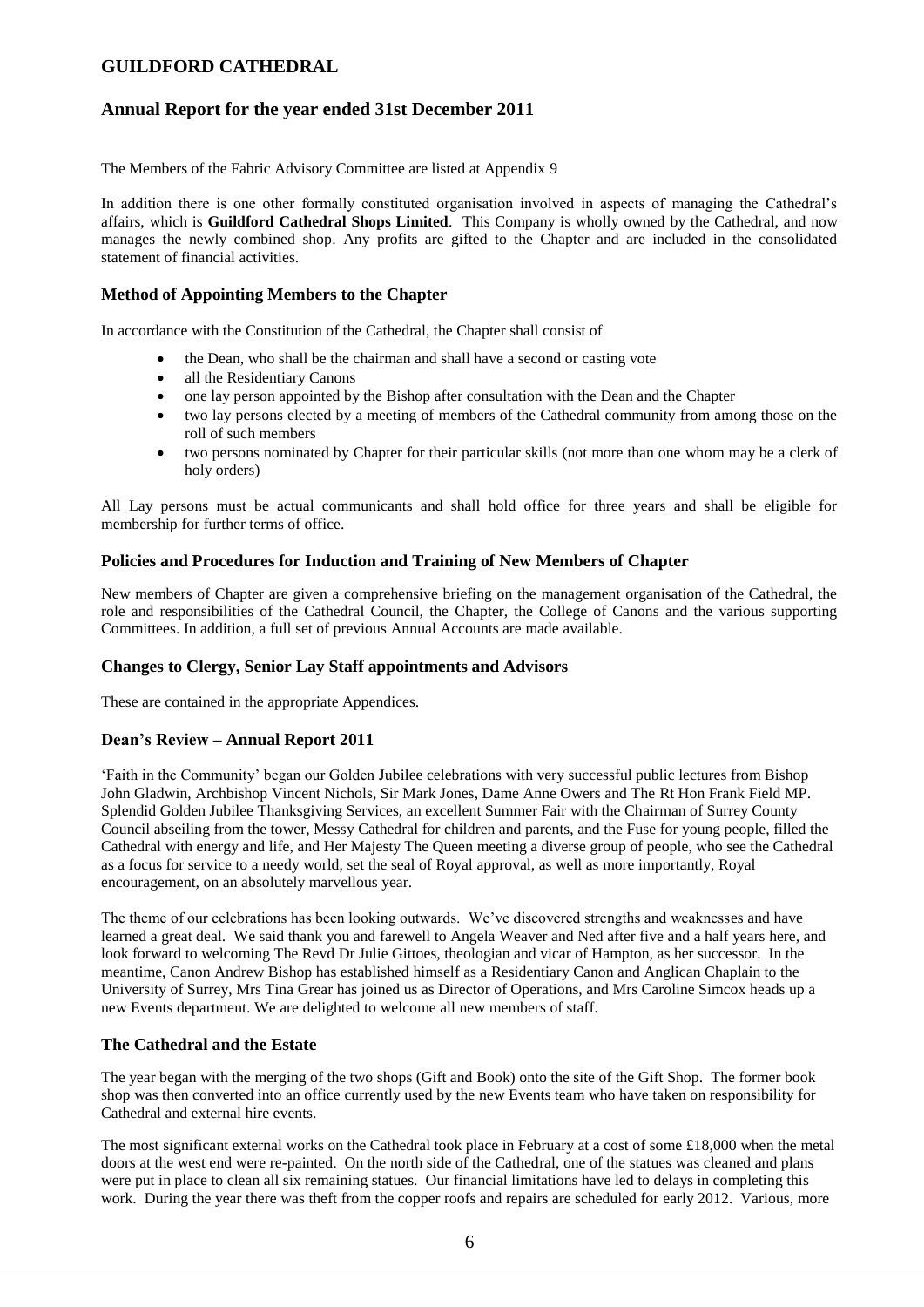The Members of the Fabric Advisory Committee are listed at Appendix 9

In addition there is one other formally constituted organisation involved in aspects of managing the Cathedral's affairs, which is **Guildford Cathedral Shops Limited**. This Company is wholly owned by the Cathedral, and now manages the newly combined shop. Any profits are gifted to the Chapter and are included in the consolidated statement of financial activities.

### Method of Appointing Members to the Chapter

In accordance with the Constitution of the Cathedral, the Chapter shall consist of

- the Dean, who shall be the chairman and shall have a second or casting vote
- all the Residentiary Canons
- one lay person appointed by the Bishop after consultation with the Dean and the Chapter
- two lay persons elected by a meeting of members of the Cathedral community from among those on the roll of such members
- two persons nominated by Chapter for their particular skills (not more than one whom may be a clerk of holy orders)

All Lay persons must be actual communicants and shall hold office for three years and shall be eligible for membership for further terms of office.

### Policies and Procedures for Induction and Training of New Members of Chapter

New members of Chapter are given a comprehensive briefing on the management organisation of the Cathedral, the role and responsibilities of the Cathedral Council, the Chapter, the College of Canons and the various supporting Committees. In addition, a full set of previous Annual Accounts are made available.

### Changes to Clergy, Senior Lay Staff appointments and Advisors

These are contained in the appropriate Appendices.

### Dean's Review – Annual Report 2011

'Faith in the Community' began our Golden Jubilee celebrations with very successful public lectures from Bishop John Gladwin, Archbishop Vincent Nichols, Sir Mark Jones, Dame Anne Owers and The Rt Hon Frank Field MP. Splendid Golden Jubilee Thanksgiving Services, an excellent Summer Fair with the Chairman of Surrey County Council abseiling from the tower, Messy Cathedral for children and parents, and the Fuse for young people, filled the Cathedral with energy and life, and Her Majesty The Queen meeting a diverse group of people, who see the Cathedral as a focus for service to a needy world, set the seal of Royal approval, as well as more importantly, Royal encouragement, on an absolutely marvellous year.

The theme of our celebrations has been looking outwards. We've discovered strengths and weaknesses and have learned a great deal. We said thank you and farewell to Angela Weaver and Ned after five and a half years here, and look forward to welcoming The Revd Dr Julie Gittoes, theologian and vicar of Hampton, as her successor. In the meantime, Canon Andrew Bishop has established himself as a Residentiary Canon and Anglican Chaplain to the University of Surrey, Mrs Tina Grear has joined us as Director of Operations, and Mrs Caroline Simcox heads up a new Events department. We are delighted to welcome all new members of staff.

### The Cathedral and the Estate

The year began with the merging of the two shops (Gift and Book) onto the site of the Gift Shop. The former book shop was then converted into an office currently used by the new Events team who have taken on responsibility for Cathedral and external hire events.

The most significant external works on the Cathedral took place in February at a cost of some £18,000 when the metal doors at the west end were re-painted. On the north side of the Cathedral, one of the statues was cleaned and plans were put in place to clean all six remaining statues. Our financial limitations have led to delays in completing this work. During the year there was theft from the copper roofs and repairs are scheduled for early 2012. Various, more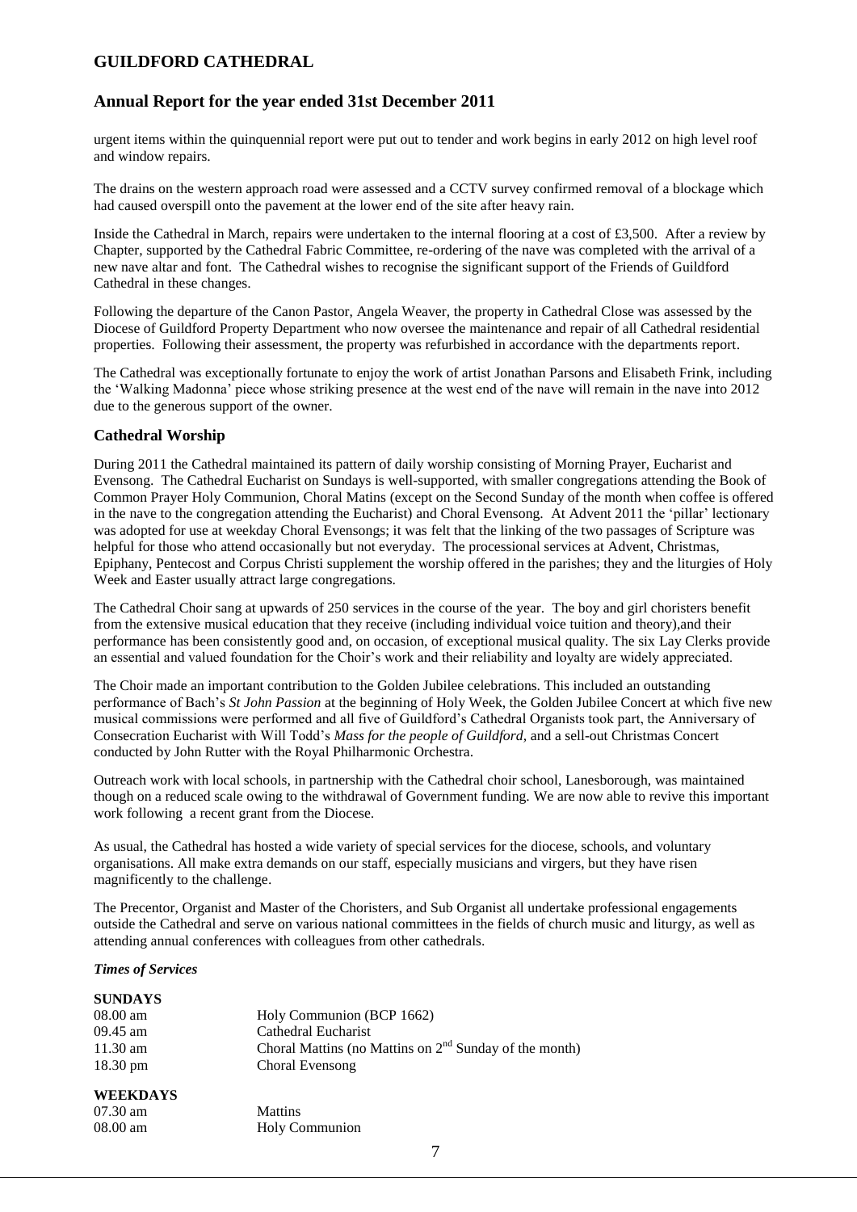urgent items within the quinquennial report were put out to tender and work begins in early 2012 on high level roof and window repairs.

The drains on the western approach road were assessed and a CCTV survey confirmed removal of a blockage which had caused overspill onto the pavement at the lower end of the site after heavy rain.

Inside the Cathedral in March, repairs were undertaken to the internal flooring at a cost of £3,500. After a review by Chapter, supported by the Cathedral Fabric Committee, re-ordering of the nave was completed with the arrival of a new nave altar and font. The Cathedral wishes to recognise the significant support of the Friends of Guildford Cathedral in these changes.

Following the departure of the Canon Pastor, Angela Weaver, the property in Cathedral Close was assessed by the Diocese of Guildford Property Department who now oversee the maintenance and repair of all Cathedral residential properties. Following their assessment, the property was refurbished in accordance with the departments report.

The Cathedral was exceptionally fortunate to enjoy the work of artist Jonathan Parsons and Elisabeth Frink, including the 'Walking Madonna' piece whose striking presence at the west end of the nave will remain in the nave into 2012 due to the generous support of the owner.

### Cathedral Worship

During 2011 the Cathedral maintained its pattern of daily worship consisting of Morning Prayer, Eucharist and Evensong. The Cathedral Eucharist on Sundays is well-supported, with smaller congregations attending the Book of Common Prayer Holy Communion, Choral Matins (except on the Second Sunday of the month when coffee is offered in the nave to the congregation attending the Eucharist) and Choral Evensong. At Advent 2011 the 'pillar' lectionary was adopted for use at weekday Choral Evensongs; it was felt that the linking of the two passages of Scripture was helpful for those who attend occasionally but not everyday. The processional services at Advent, Christmas, Epiphany, Pentecost and Corpus Christi supplement the worship offered in the parishes; they and the liturgies of Holy Week and Easter usually attract large congregations.

The Cathedral Choir sang at upwards of 250 services in the course of the year. The boy and girl choristers benefit from the extensive musical education that they receive (including individual voice tuition and theory),and their performance has been consistently good and, on occasion, of exceptional musical quality. The six Lay Clerks provide an essential and valued foundation for the Choir's work and their reliability and loyalty are widely appreciated.

The Choir made an important contribution to the Golden Jubilee celebrations. This included an outstanding performance of Bach's *St John Passion* at the beginning of Holy Week, the Golden Jubilee Concert at which five new musical commissions were performed and all five of Guildford's Cathedral Organists took part, the Anniversary of Consecration Eucharist with Will Todd's *Mass for the people of Guildford,* and a sell-out Christmas Concert conducted by John Rutter with the Royal Philharmonic Orchestra.

Outreach work with local schools, in partnership with the Cathedral choir school, Lanesborough, was maintained though on a reduced scale owing to the withdrawal of Government funding. We are now able to revive this important work following a recent grant from the Diocese.

As usual, the Cathedral has hosted a wide variety of special services for the diocese, schools, and voluntary organisations. All make extra demands on our staff, especially musicians and virgers, but they have risen magnificently to the challenge.

The Precentor, Organist and Master of the Choristers, and Sub Organist all undertake professional engagements outside the Cathedral and serve on various national committees in the fields of church music and liturgy, as well as attending annual conferences with colleagues from other cathedrals.

***Times of Services***

**SUNDAYS**

| | |
|---|---|
| 08.00 am | Holy Communion (BCP 1662) |
| 09.45 am | Cathedral Eucharist |
| 11.30 am | Choral Mattins (no Mattins on 2nd Sunday of the month) |
| 18.30 pm | Choral Evensong |

**WEEKDAYS**

| | |
|---|---|
| 07.30 am | Mattins |
| 08.00 am | Holy Communion |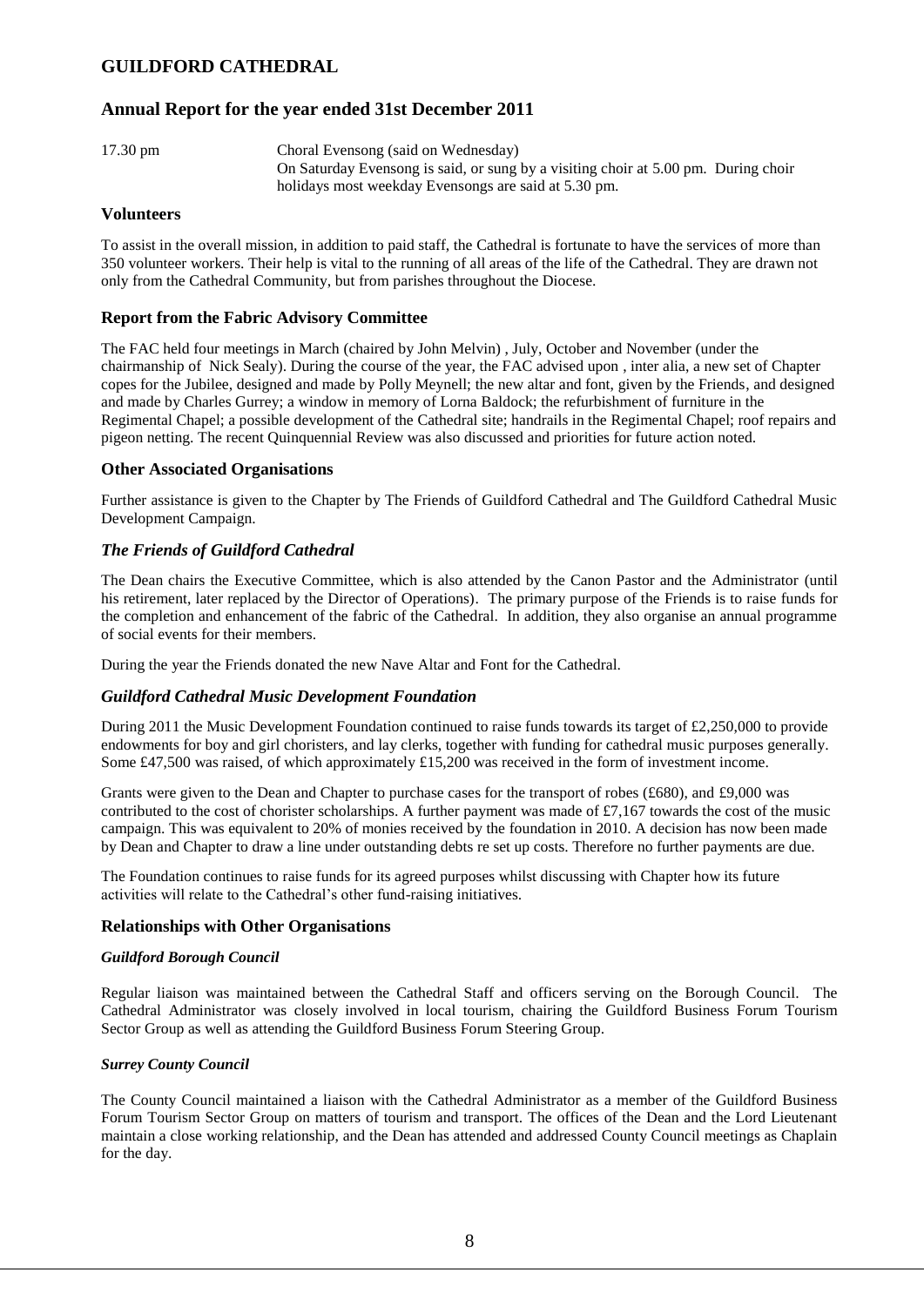17.30 pm Choral Evensong (said on Wednesday)
On Saturday Evensong is said, or sung by a visiting choir at 5.00 pm. During choir holidays most weekday Evensongs are said at 5.30 pm.

## Volunteers

To assist in the overall mission, in addition to paid staff, the Cathedral is fortunate to have the services of more than 350 volunteer workers. Their help is vital to the running of all areas of the life of the Cathedral. They are drawn not only from the Cathedral Community, but from parishes throughout the Diocese.

## Report from the Fabric Advisory Committee

The FAC held four meetings in March (chaired by John Melvin) , July, October and November (under the chairmanship of Nick Sealy). During the course of the year, the FAC advised upon , inter alia, a new set of Chapter copes for the Jubilee, designed and made by Polly Meynell; the new altar and font, given by the Friends, and designed and made by Charles Gurrey; a window in memory of Lorna Baldock; the refurbishment of furniture in the Regimental Chapel; a possible development of the Cathedral site; handrails in the Regimental Chapel; roof repairs and pigeon netting. The recent Quinquennial Review was also discussed and priorities for future action noted.

## Other Associated Organisations

Further assistance is given to the Chapter by The Friends of Guildford Cathedral and The Guildford Cathedral Music Development Campaign.

### *The Friends of Guildford Cathedral*

The Dean chairs the Executive Committee, which is also attended by the Canon Pastor and the Administrator (until his retirement, later replaced by the Director of Operations). The primary purpose of the Friends is to raise funds for the completion and enhancement of the fabric of the Cathedral. In addition, they also organise an annual programme of social events for their members.

During the year the Friends donated the new Nave Altar and Font for the Cathedral.

### *Guildford Cathedral Music Development Foundation*

During 2011 the Music Development Foundation continued to raise funds towards its target of £2,250,000 to provide endowments for boy and girl choristers, and lay clerks, together with funding for cathedral music purposes generally. Some £47,500 was raised, of which approximately £15,200 was received in the form of investment income.

Grants were given to the Dean and Chapter to purchase cases for the transport of robes (£680), and £9,000 was contributed to the cost of chorister scholarships. A further payment was made of £7,167 towards the cost of the music campaign. This was equivalent to 20% of monies received by the foundation in 2010. A decision has now been made by Dean and Chapter to draw a line under outstanding debts re set up costs. Therefore no further payments are due.

The Foundation continues to raise funds for its agreed purposes whilst discussing with Chapter how its future activities will relate to the Cathedral's other fund-raising initiatives.

## Relationships with Other Organisations

#### *Guildford Borough Council*

Regular liaison was maintained between the Cathedral Staff and officers serving on the Borough Council. The Cathedral Administrator was closely involved in local tourism, chairing the Guildford Business Forum Tourism Sector Group as well as attending the Guildford Business Forum Steering Group.

#### *Surrey County Council*

The County Council maintained a liaison with the Cathedral Administrator as a member of the Guildford Business Forum Tourism Sector Group on matters of tourism and transport. The offices of the Dean and the Lord Lieutenant maintain a close working relationship, and the Dean has attended and addressed County Council meetings as Chaplain for the day.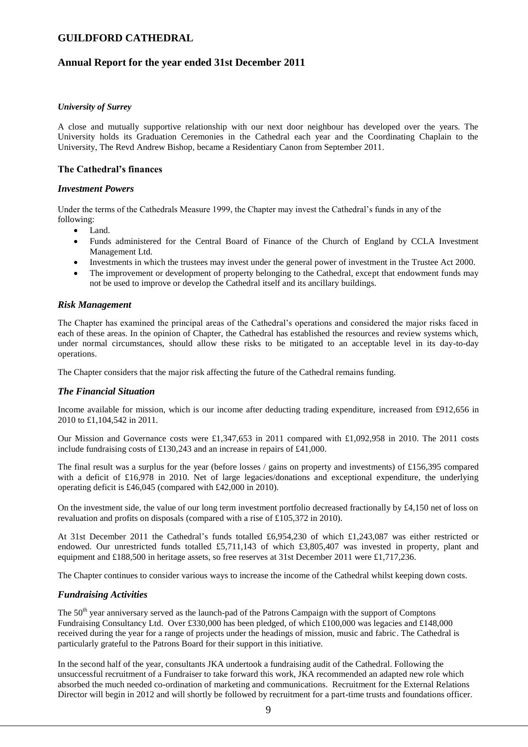### *University of Surrey*

A close and mutually supportive relationship with our next door neighbour has developed over the years. The University holds its Graduation Ceremonies in the Cathedral each year and the Coordinating Chaplain to the University, The Revd Andrew Bishop, became a Residentiary Canon from September 2011.

## The Cathedral's finances

### *Investment Powers*

Under the terms of the Cathedrals Measure 1999, the Chapter may invest the Cathedral's funds in any of the following:

- Land.
- Funds administered for the Central Board of Finance of the Church of England by CCLA Investment Management Ltd.
- Investments in which the trustees may invest under the general power of investment in the Trustee Act 2000.
- The improvement or development of property belonging to the Cathedral, except that endowment funds may not be used to improve or develop the Cathedral itself and its ancillary buildings.

### *Risk Management*

The Chapter has examined the principal areas of the Cathedral's operations and considered the major risks faced in each of these areas. In the opinion of Chapter, the Cathedral has established the resources and review systems which, under normal circumstances, should allow these risks to be mitigated to an acceptable level in its day-to-day operations.

The Chapter considers that the major risk affecting the future of the Cathedral remains funding.

### *The Financial Situation*

Income available for mission, which is our income after deducting trading expenditure, increased from £912,656 in 2010 to £1,104,542 in 2011.

Our Mission and Governance costs were £1,347,653 in 2011 compared with £1,092,958 in 2010. The 2011 costs include fundraising costs of £130,243 and an increase in repairs of £41,000.

The final result was a surplus for the year (before losses / gains on property and investments) of £156,395 compared with a deficit of £16,978 in 2010. Net of large legacies/donations and exceptional expenditure, the underlying operating deficit is £46,045 (compared with £42,000 in 2010).

On the investment side, the value of our long term investment portfolio decreased fractionally by £4,150 net of loss on revaluation and profits on disposals (compared with a rise of £105,372 in 2010).

At 31st December 2011 the Cathedral's funds totalled £6,954,230 of which £1,243,087 was either restricted or endowed. Our unrestricted funds totalled £5,711,143 of which £3,805,407 was invested in property, plant and equipment and £188,500 in heritage assets, so free reserves at 31st December 2011 were £1,717,236.

The Chapter continues to consider various ways to increase the income of the Cathedral whilst keeping down costs.

### *Fundraising Activities*

The 50th year anniversary served as the launch-pad of the Patrons Campaign with the support of Comptons Fundraising Consultancy Ltd. Over £330,000 has been pledged, of which £100,000 was legacies and £148,000 received during the year for a range of projects under the headings of mission, music and fabric. The Cathedral is particularly grateful to the Patrons Board for their support in this initiative.

In the second half of the year, consultants JKA undertook a fundraising audit of the Cathedral. Following the unsuccessful recruitment of a Fundraiser to take forward this work, JKA recommended an adapted new role which absorbed the much needed co-ordination of marketing and communications. Recruitment for the External Relations Director will begin in 2012 and will shortly be followed by recruitment for a part-time trusts and foundations officer.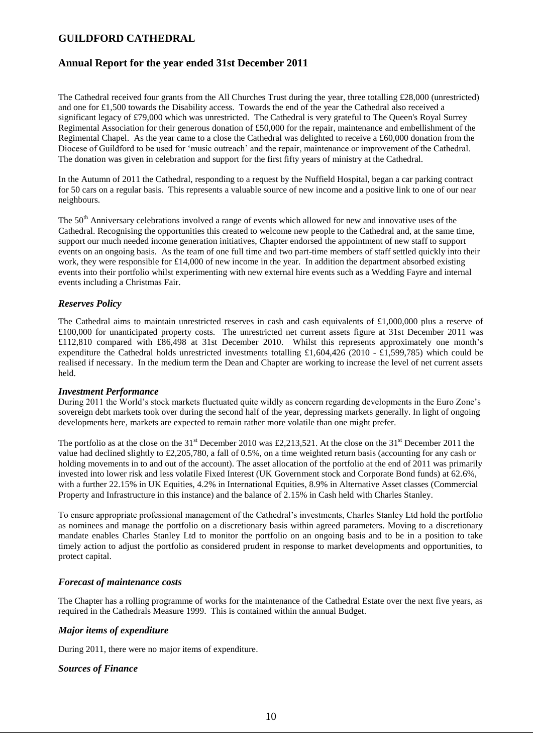The Cathedral received four grants from the All Churches Trust during the year, three totalling £28,000 (unrestricted) and one for £1,500 towards the Disability access. Towards the end of the year the Cathedral also received a significant legacy of £79,000 which was unrestricted. The Cathedral is very grateful to The Queen's Royal Surrey Regimental Association for their generous donation of £50,000 for the repair, maintenance and embellishment of the Regimental Chapel. As the year came to a close the Cathedral was delighted to receive a £60,000 donation from the Diocese of Guildford to be used for 'music outreach' and the repair, maintenance or improvement of the Cathedral. The donation was given in celebration and support for the first fifty years of ministry at the Cathedral.

In the Autumn of 2011 the Cathedral, responding to a request by the Nuffield Hospital, began a car parking contract for 50 cars on a regular basis. This represents a valuable source of new income and a positive link to one of our near neighbours.

The 50th Anniversary celebrations involved a range of events which allowed for new and innovative uses of the Cathedral. Recognising the opportunities this created to welcome new people to the Cathedral and, at the same time, support our much needed income generation initiatives, Chapter endorsed the appointment of new staff to support events on an ongoing basis. As the team of one full time and two part-time members of staff settled quickly into their work, they were responsible for £14,000 of new income in the year. In addition the department absorbed existing events into their portfolio whilst experimenting with new external hire events such as a Wedding Fayre and internal events including a Christmas Fair.

### *Reserves Policy*

The Cathedral aims to maintain unrestricted reserves in cash and cash equivalents of £1,000,000 plus a reserve of £100,000 for unanticipated property costs. The unrestricted net current assets figure at 31st December 2011 was £112,810 compared with £86,498 at 31st December 2010. Whilst this represents approximately one month's expenditure the Cathedral holds unrestricted investments totalling £1,604,426 (2010 - £1,599,785) which could be realised if necessary. In the medium term the Dean and Chapter are working to increase the level of net current assets held.

### *Investment Performance*

During 2011 the World's stock markets fluctuated quite wildly as concern regarding developments in the Euro Zone's sovereign debt markets took over during the second half of the year, depressing markets generally. In light of ongoing developments here, markets are expected to remain rather more volatile than one might prefer.

The portfolio as at the close on the 31st December 2010 was £2,213,521. At the close on the 31st December 2011 the value had declined slightly to £2,205,780, a fall of 0.5%, on a time weighted return basis (accounting for any cash or holding movements in to and out of the account). The asset allocation of the portfolio at the end of 2011 was primarily invested into lower risk and less volatile Fixed Interest (UK Government stock and Corporate Bond funds) at 62.6%, with a further 22.15% in UK Equities, 4.2% in International Equities, 8.9% in Alternative Asset classes (Commercial Property and Infrastructure in this instance) and the balance of 2.15% in Cash held with Charles Stanley.

To ensure appropriate professional management of the Cathedral's investments, Charles Stanley Ltd hold the portfolio as nominees and manage the portfolio on a discretionary basis within agreed parameters. Moving to a discretionary mandate enables Charles Stanley Ltd to monitor the portfolio on an ongoing basis and to be in a position to take timely action to adjust the portfolio as considered prudent in response to market developments and opportunities, to protect capital.

### *Forecast of maintenance costs*

The Chapter has a rolling programme of works for the maintenance of the Cathedral Estate over the next five years, as required in the Cathedrals Measure 1999. This is contained within the annual Budget.

### *Major items of expenditure*

During 2011, there were no major items of expenditure.

### *Sources of Finance*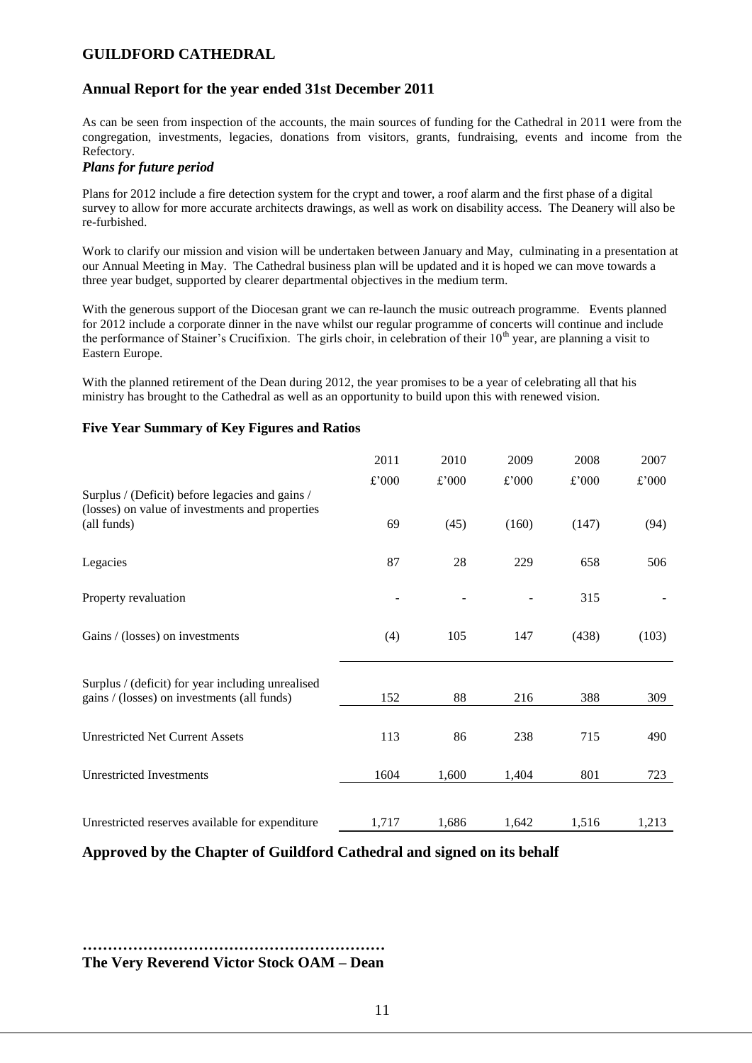# GUILDFORD CATHEDRAL

## Annual Report for the year ended 31st December 2011

As can be seen from inspection of the accounts, the main sources of funding for the Cathedral in 2011 were from the congregation, investments, legacies, donations from visitors, grants, fundraising, events and income from the Refectory.

### *Plans for future period*

Plans for 2012 include a fire detection system for the crypt and tower, a roof alarm and the first phase of a digital survey to allow for more accurate architects drawings, as well as work on disability access. The Deanery will also be re-furbished.

Work to clarify our mission and vision will be undertaken between January and May, culminating in a presentation at our Annual Meeting in May. The Cathedral business plan will be updated and it is hoped we can move towards a three year budget, supported by clearer departmental objectives in the medium term.

With the generous support of the Diocesan grant we can re-launch the music outreach programme. Events planned for 2012 include a corporate dinner in the nave whilst our regular programme of concerts will continue and include the performance of Stainer's Crucifixion. The girls choir, in celebration of their 10th year, are planning a visit to Eastern Europe.

With the planned retirement of the Dean during 2012, the year promises to be a year of celebrating all that his ministry has brought to the Cathedral as well as an opportunity to build upon this with renewed vision.

### Five Year Summary of Key Figures and Ratios

| | 2011 | 2010 | 2009 | 2008 | 2007 |
|---|---|---|---|---|---|
| | £'000 | £'000 | £'000 | £'000 | £'000 |
| Surplus / (Deficit) before legacies and gains / (losses) on value of investments and properties (all funds) | 69 | (45) | (160) | (147) | (94) |
| Legacies | 87 | 28 | 229 | 658 | 506 |
| Property revaluation | - | - | - | 315 | - |
| Gains / (losses) on investments | (4) | 105 | 147 | (438) | (103) |
| Surplus / (deficit) for year including unrealised gains / (losses) on investments (all funds) | 152 | 88 | 216 | 388 | 309 |
| Unrestricted Net Current Assets | 113 | 86 | 238 | 715 | 490 |
| Unrestricted Investments | 1604 | 1,600 | 1,404 | 801 | 723 |
| Unrestricted reserves available for expenditure | 1,717 | 1,686 | 1,642 | 1,516 | 1,213 |

## Approved by the Chapter of Guildford Cathedral and signed on its behalf

……………………………………………………

**The Very Reverend Victor Stock OAM – Dean**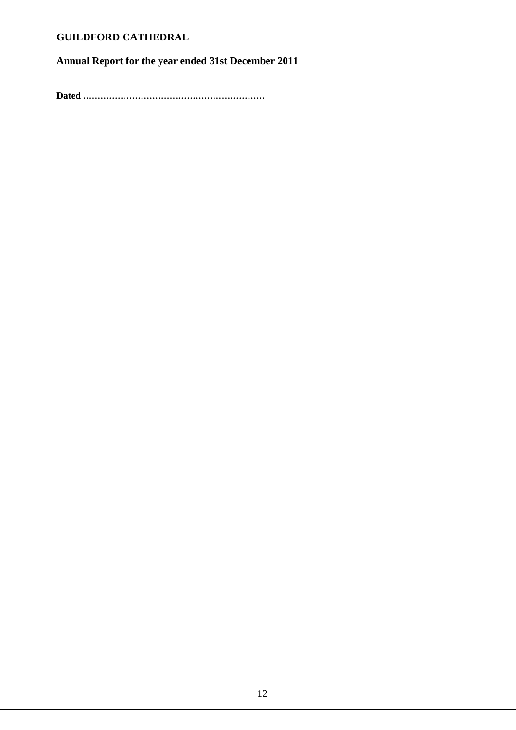**GUILDFORD CATHEDRAL**

**Annual Report for the year ended 31st December 2011**

**Dated ………………………………………………………**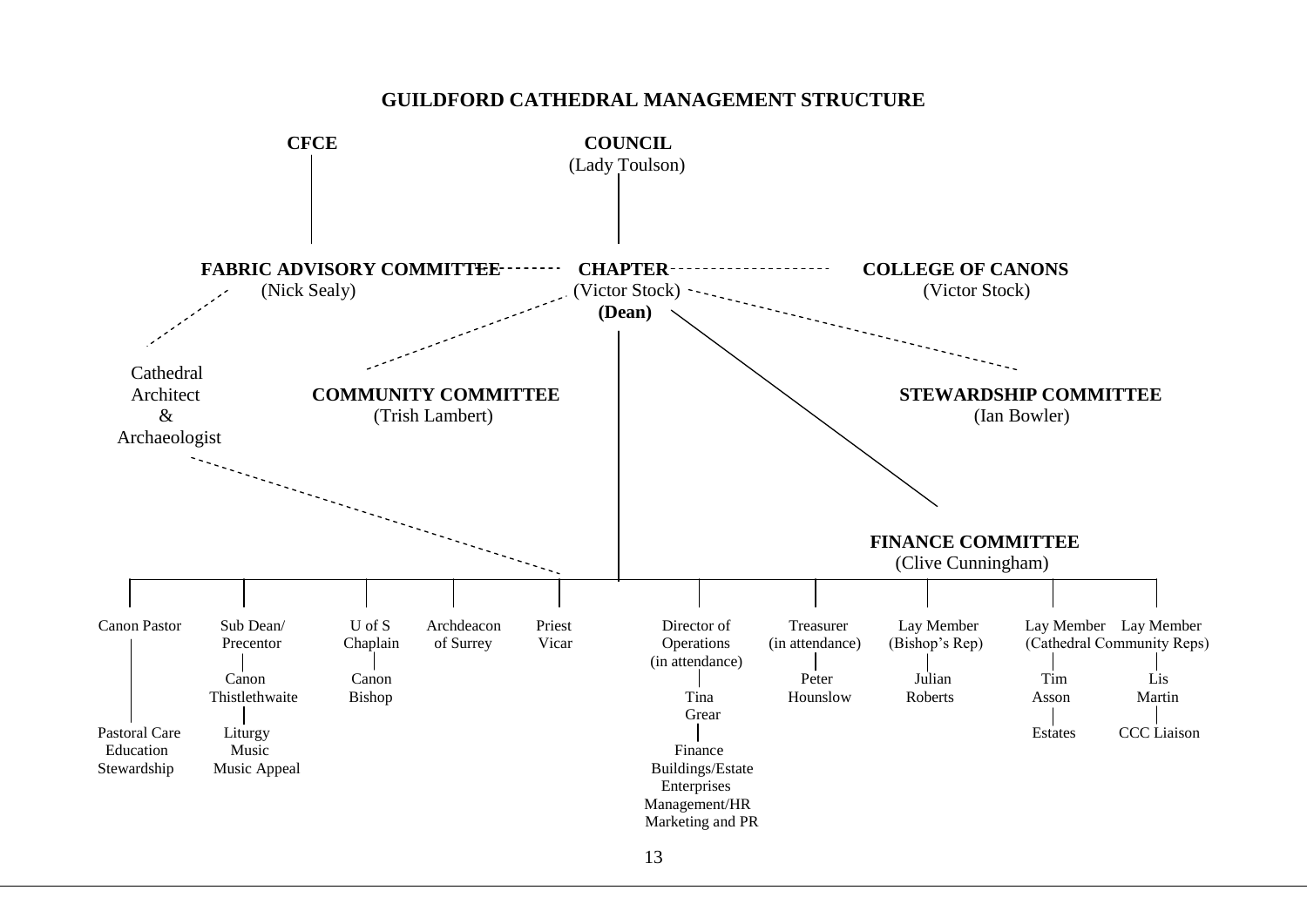# GUILDFORD CATHEDRAL MANAGEMENT STRUCTURE

**CFCE**

**COUNCIL**
(Lady Toulson)

**FABRIC ADVISORY COMMITTEE**
(Nick Sealy)

**CHAPTER**
(Victor Stock)
**(Dean)**

**COLLEGE OF CANONS**
(Victor Stock)

Cathedral Architect & Archaeologist

**COMMUNITY COMMITTEE**
(Trish Lambert)

**STEWARDSHIP COMMITTEE**
(Ian Bowler)

**FINANCE COMMITTEE**
(Clive Cunningham)

- Canon Pastor
  - Pastoral Care, Education, Stewardship
- Sub Dean/ Precentor
  - Canon Thistlethwaite
  - Liturgy, Music, Music Appeal
- U of S Chaplain
  - Canon Bishop
- Archdeacon of Surrey
- Priest Vicar
- Director of Operations (in attendance)
  - Tina Grear
  - Finance, Buildings/Estate, Enterprises, Management/HR, Marketing and PR
- Treasurer (in attendance)
  - Peter Hounslow
- Lay Member (Bishop's Rep)
  - Julian Roberts
- Lay Member (Cathedral Community Reps)
  - Tim Asson
  - Estates
- Lay Member (Cathedral Community Reps)
  - Lis Martin
  - CCC Liaison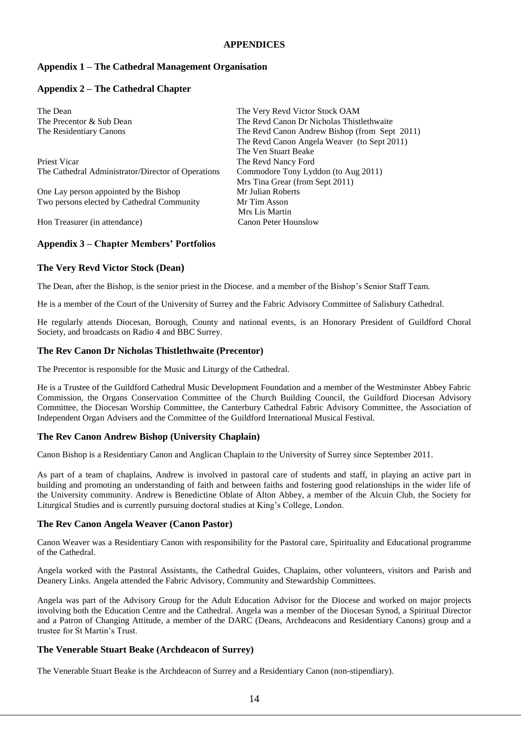# APPENDICES

## Appendix 1 – The Cathedral Management Organisation

## Appendix 2 – The Cathedral Chapter

| | |
|---|---|
| The Dean | The Very Revd Victor Stock OAM |
| The Precentor & Sub Dean | The Revd Canon Dr Nicholas Thistlethwaite |
| The Residentiary Canons | The Revd Canon Andrew Bishop (from Sept 2011) |
| | The Revd Canon Angela Weaver (to Sept 2011) |
| | The Ven Stuart Beake |
| Priest Vicar | The Revd Nancy Ford |
| The Cathedral Administrator/Director of Operations | Commodore Tony Lyddon (to Aug 2011) |
| | Mrs Tina Grear (from Sept 2011) |
| One Lay person appointed by the Bishop | Mr Julian Roberts |
| Two persons elected by Cathedral Community | Mr Tim Asson |
| | Mrs Lis Martin |
| Hon Treasurer (in attendance) | Canon Peter Hounslow |

## Appendix 3 – Chapter Members' Portfolios

### The Very Revd Victor Stock (Dean)

The Dean, after the Bishop, is the senior priest in the Diocese. and a member of the Bishop's Senior Staff Team.

He is a member of the Court of the University of Surrey and the Fabric Advisory Committee of Salisbury Cathedral.

He regularly attends Diocesan, Borough, County and national events, is an Honorary President of Guildford Choral Society, and broadcasts on Radio 4 and BBC Surrey.

### The Rev Canon Dr Nicholas Thistlethwaite (Precentor)

The Precentor is responsible for the Music and Liturgy of the Cathedral.

He is a Trustee of the Guildford Cathedral Music Development Foundation and a member of the Westminster Abbey Fabric Commission, the Organs Conservation Committee of the Church Building Council, the Guildford Diocesan Advisory Committee, the Diocesan Worship Committee, the Canterbury Cathedral Fabric Advisory Committee, the Association of Independent Organ Advisers and the Committee of the Guildford International Musical Festival.

### The Rev Canon Andrew Bishop (University Chaplain)

Canon Bishop is a Residentiary Canon and Anglican Chaplain to the University of Surrey since September 2011.

As part of a team of chaplains, Andrew is involved in pastoral care of students and staff, in playing an active part in building and promoting an understanding of faith and between faiths and fostering good relationships in the wider life of the University community. Andrew is Benedictine Oblate of Alton Abbey, a member of the Alcuin Club, the Society for Liturgical Studies and is currently pursuing doctoral studies at King's College, London.

### The Rev Canon Angela Weaver (Canon Pastor)

Canon Weaver was a Residentiary Canon with responsibility for the Pastoral care, Spirituality and Educational programme of the Cathedral.

Angela worked with the Pastoral Assistants, the Cathedral Guides, Chaplains, other volunteers, visitors and Parish and Deanery Links. Angela attended the Fabric Advisory, Community and Stewardship Committees.

Angela was part of the Advisory Group for the Adult Education Advisor for the Diocese and worked on major projects involving both the Education Centre and the Cathedral. Angela was a member of the Diocesan Synod, a Spiritual Director and a Patron of Changing Attitude, a member of the DARC (Deans, Archdeacons and Residentiary Canons) group and a trustee for St Martin's Trust.

### The Venerable Stuart Beake (Archdeacon of Surrey)

The Venerable Stuart Beake is the Archdeacon of Surrey and a Residentiary Canon (non-stipendiary).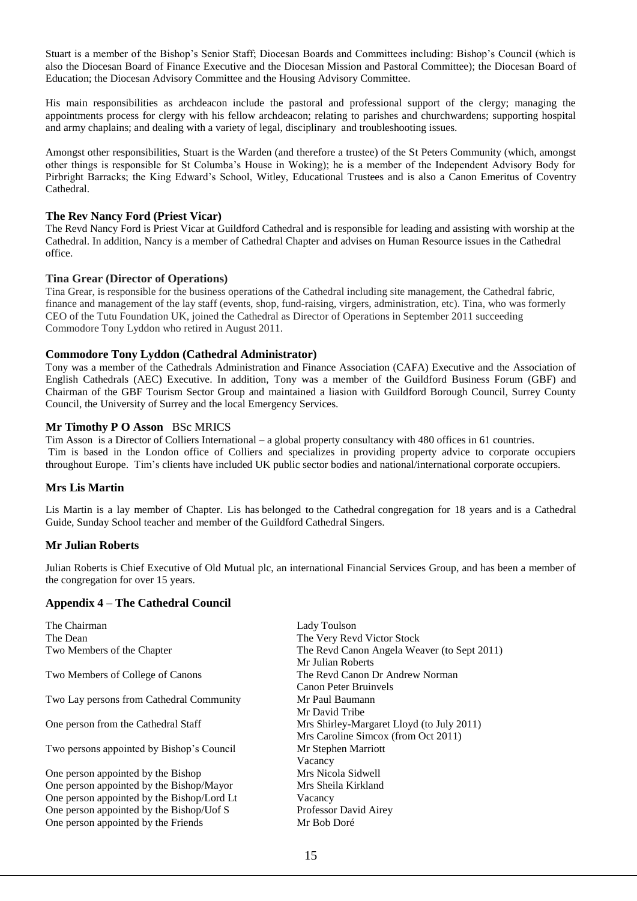Stuart is a member of the Bishop's Senior Staff; Diocesan Boards and Committees including: Bishop's Council (which is also the Diocesan Board of Finance Executive and the Diocesan Mission and Pastoral Committee); the Diocesan Board of Education; the Diocesan Advisory Committee and the Housing Advisory Committee.

His main responsibilities as archdeacon include the pastoral and professional support of the clergy; managing the appointments process for clergy with his fellow archdeacon; relating to parishes and churchwardens; supporting hospital and army chaplains; and dealing with a variety of legal, disciplinary and troubleshooting issues.

Amongst other responsibilities, Stuart is the Warden (and therefore a trustee) of the St Peters Community (which, amongst other things is responsible for St Columba's House in Woking); he is a member of the Independent Advisory Body for Pirbright Barracks; the King Edward's School, Witley, Educational Trustees and is also a Canon Emeritus of Coventry Cathedral.

### The Rev Nancy Ford (Priest Vicar)

The Revd Nancy Ford is Priest Vicar at Guildford Cathedral and is responsible for leading and assisting with worship at the Cathedral. In addition, Nancy is a member of Cathedral Chapter and advises on Human Resource issues in the Cathedral office.

### Tina Grear (Director of Operations)

Tina Grear, is responsible for the business operations of the Cathedral including site management, the Cathedral fabric, finance and management of the lay staff (events, shop, fund-raising, virgers, administration, etc). Tina, who was formerly CEO of the Tutu Foundation UK, joined the Cathedral as Director of Operations in September 2011 succeeding Commodore Tony Lyddon who retired in August 2011.

### Commodore Tony Lyddon (Cathedral Administrator)

Tony was a member of the Cathedrals Administration and Finance Association (CAFA) Executive and the Association of English Cathedrals (AEC) Executive. In addition, Tony was a member of the Guildford Business Forum (GBF) and Chairman of the GBF Tourism Sector Group and maintained a liasion with Guildford Borough Council, Surrey County Council, the University of Surrey and the local Emergency Services.

### Mr Timothy P O Asson BSc MRICS

Tim Asson is a Director of Colliers International – a global property consultancy with 480 offices in 61 countries.
Tim is based in the London office of Colliers and specializes in providing property advice to corporate occupiers throughout Europe. Tim's clients have included UK public sector bodies and national/international corporate occupiers.

### Mrs Lis Martin

Lis Martin is a lay member of Chapter. Lis has belonged to the Cathedral congregation for 18 years and is a Cathedral Guide, Sunday School teacher and member of the Guildford Cathedral Singers.

### Mr Julian Roberts

Julian Roberts is Chief Executive of Old Mutual plc, an international Financial Services Group, and has been a member of the congregation for over 15 years.

### Appendix 4 – The Cathedral Council

| | |
|---|---|
| The Chairman | Lady Toulson |
| The Dean | The Very Revd Victor Stock |
| Two Members of the Chapter | The Revd Canon Angela Weaver (to Sept 2011)<br>Mr Julian Roberts |
| Two Members of College of Canons | The Revd Canon Dr Andrew Norman<br>Canon Peter Bruinvels |
| Two Lay persons from Cathedral Community | Mr Paul Baumann<br>Mr David Tribe |
| One person from the Cathedral Staff | Mrs Shirley-Margaret Lloyd (to July 2011)<br>Mrs Caroline Simcox (from Oct 2011) |
| Two persons appointed by Bishop's Council | Mr Stephen Marriott<br>Vacancy |
| One person appointed by the Bishop | Mrs Nicola Sidwell |
| One person appointed by the Bishop/Mayor | Mrs Sheila Kirkland |
| One person appointed by the Bishop/Lord Lt | Vacancy |
| One person appointed by the Bishop/Uof S | Professor David Airey |
| One person appointed by the Friends | Mr Bob Doré |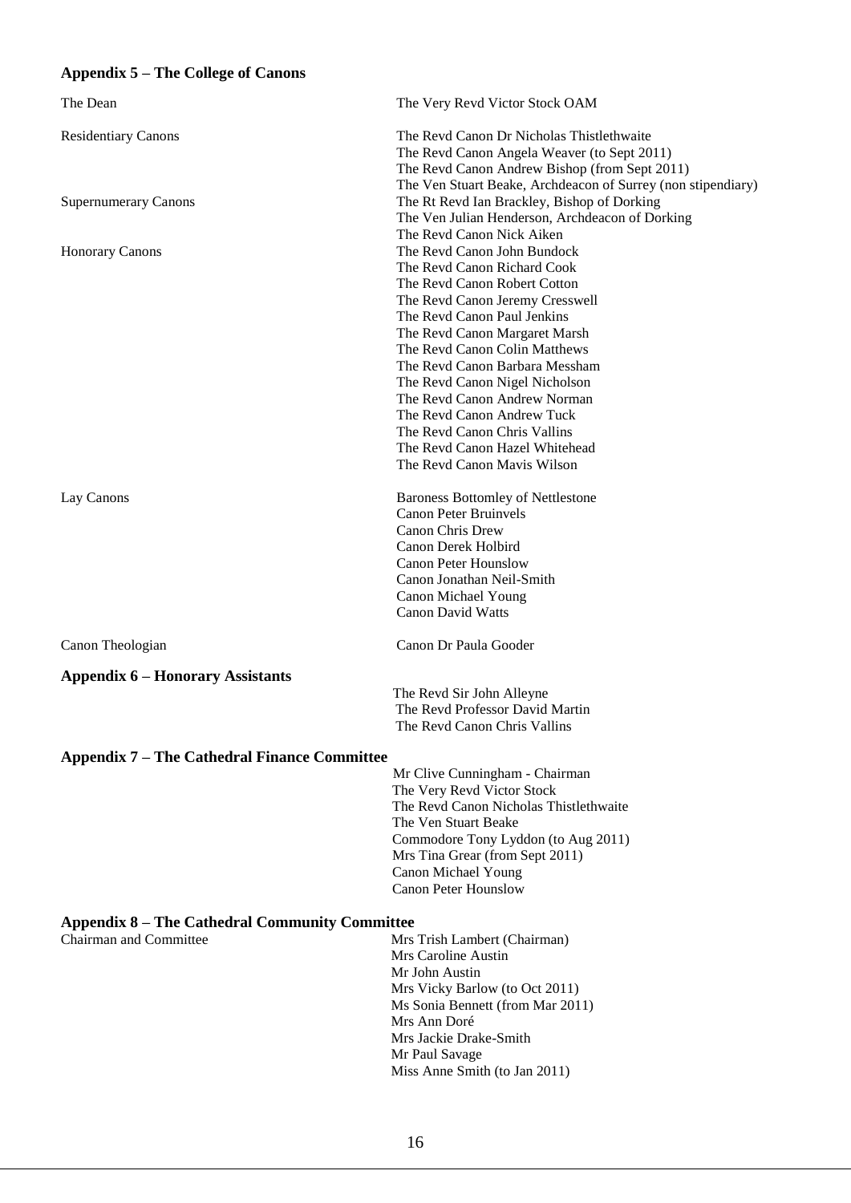## Appendix 5 – The College of Canons

| | |
|---|---|
| The Dean | The Very Revd Victor Stock OAM |
| Residentiary Canons | The Revd Canon Dr Nicholas Thistlethwaite<br>The Revd Canon Angela Weaver (to Sept 2011)<br>The Revd Canon Andrew Bishop (from Sept 2011)<br>The Ven Stuart Beake, Archdeacon of Surrey (non stipendiary) |
| Supernumerary Canons | The Rt Revd Ian Brackley, Bishop of Dorking<br>The Ven Julian Henderson, Archdeacon of Dorking<br>The Revd Canon Nick Aiken |
| Honorary Canons | The Revd Canon John Bundock<br>The Revd Canon Richard Cook<br>The Revd Canon Robert Cotton<br>The Revd Canon Jeremy Cresswell<br>The Revd Canon Paul Jenkins<br>The Revd Canon Margaret Marsh<br>The Revd Canon Colin Matthews<br>The Revd Canon Barbara Messham<br>The Revd Canon Nigel Nicholson<br>The Revd Canon Andrew Norman<br>The Revd Canon Andrew Tuck<br>The Revd Canon Chris Vallins<br>The Revd Canon Hazel Whitehead<br>The Revd Canon Mavis Wilson |
| Lay Canons | Baroness Bottomley of Nettlestone<br>Canon Peter Bruinvels<br>Canon Chris Drew<br>Canon Derek Holbird<br>Canon Peter Hounslow<br>Canon Jonathan Neil-Smith<br>Canon Michael Young<br>Canon David Watts |
| Canon Theologian | Canon Dr Paula Gooder |

## Appendix 6 – Honorary Assistants

The Revd Sir John Alleyne
The Revd Professor David Martin
The Revd Canon Chris Vallins

## Appendix 7 – The Cathedral Finance Committee

Mr Clive Cunningham - Chairman
The Very Revd Victor Stock
The Revd Canon Nicholas Thistlethwaite
The Ven Stuart Beake
Commodore Tony Lyddon (to Aug 2011)
Mrs Tina Grear (from Sept 2011)
Canon Michael Young
Canon Peter Hounslow

## Appendix 8 – The Cathedral Community Committee

| | |
|---|---|
| Chairman and Committee | Mrs Trish Lambert (Chairman)<br>Mrs Caroline Austin<br>Mr John Austin<br>Mrs Vicky Barlow (to Oct 2011)<br>Ms Sonia Bennett (from Mar 2011)<br>Mrs Ann Doré<br>Mrs Jackie Drake-Smith<br>Mr Paul Savage<br>Miss Anne Smith (to Jan 2011) |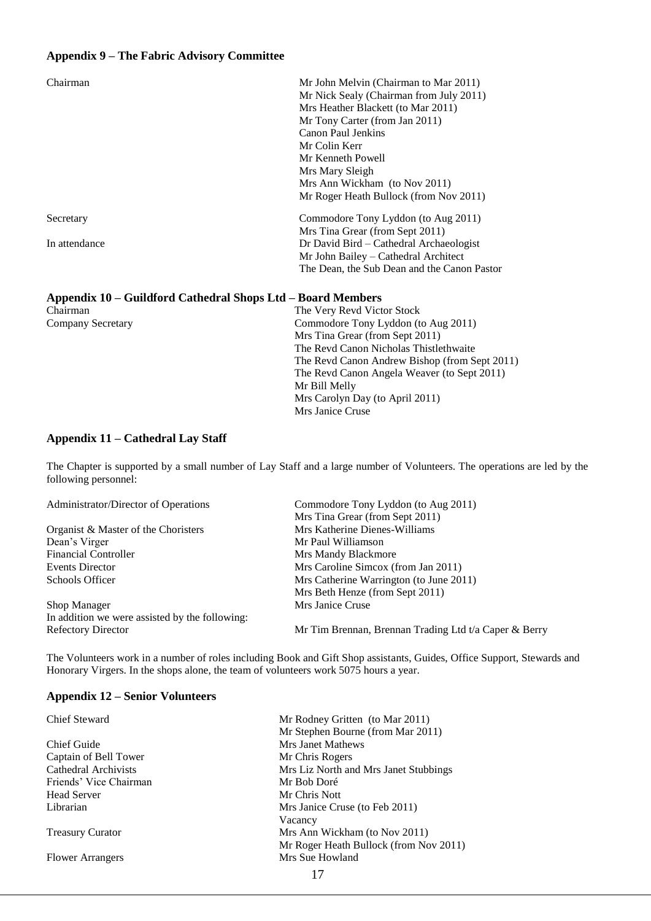### Appendix 9 – The Fabric Advisory Committee

| | |
|---|---|
| Chairman | Mr John Melvin (Chairman to Mar 2011)<br>Mr Nick Sealy (Chairman from July 2011)<br>Mrs Heather Blackett (to Mar 2011)<br>Mr Tony Carter (from Jan 2011)<br>Canon Paul Jenkins<br>Mr Colin Kerr<br>Mr Kenneth Powell<br>Mrs Mary Sleigh<br>Mrs Ann Wickham (to Nov 2011)<br>Mr Roger Heath Bullock (from Nov 2011) |
| Secretary | Commodore Tony Lyddon (to Aug 2011)<br>Mrs Tina Grear (from Sept 2011) |
| In attendance | Dr David Bird – Cathedral Archaeologist<br>Mr John Bailey – Cathedral Architect<br>The Dean, the Sub Dean and the Canon Pastor |

### Appendix 10 – Guildford Cathedral Shops Ltd – Board Members

| | |
|---|---|
| Chairman | The Very Revd Victor Stock |
| Company Secretary | Commodore Tony Lyddon (to Aug 2011)<br>Mrs Tina Grear (from Sept 2011)<br>The Revd Canon Nicholas Thistlethwaite<br>The Revd Canon Andrew Bishop (from Sept 2011)<br>The Revd Canon Angela Weaver (to Sept 2011)<br>Mr Bill Melly<br>Mrs Carolyn Day (to April 2011)<br>Mrs Janice Cruse |

### Appendix 11 – Cathedral Lay Staff

The Chapter is supported by a small number of Lay Staff and a large number of Volunteers. The operations are led by the following personnel:

| | |
|---|---|
| Administrator/Director of Operations | Commodore Tony Lyddon (to Aug 2011)<br>Mrs Tina Grear (from Sept 2011) |
| Organist & Master of the Choristers | Mrs Katherine Dienes-Williams |
| Dean's Virger | Mr Paul Williamson |
| Financial Controller | Mrs Mandy Blackmore |
| Events Director | Mrs Caroline Simcox (from Jan 2011) |
| Schools Officer | Mrs Catherine Warrington (to June 2011)<br>Mrs Beth Henze (from Sept 2011) |
| Shop Manager | Mrs Janice Cruse |
| In addition we were assisted by the following: | |
| Refectory Director | Mr Tim Brennan, Brennan Trading Ltd t/a Caper & Berry |

The Volunteers work in a number of roles including Book and Gift Shop assistants, Guides, Office Support, Stewards and Honorary Virgers. In the shops alone, the team of volunteers work 5075 hours a year.

### Appendix 12 – Senior Volunteers

| | |
|---|---|
| Chief Steward | Mr Rodney Gritten (to Mar 2011)<br>Mr Stephen Bourne (from Mar 2011) |
| Chief Guide | Mrs Janet Mathews |
| Captain of Bell Tower | Mr Chris Rogers |
| Cathedral Archivists | Mrs Liz North and Mrs Janet Stubbings |
| Friends' Vice Chairman | Mr Bob Doré |
| Head Server | Mr Chris Nott |
| Librarian | Mrs Janice Cruse (to Feb 2011)<br>Vacancy |
| Treasury Curator | Mrs Ann Wickham (to Nov 2011)<br>Mr Roger Heath Bullock (from Nov 2011) |
| Flower Arrangers | Mrs Sue Howland |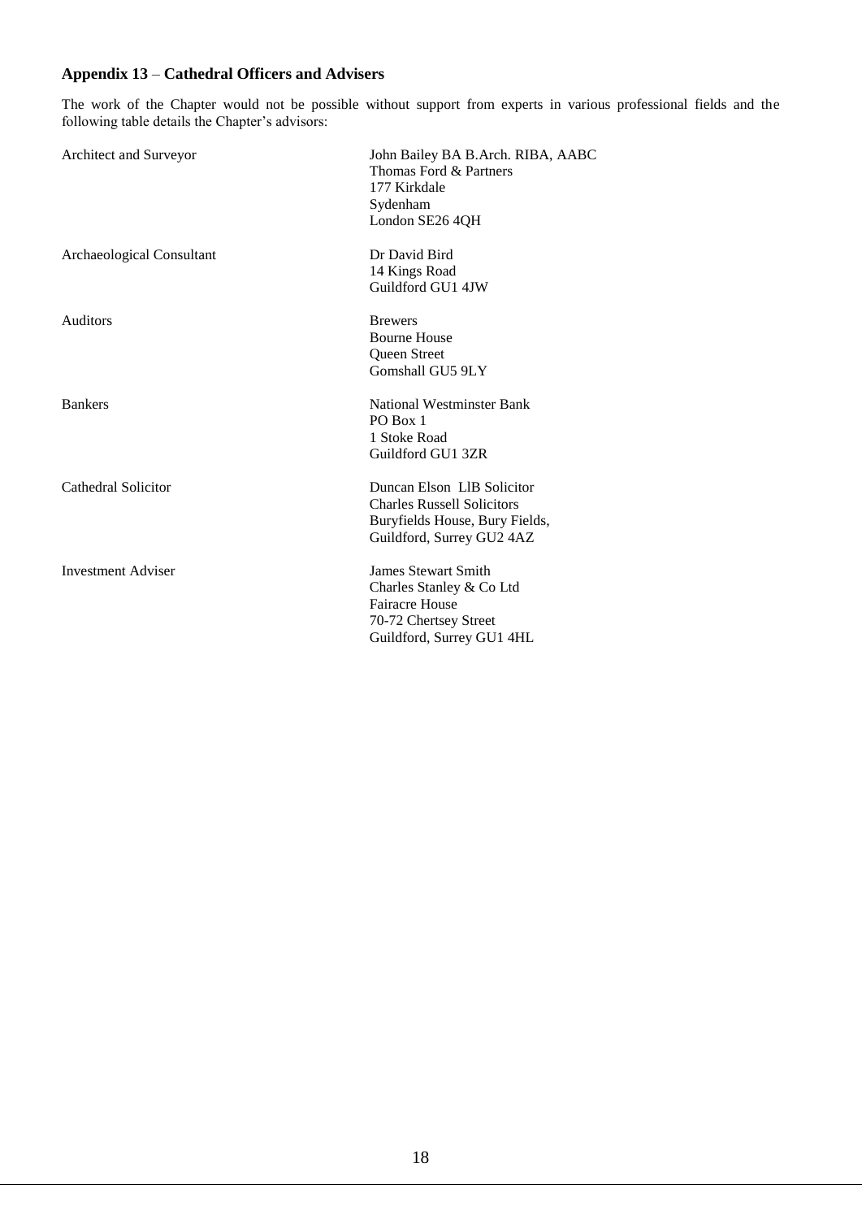### **Appendix 13** – **Cathedral Officers and Advisers**

The work of the Chapter would not be possible without support from experts in various professional fields and the following table details the Chapter's advisors:

| | |
|---|---|
| Architect and Surveyor | John Bailey BA B.Arch. RIBA, AABC<br>Thomas Ford & Partners<br>177 Kirkdale<br>Sydenham<br>London SE26 4QH |
| Archaeological Consultant | Dr David Bird<br>14 Kings Road<br>Guildford GU1 4JW |
| Auditors | Brewers<br>Bourne House<br>Queen Street<br>Gomshall GU5 9LY |
| Bankers | National Westminster Bank<br>PO Box 1<br>1 Stoke Road<br>Guildford GU1 3ZR |
| Cathedral Solicitor | Duncan Elson LlB Solicitor<br>Charles Russell Solicitors<br>Buryfields House, Bury Fields,<br>Guildford, Surrey GU2 4AZ |
| Investment Adviser | James Stewart Smith<br>Charles Stanley & Co Ltd<br>Fairacre House<br>70-72 Chertsey Street<br>Guildford, Surrey GU1 4HL |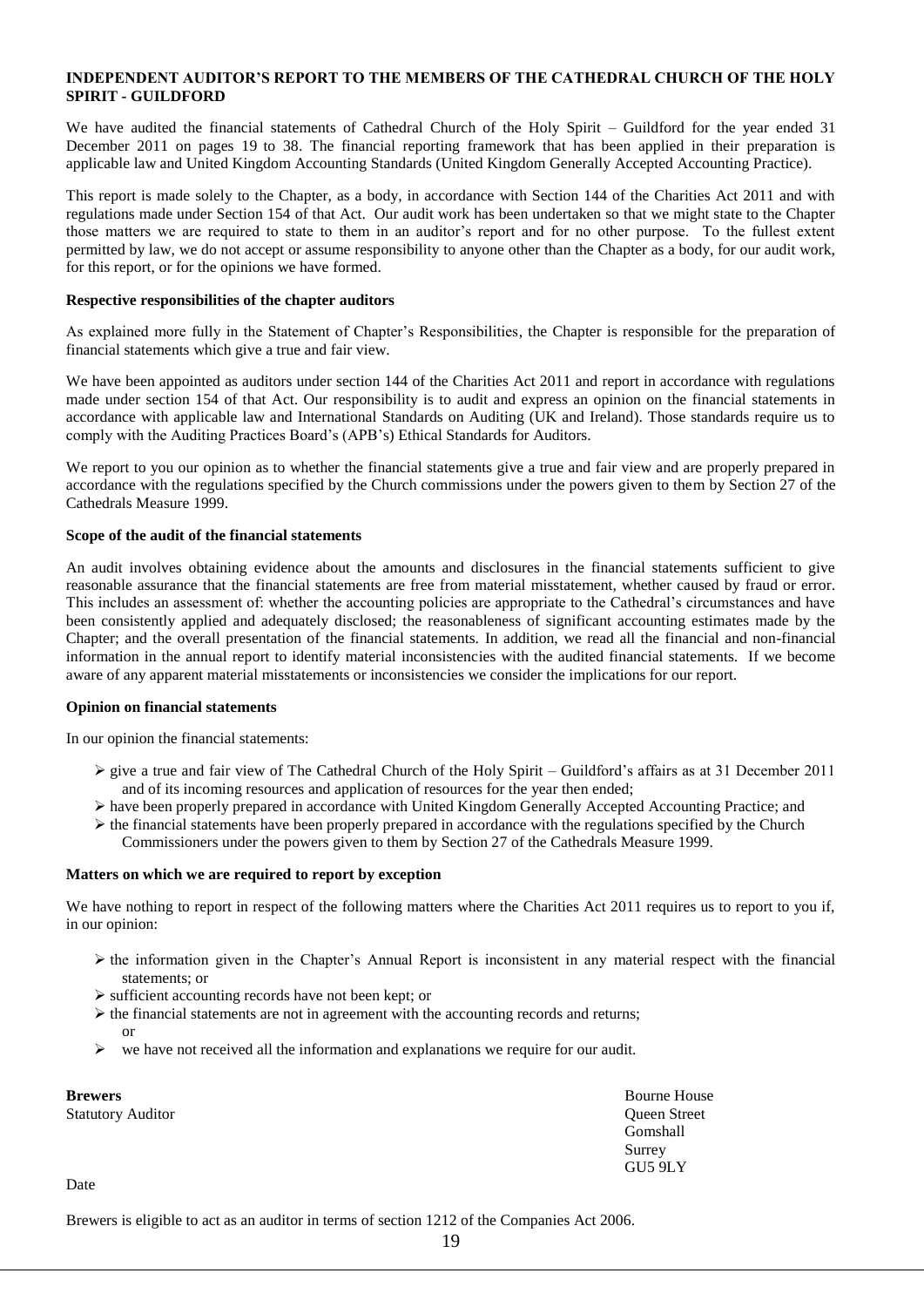**INDEPENDENT AUDITOR'S REPORT TO THE MEMBERS OF THE CATHEDRAL CHURCH OF THE HOLY SPIRIT - GUILDFORD**

We have audited the financial statements of Cathedral Church of the Holy Spirit – Guildford for the year ended 31 December 2011 on pages 19 to 38. The financial reporting framework that has been applied in their preparation is applicable law and United Kingdom Accounting Standards (United Kingdom Generally Accepted Accounting Practice).

This report is made solely to the Chapter, as a body, in accordance with Section 144 of the Charities Act 2011 and with regulations made under Section 154 of that Act. Our audit work has been undertaken so that we might state to the Chapter those matters we are required to state to them in an auditor's report and for no other purpose. To the fullest extent permitted by law, we do not accept or assume responsibility to anyone other than the Chapter as a body, for our audit work, for this report, or for the opinions we have formed.

**Respective responsibilities of the chapter auditors**

As explained more fully in the Statement of Chapter's Responsibilities, the Chapter is responsible for the preparation of financial statements which give a true and fair view.

We have been appointed as auditors under section 144 of the Charities Act 2011 and report in accordance with regulations made under section 154 of that Act. Our responsibility is to audit and express an opinion on the financial statements in accordance with applicable law and International Standards on Auditing (UK and Ireland). Those standards require us to comply with the Auditing Practices Board's (APB's) Ethical Standards for Auditors.

We report to you our opinion as to whether the financial statements give a true and fair view and are properly prepared in accordance with the regulations specified by the Church commissions under the powers given to them by Section 27 of the Cathedrals Measure 1999.

**Scope of the audit of the financial statements**

An audit involves obtaining evidence about the amounts and disclosures in the financial statements sufficient to give reasonable assurance that the financial statements are free from material misstatement, whether caused by fraud or error. This includes an assessment of: whether the accounting policies are appropriate to the Cathedral's circumstances and have been consistently applied and adequately disclosed; the reasonableness of significant accounting estimates made by the Chapter; and the overall presentation of the financial statements. In addition, we read all the financial and non-financial information in the annual report to identify material inconsistencies with the audited financial statements. If we become aware of any apparent material misstatements or inconsistencies we consider the implications for our report.

**Opinion on financial statements**

In our opinion the financial statements:

- give a true and fair view of The Cathedral Church of the Holy Spirit – Guildford's affairs as at 31 December 2011 and of its incoming resources and application of resources for the year then ended;
- have been properly prepared in accordance with United Kingdom Generally Accepted Accounting Practice; and
- the financial statements have been properly prepared in accordance with the regulations specified by the Church Commissioners under the powers given to them by Section 27 of the Cathedrals Measure 1999.

**Matters on which we are required to report by exception**

We have nothing to report in respect of the following matters where the Charities Act 2011 requires us to report to you if, in our opinion:

- the information given in the Chapter's Annual Report is inconsistent in any material respect with the financial statements; or
- sufficient accounting records have not been kept; or
- the financial statements are not in agreement with the accounting records and returns; or
- we have not received all the information and explanations we require for our audit.

**Brewers**
Statutory Auditor

Bourne House
Queen Street
Gomshall
Surrey
GU5 9LY

Date

Brewers is eligible to act as an auditor in terms of section 1212 of the Companies Act 2006.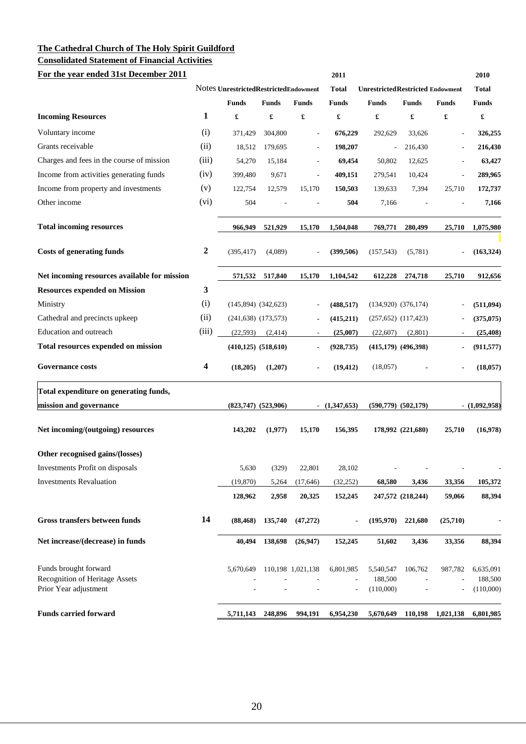**The Cathedral Church of The Holy Spirit Guildford**

**Consolidated Statement of Financial Activities**

**For the year ended 31st December 2011**

| | Notes | Unrestricted Funds | Restricted Funds | Endowment Funds | 2011 Total Funds | Unrestricted Funds | Restricted Funds | Endowment Funds | 2010 Total Funds |
|---|---|---|---|---|---|---|---|---|---|
| **Incoming Resources** | **1** | £ | £ | £ | £ | £ | £ | £ | £ |
| Voluntary income | (i) | 371,429 | 304,800 | - | **676,229** | 292,629 | 33,626 | - | **326,255** |
| Grants receivable | (ii) | 18,512 | 179,695 | - | **198,207** | - | 216,430 | - | **216,430** |
| Charges and fees in the course of mission | (iii) | 54,270 | 15,184 | - | **69,454** | 50,802 | 12,625 | - | **63,427** |
| Income from activities generating funds | (iv) | 399,480 | 9,671 | - | **409,151** | 279,541 | 10,424 | - | **289,965** |
| Income from property and investments | (v) | 122,754 | 12,579 | 15,170 | **150,503** | 139,633 | 7,394 | 25,710 | **172,737** |
| Other income | (vi) | 504 | - | - | **504** | 7,166 | - | - | **7,166** |
| **Total incoming resources** | | **966,949** | **521,929** | **15,170** | **1,504,048** | **769,771** | **280,499** | **25,710** | **1,075,980** |
| **Costs of generating funds** | **2** | (395,417) | (4,089) | - | **(399,506)** | (157,543) | (5,781) | - | **(163,324)** |
| **Net incoming resources available for mission** | | **571,532** | **517,840** | **15,170** | **1,104,542** | **612,228** | **274,718** | **25,710** | **912,656** |
| **Resources expended on Mission** | **3** | | | | | | | | |
| Ministry | (i) | (145,894) | (342,623) | - | **(488,517)** | (134,920) | (376,174) | - | **(511,094)** |
| Cathedral and precincts upkeep | (ii) | (241,638) | (173,573) | - | **(415,211)** | (257,652) | (117,423) | - | **(375,075)** |
| Education and outreach | (iii) | (22,593) | (2,414) | - | **(25,007)** | (22,607) | (2,801) | - | **(25,408)** |
| **Total resources expended on mission** | | **(410,125)** | **(518,610)** | - | **(928,735)** | **(415,179)** | **(496,398)** | - | **(911,577)** |
| **Governance costs** | **4** | **(18,205)** | **(1,207)** | - | **(19,412)** | (18,057) | - | - | **(18,057)** |
| **Total expenditure on generating funds, mission and governance** | | **(823,747)** | **(523,906)** | - | **(1,347,653)** | **(590,779)** | **(502,179)** | - | **(1,092,958)** |
| **Net incoming/(outgoing) resources** | | **143,202** | **(1,977)** | **15,170** | **156,395** | **178,992** | **(221,680)** | **25,710** | **(16,978)** |
| **Other recognised gains/(losses)** | | | | | | | | | |
| Investments Profit on disposals | | 5,630 | (329) | 22,801 | 28,102 | - | - | - | - |
| Investments Revaluation | | (19,870) | 5,264 | (17,646) | (32,252) | **68,580** | **3,436** | **33,356** | **105,372** |
| | | **128,962** | **2,958** | **20,325** | **152,245** | **247,572** | **(218,244)** | **59,066** | **88,394** |
| **Gross transfers between funds** | **14** | **(88,468)** | **135,740** | **(47,272)** | - | **(195,970)** | **221,680** | **(25,710)** | - |
| **Net increase/(decrease) in funds** | | **40,494** | **138,698** | **(26,947)** | **152,245** | **51,602** | **3,436** | **33,356** | **88,394** |
| Funds brought forward | | 5,670,649 | 110,198 | 1,021,138 | 6,801,985 | 5,540,547 | 106,762 | 987,782 | 6,635,091 |
| Recognition of Heritage Assets | | - | - | - | - | 188,500 | - | - | 188,500 |
| Prior Year adjustment | | - | - | - | - | (110,000) | - | - | (110,000) |
| **Funds carried forward** | | **5,711,143** | **248,896** | **994,191** | **6,954,230** | **5,670,649** | **110,198** | **1,021,138** | **6,801,985** |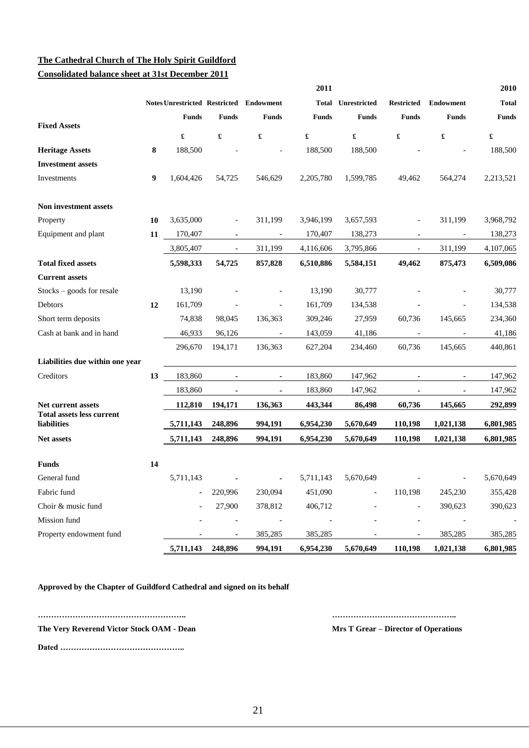**The Cathedral Church of The Holy Spirit Guildford**

**Consolidated balance sheet at 31st December 2011**

| | Notes | Unrestricted Funds | Restricted Funds | Endowment Funds | 2011 Total Funds | Unrestricted Funds | Restricted Funds | Endowment Funds | 2010 Total Funds |
|---|---|---|---|---|---|---|---|---|---|
| **Fixed Assets** | | £ | £ | £ | £ | £ | £ | £ | £ |
| **Heritage Assets** | **8** | 188,500 | - | - | 188,500 | 188,500 | - | - | 188,500 |
| **Investment assets** | | | | | | | | | |
| Investments | **9** | 1,604,426 | 54,725 | 546,629 | 2,205,780 | 1,599,785 | 49,462 | 564,274 | 2,213,521 |
| **Non investment assets** | | | | | | | | | |
| Property | **10** | 3,635,000 | - | 311,199 | 3,946,199 | 3,657,593 | - | 311,199 | 3,968,792 |
| Equipment and plant | **11** | 170,407 | - | - | 170,407 | 138,273 | - | - | 138,273 |
| | | 3,805,407 | - | 311,199 | 4,116,606 | 3,795,866 | - | 311,199 | 4,107,065 |
| **Total fixed assets** | | **5,598,333** | **54,725** | **857,828** | **6,510,886** | **5,584,151** | **49,462** | **875,473** | **6,509,086** |
| **Current assets** | | | | | | | | | |
| Stocks – goods for resale | | 13,190 | - | - | 13,190 | 30,777 | - | - | 30,777 |
| Debtors | **12** | 161,709 | - | - | 161,709 | 134,538 | - | - | 134,538 |
| Short term deposits | | 74,838 | 98,045 | 136,363 | 309,246 | 27,959 | 60,736 | 145,665 | 234,360 |
| Cash at bank and in hand | | 46,933 | 96,126 | - | 143,059 | 41,186 | - | - | 41,186 |
| | | 296,670 | 194,171 | 136,363 | 627,204 | 234,460 | 60,736 | 145,665 | 440,861 |
| **Liabilities due within one year** | | | | | | | | | |
| Creditors | **13** | 183,860 | - | - | 183,860 | 147,962 | - | - | 147,962 |
| | | 183,860 | - | - | 183,860 | 147,962 | - | - | 147,962 |
| **Net current assets** | | **112,810** | **194,171** | **136,363** | **443,344** | **86,498** | **60,736** | **145,665** | **292,899** |
| **Total assets less current liabilities** | | **5,711,143** | **248,896** | **994,191** | **6,954,230** | **5,670,649** | **110,198** | **1,021,138** | **6,801,985** |
| **Net assets** | | **5,711,143** | **248,896** | **994,191** | **6,954,230** | **5,670,649** | **110,198** | **1,021,138** | **6,801,985** |
| **Funds** | **14** | | | | | | | | |
| General fund | | 5,711,143 | - | - | 5,711,143 | 5,670,649 | - | - | 5,670,649 |
| Fabric fund | | - | 220,996 | 230,094 | 451,090 | - | 110,198 | 245,230 | 355,428 |
| Choir & music fund | | - | 27,900 | 378,812 | 406,712 | - | - | 390,623 | 390,623 |
| Mission fund | | - | - | - | - | - | - | - | - |
| Property endowment fund | | - | - | 385,285 | 385,285 | - | - | 385,285 | 385,285 |
| | | **5,711,143** | **248,896** | **994,191** | **6,954,230** | **5,670,649** | **110,198** | **1,021,138** | **6,801,985** |

**Approved by the Chapter of Guildford Cathedral and signed on its behalf**

……………………………………………….. ………………………………………..

**The Very Reverend Victor Stock OAM - Dean** **Mrs T Grear – Director of Operations**

**Dated ………………………………………..**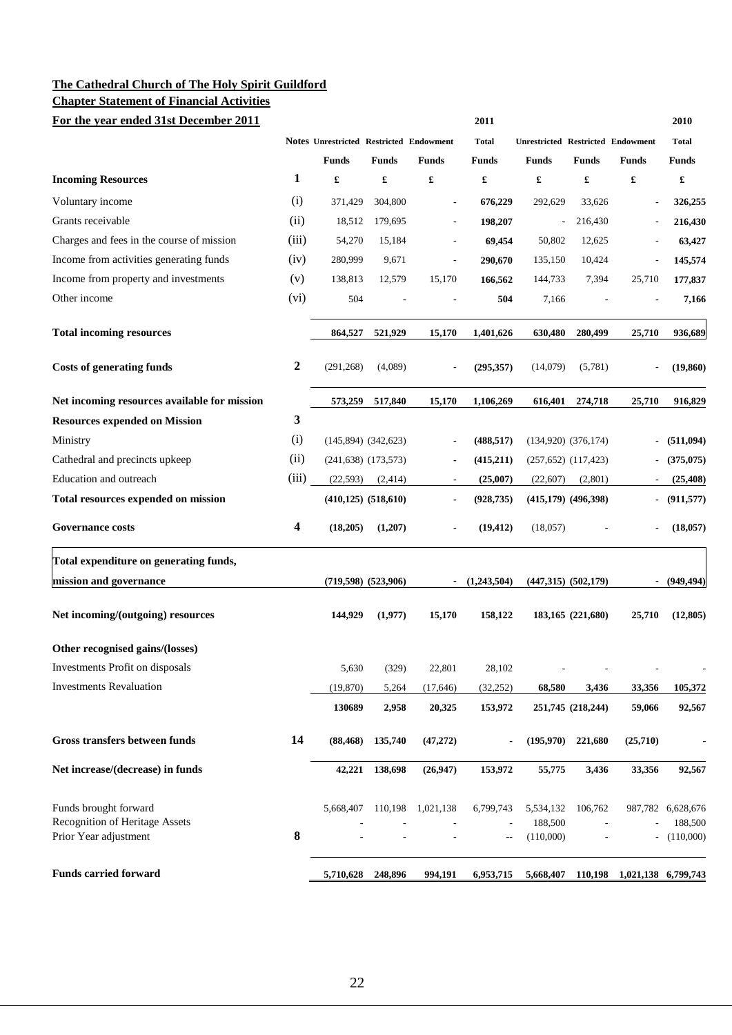**The Cathedral Church of The Holy Spirit Guildford**

**Chapter Statement of Financial Activities**

**For the year ended 31st December 2011**

| | Notes | 2011 Unrestricted Funds £ | 2011 Restricted Funds £ | 2011 Endowment Funds £ | 2011 Total Funds £ | 2010 Unrestricted Funds £ | 2010 Restricted Funds £ | 2010 Endowment Funds £ | 2010 Total Funds £ |
|---|---|---|---|---|---|---|---|---|---|
| **Incoming Resources** | **1** | | | | | | | | |
| Voluntary income | (i) | 371,429 | 304,800 | - | **676,229** | 292,629 | 33,626 | - | **326,255** |
| Grants receivable | (ii) | 18,512 | 179,695 | - | **198,207** | - | 216,430 | - | **216,430** |
| Charges and fees in the course of mission | (iii) | 54,270 | 15,184 | - | **69,454** | 50,802 | 12,625 | - | **63,427** |
| Income from activities generating funds | (iv) | 280,999 | 9,671 | - | **290,670** | 135,150 | 10,424 | - | **145,574** |
| Income from property and investments | (v) | 138,813 | 12,579 | 15,170 | **166,562** | 144,733 | 7,394 | 25,710 | **177,837** |
| Other income | (vi) | 504 | - | - | **504** | 7,166 | - | - | **7,166** |
| **Total incoming resources** | | **864,527** | **521,929** | **15,170** | **1,401,626** | **630,480** | **280,499** | **25,710** | **936,689** |
| **Costs of generating funds** | **2** | (291,268) | (4,089) | - | **(295,357)** | (14,079) | (5,781) | - | **(19,860)** |
| **Net incoming resources available for mission** | | **573,259** | **517,840** | **15,170** | **1,106,269** | **616,401** | **274,718** | **25,710** | **916,829** |
| **Resources expended on Mission** | **3** | | | | | | | | |
| Ministry | (i) | (145,894) | (342,623) | - | **(488,517)** | (134,920) | (376,174) | - | **(511,094)** |
| Cathedral and precincts upkeep | (ii) | (241,638) | (173,573) | - | **(415,211)** | (257,652) | (117,423) | - | **(375,075)** |
| Education and outreach | (iii) | (22,593) | (2,414) | - | **(25,007)** | (22,607) | (2,801) | - | **(25,408)** |
| **Total resources expended on mission** | | **(410,125)** | **(518,610)** | **-** | **(928,735)** | **(415,179)** | **(496,398)** | **-** | **(911,577)** |
| **Governance costs** | **4** | **(18,205)** | **(1,207)** | **-** | **(19,412)** | (18,057) | **-** | **-** | **(18,057)** |
| **Total expenditure on generating funds, mission and governance** | | **(719,598)** | **(523,906)** | - | **(1,243,504)** | **(447,315)** | **(502,179)** | - | **(949,494)** |
| **Net incoming/(outgoing) resources** | | **144,929** | **(1,977)** | **15,170** | **158,122** | **183,165** | **(221,680)** | **25,710** | **(12,805)** |
| **Other recognised gains/(losses)** | | | | | | | | | |
| Investments Profit on disposals | | 5,630 | (329) | 22,801 | 28,102 | - | - | - | - |
| Investments Revaluation | | (19,870) | 5,264 | (17,646) | (32,252) | **68,580** | **3,436** | **33,356** | **105,372** |
| | | **130689** | **2,958** | **20,325** | **153,972** | **251,745** | **(218,244)** | **59,066** | **92,567** |
| **Gross transfers between funds** | **14** | **(88,468)** | **135,740** | **(47,272)** | - | **(195,970)** | **221,680** | **(25,710)** | - |
| **Net increase/(decrease) in funds** | | **42,221** | **138,698** | **(26,947)** | **153,972** | **55,775** | **3,436** | **33,356** | **92,567** |
| Funds brought forward | | 5,668,407 | 110,198 | 1,021,138 | 6,799,743 | 5,534,132 | 106,762 | 987,782 | 6,628,676 |
| Recognition of Heritage Assets | | - | - | - | - | 188,500 | - | - | 188,500 |
| Prior Year adjustment | **8** | - | - | - | -- | (110,000) | - | - | (110,000) |
| **Funds carried forward** | | **5,710,628** | **248,896** | **994,191** | **6,953,715** | **5,668,407** | **110,198** | **1,021,138** | **6,799,743** |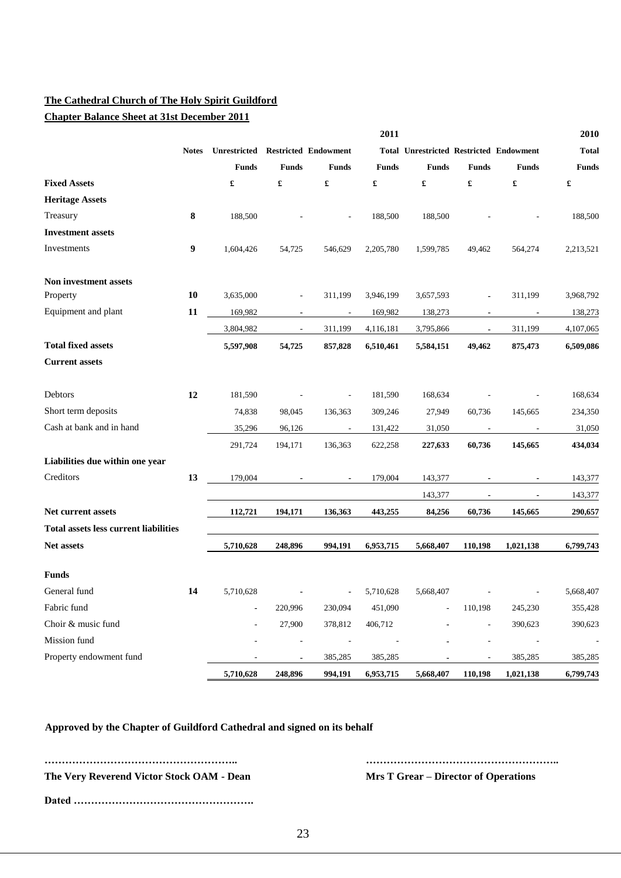**The Cathedral Church of The Holy Spirit Guildford**

**Chapter Balance Sheet at 31st December 2011**

| | Notes | 2011 | | | | 2010 | | | |
|---|---|---|---|---|---|---|---|---|---|
| | | Unrestricted Funds | Restricted Funds | Endowment Funds | Total Funds | Unrestricted Funds | Restricted Funds | Endowment Funds | Total Funds |
| **Fixed Assets** | | £ | £ | £ | £ | £ | £ | £ | £ |
| **Heritage Assets** | | | | | | | | | |
| Treasury | **8** | 188,500 | - | - | 188,500 | 188,500 | - | - | 188,500 |
| **Investment assets** | | | | | | | | | |
| Investments | **9** | 1,604,426 | 54,725 | 546,629 | 2,205,780 | 1,599,785 | 49,462 | 564,274 | 2,213,521 |
| **Non investment assets** | | | | | | | | | |
| Property | **10** | 3,635,000 | - | 311,199 | 3,946,199 | 3,657,593 | - | 311,199 | 3,968,792 |
| Equipment and plant | **11** | 169,982 | - | - | 169,982 | 138,273 | - | - | 138,273 |
| | | 3,804,982 | - | 311,199 | 4,116,181 | 3,795,866 | - | 311,199 | 4,107,065 |
| **Total fixed assets** | | **5,597,908** | **54,725** | **857,828** | **6,510,461** | **5,584,151** | **49,462** | **875,473** | **6,509,086** |
| **Current assets** | | | | | | | | | |
| Debtors | **12** | 181,590 | - | - | 181,590 | 168,634 | - | - | 168,634 |
| Short term deposits | | 74,838 | 98,045 | 136,363 | 309,246 | 27,949 | 60,736 | 145,665 | 234,350 |
| Cash at bank and in hand | | 35,296 | 96,126 | - | 131,422 | 31,050 | - | - | 31,050 |
| | | 291,724 | 194,171 | 136,363 | 622,258 | **227,633** | **60,736** | **145,665** | **434,034** |
| **Liabilities due within one year** | | | | | | | | | |
| Creditors | **13** | 179,004 | - | - | 179,004 | 143,377 | - | - | 143,377 |
| | | | | | | 143,377 | - | - | 143,377 |
| **Net current assets** | | **112,721** | **194,171** | **136,363** | **443,255** | **84,256** | **60,736** | **145,665** | **290,657** |
| **Total assets less current liabilities** | | | | | | | | | |
| **Net assets** | | **5,710,628** | **248,896** | **994,191** | **6,953,715** | **5,668,407** | **110,198** | **1,021,138** | **6,799,743** |
| **Funds** | | | | | | | | | |
| General fund | **14** | 5,710,628 | - | - | 5,710,628 | 5,668,407 | - | - | 5,668,407 |
| Fabric fund | | - | 220,996 | 230,094 | 451,090 | - | 110,198 | 245,230 | 355,428 |
| Choir & music fund | | - | 27,900 | 378,812 | 406,712 | - | - | 390,623 | 390,623 |
| Mission fund | | - | - | - | - | - | - | - | - |
| Property endowment fund | | - | - | 385,285 | 385,285 | - | - | 385,285 | 385,285 |
| | | **5,710,628** | **248,896** | **994,191** | **6,953,715** | **5,668,407** | **110,198** | **1,021,138** | **6,799,743** |

**Approved by the Chapter of Guildford Cathedral and signed on its behalf**

**………………………………………………..**
**The Very Reverend Victor Stock OAM - Dean**

**………………………………………………..**
**Mrs T Grear – Director of Operations**

**Dated …………………………………………….**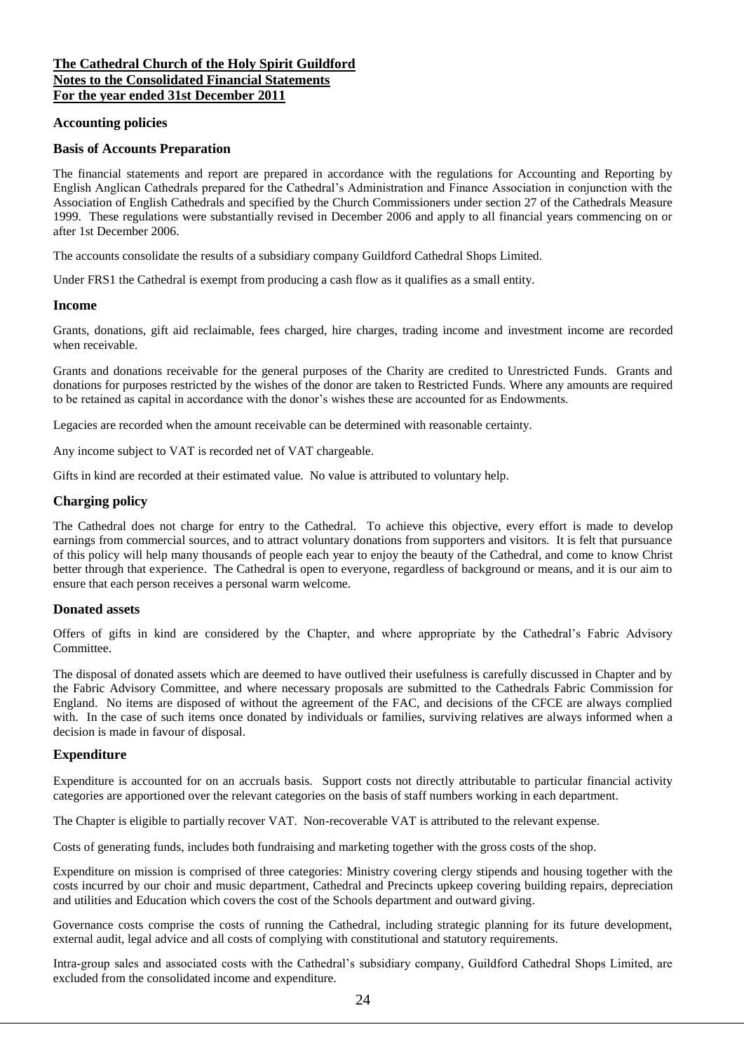**The Cathedral Church of the Holy Spirit Guildford**
**Notes to the Consolidated Financial Statements**
**For the year ended 31st December 2011**

### Accounting policies

### Basis of Accounts Preparation

The financial statements and report are prepared in accordance with the regulations for Accounting and Reporting by English Anglican Cathedrals prepared for the Cathedral's Administration and Finance Association in conjunction with the Association of English Cathedrals and specified by the Church Commissioners under section 27 of the Cathedrals Measure 1999. These regulations were substantially revised in December 2006 and apply to all financial years commencing on or after 1st December 2006.

The accounts consolidate the results of a subsidiary company Guildford Cathedral Shops Limited.

Under FRS1 the Cathedral is exempt from producing a cash flow as it qualifies as a small entity.

### Income

Grants, donations, gift aid reclaimable, fees charged, hire charges, trading income and investment income are recorded when receivable.

Grants and donations receivable for the general purposes of the Charity are credited to Unrestricted Funds. Grants and donations for purposes restricted by the wishes of the donor are taken to Restricted Funds. Where any amounts are required to be retained as capital in accordance with the donor's wishes these are accounted for as Endowments.

Legacies are recorded when the amount receivable can be determined with reasonable certainty.

Any income subject to VAT is recorded net of VAT chargeable.

Gifts in kind are recorded at their estimated value. No value is attributed to voluntary help.

### Charging policy

The Cathedral does not charge for entry to the Cathedral. To achieve this objective, every effort is made to develop earnings from commercial sources, and to attract voluntary donations from supporters and visitors. It is felt that pursuance of this policy will help many thousands of people each year to enjoy the beauty of the Cathedral, and come to know Christ better through that experience. The Cathedral is open to everyone, regardless of background or means, and it is our aim to ensure that each person receives a personal warm welcome.

### Donated assets

Offers of gifts in kind are considered by the Chapter, and where appropriate by the Cathedral's Fabric Advisory Committee.

The disposal of donated assets which are deemed to have outlived their usefulness is carefully discussed in Chapter and by the Fabric Advisory Committee, and where necessary proposals are submitted to the Cathedrals Fabric Commission for England. No items are disposed of without the agreement of the FAC, and decisions of the CFCE are always complied with. In the case of such items once donated by individuals or families, surviving relatives are always informed when a decision is made in favour of disposal.

### Expenditure

Expenditure is accounted for on an accruals basis. Support costs not directly attributable to particular financial activity categories are apportioned over the relevant categories on the basis of staff numbers working in each department.

The Chapter is eligible to partially recover VAT. Non-recoverable VAT is attributed to the relevant expense.

Costs of generating funds, includes both fundraising and marketing together with the gross costs of the shop.

Expenditure on mission is comprised of three categories: Ministry covering clergy stipends and housing together with the costs incurred by our choir and music department, Cathedral and Precincts upkeep covering building repairs, depreciation and utilities and Education which covers the cost of the Schools department and outward giving.

Governance costs comprise the costs of running the Cathedral, including strategic planning for its future development, external audit, legal advice and all costs of complying with constitutional and statutory requirements.

Intra-group sales and associated costs with the Cathedral's subsidiary company, Guildford Cathedral Shops Limited, are excluded from the consolidated income and expenditure.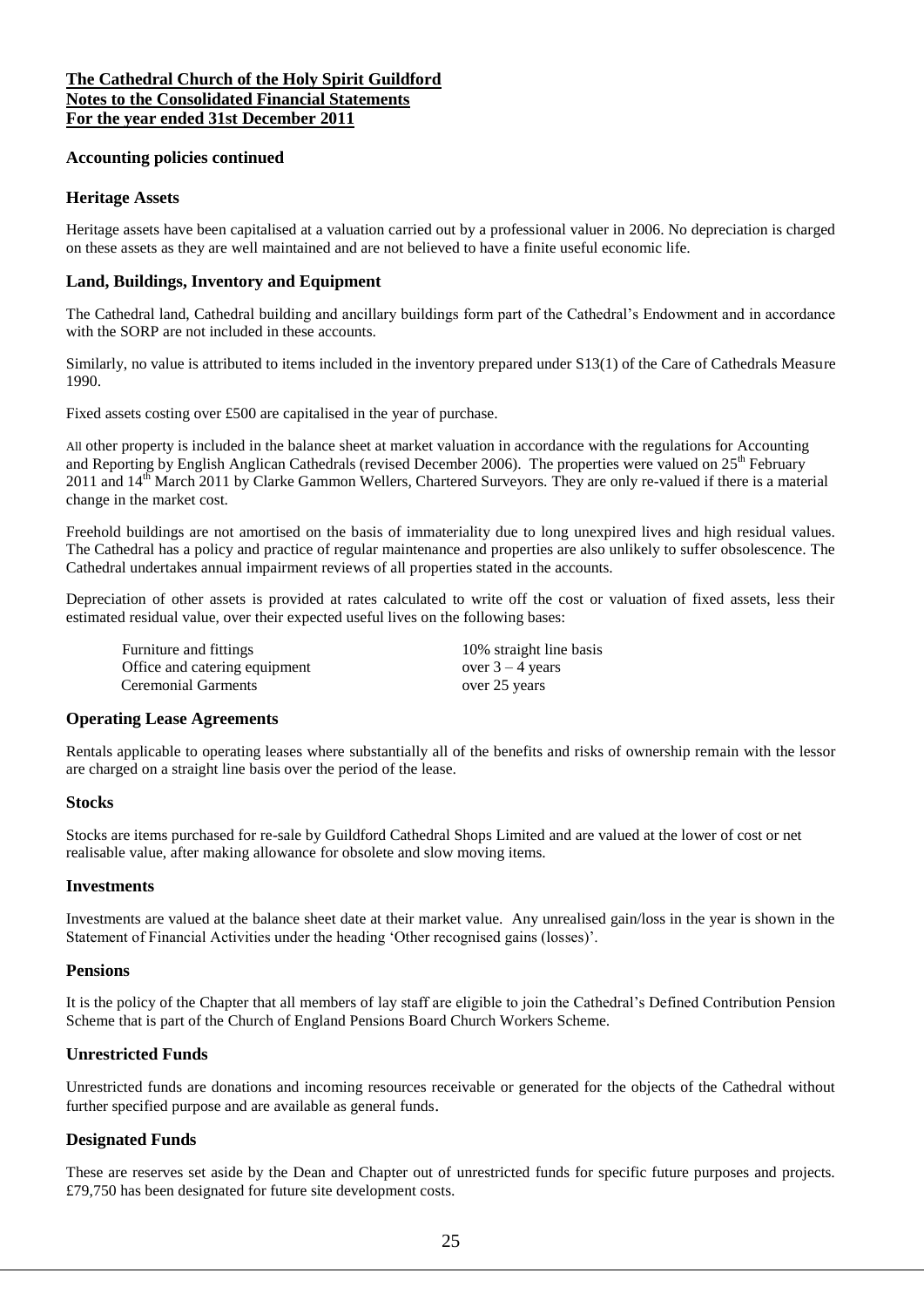**The Cathedral Church of the Holy Spirit Guildford**
**Notes to the Consolidated Financial Statements**
**For the year ended 31st December 2011**

### Accounting policies continued

### Heritage Assets

Heritage assets have been capitalised at a valuation carried out by a professional valuer in 2006. No depreciation is charged on these assets as they are well maintained and are not believed to have a finite useful economic life.

### Land, Buildings, Inventory and Equipment

The Cathedral land, Cathedral building and ancillary buildings form part of the Cathedral's Endowment and in accordance with the SORP are not included in these accounts.

Similarly, no value is attributed to items included in the inventory prepared under S13(1) of the Care of Cathedrals Measure 1990.

Fixed assets costing over £500 are capitalised in the year of purchase.

All other property is included in the balance sheet at market valuation in accordance with the regulations for Accounting and Reporting by English Anglican Cathedrals (revised December 2006). The properties were valued on 25th February 2011 and 14th March 2011 by Clarke Gammon Wellers, Chartered Surveyors. They are only re-valued if there is a material change in the market cost.

Freehold buildings are not amortised on the basis of immateriality due to long unexpired lives and high residual values. The Cathedral has a policy and practice of regular maintenance and properties are also unlikely to suffer obsolescence. The Cathedral undertakes annual impairment reviews of all properties stated in the accounts.

Depreciation of other assets is provided at rates calculated to write off the cost or valuation of fixed assets, less their estimated residual value, over their expected useful lives on the following bases:

| | |
|---|---|
| Furniture and fittings | 10% straight line basis |
| Office and catering equipment | over 3 – 4 years |
| Ceremonial Garments | over 25 years |

### Operating Lease Agreements

Rentals applicable to operating leases where substantially all of the benefits and risks of ownership remain with the lessor are charged on a straight line basis over the period of the lease.

### Stocks

Stocks are items purchased for re-sale by Guildford Cathedral Shops Limited and are valued at the lower of cost or net realisable value, after making allowance for obsolete and slow moving items.

### Investments

Investments are valued at the balance sheet date at their market value. Any unrealised gain/loss in the year is shown in the Statement of Financial Activities under the heading 'Other recognised gains (losses)'.

### Pensions

It is the policy of the Chapter that all members of lay staff are eligible to join the Cathedral's Defined Contribution Pension Scheme that is part of the Church of England Pensions Board Church Workers Scheme.

### Unrestricted Funds

Unrestricted funds are donations and incoming resources receivable or generated for the objects of the Cathedral without further specified purpose and are available as general funds.

### Designated Funds

These are reserves set aside by the Dean and Chapter out of unrestricted funds for specific future purposes and projects. £79,750 has been designated for future site development costs.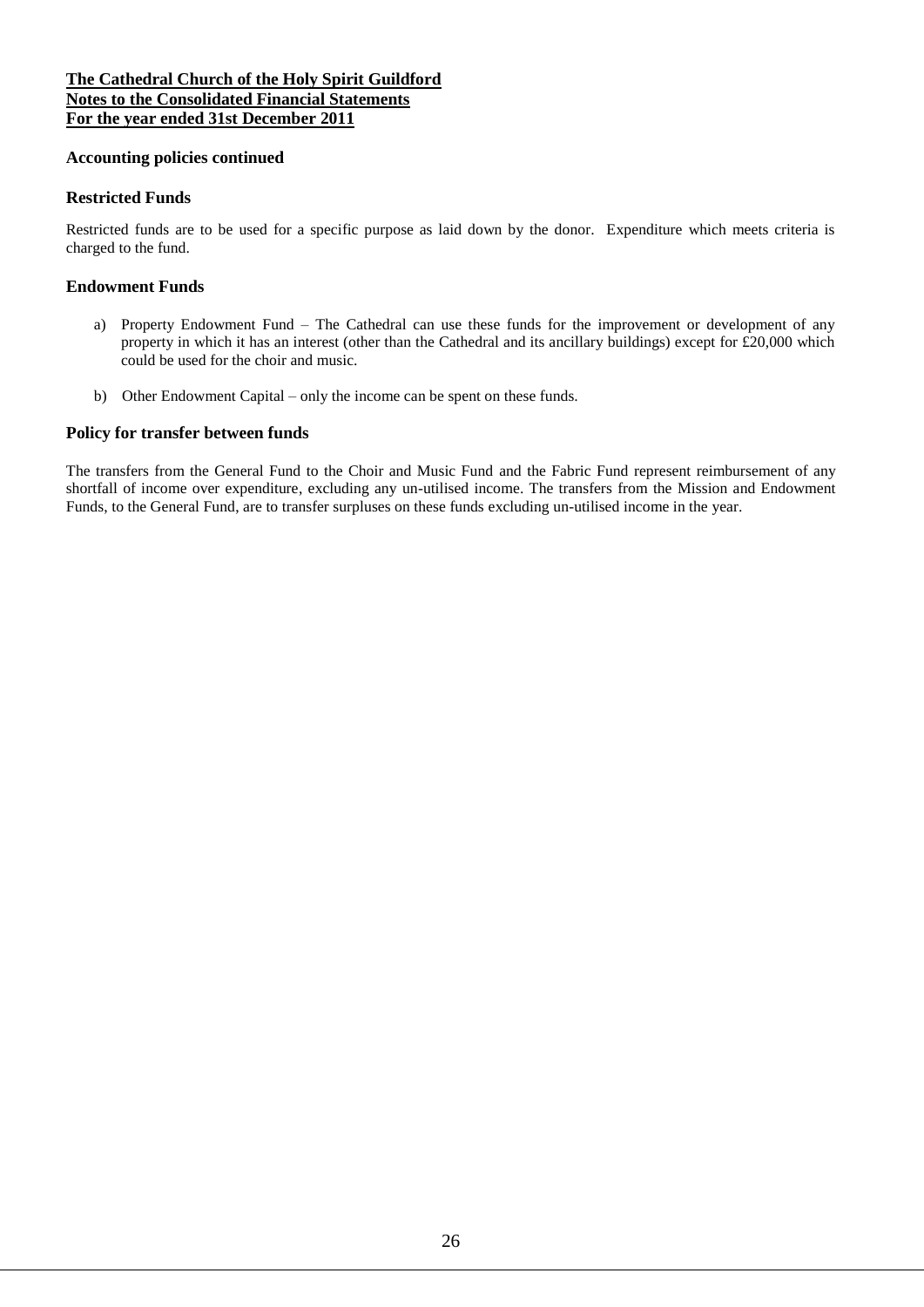**The Cathedral Church of the Holy Spirit Guildford**
**Notes to the Consolidated Financial Statements**
**For the year ended 31st December 2011**

### Accounting policies continued

### Restricted Funds

Restricted funds are to be used for a specific purpose as laid down by the donor. Expenditure which meets criteria is charged to the fund.

### Endowment Funds

a) Property Endowment Fund – The Cathedral can use these funds for the improvement or development of any property in which it has an interest (other than the Cathedral and its ancillary buildings) except for £20,000 which could be used for the choir and music.

b) Other Endowment Capital – only the income can be spent on these funds.

### Policy for transfer between funds

The transfers from the General Fund to the Choir and Music Fund and the Fabric Fund represent reimbursement of any shortfall of income over expenditure, excluding any un-utilised income. The transfers from the Mission and Endowment Funds, to the General Fund, are to transfer surpluses on these funds excluding un-utilised income in the year.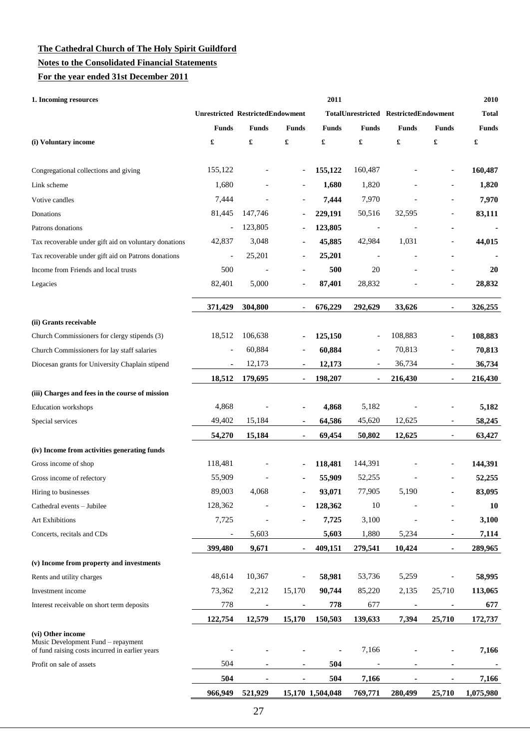**The Cathedral Church of The Holy Spirit Guildford**

**Notes to the Consolidated Financial Statements**

**For the year ended 31st December 2011**

| **1. Incoming resources** | | | | **2011** | | | | **2010** |
|---|---|---|---|---|---|---|---|---|
| | **Unrestricted Funds** | **Restricted Funds** | **Endowment Funds** | **Total Funds** | **Unrestricted Funds** | **Restricted Funds** | **Endowment Funds** | **Total Funds** |
| **(i) Voluntary income** | **£** | **£** | **£** | **£** | **£** | **£** | **£** | **£** |
| Congregational collections and giving | 155,122 | - | - | **155,122** | 160,487 | - | - | **160,487** |
| Link scheme | 1,680 | - | - | **1,680** | 1,820 | - | - | **1,820** |
| Votive candles | 7,444 | - | - | **7,444** | 7,970 | - | - | **7,970** |
| Donations | 81,445 | 147,746 | - | **229,191** | 50,516 | 32,595 | - | **83,111** |
| Patrons donations | - | 123,805 | - | **123,805** | - | - | - | **-** |
| Tax recoverable under gift aid on voluntary donations | 42,837 | 3,048 | - | **45,885** | 42,984 | 1,031 | - | **44,015** |
| Tax recoverable under gift aid on Patrons donations | - | 25,201 | - | **25,201** | - | - | - | **-** |
| Income from Friends and local trusts | 500 | - | - | **500** | 20 | - | - | **20** |
| Legacies | 82,401 | 5,000 | - | **87,401** | 28,832 | - | - | **28,832** |
| | **371,429** | **304,800** | - | **676,229** | **292,629** | **33,626** | - | **326,255** |
| **(ii) Grants receivable** | | | | | | | | |
| Church Commissioners for clergy stipends (3) | 18,512 | 106,638 | - | **125,150** | - | 108,883 | - | **108,883** |
| Church Commissioners for lay staff salaries | - | 60,884 | - | **60,884** | - | 70,813 | - | **70,813** |
| Diocesan grants for University Chaplain stipend | - | 12,173 | - | **12,173** | - | 36,734 | - | **36,734** |
| | **18,512** | **179,695** | - | **198,207** | - | **216,430** | - | **216,430** |
| **(iii) Charges and fees in the course of mission** | | | | | | | | |
| Education workshops | 4,868 | - | - | **4,868** | 5,182 | - | - | **5,182** |
| Special services | 49,402 | 15,184 | - | **64,586** | 45,620 | 12,625 | - | **58,245** |
| | **54,270** | **15,184** | - | **69,454** | **50,802** | **12,625** | - | **63,427** |
| **(iv) Income from activities generating funds** | | | | | | | | |
| Gross income of shop | 118,481 | - | - | **118,481** | 144,391 | - | - | **144,391** |
| Gross income of refectory | 55,909 | - | - | **55,909** | 52,255 | - | - | **52,255** |
| Hiring to businesses | 89,003 | 4,068 | - | **93,071** | 77,905 | 5,190 | - | **83,095** |
| Cathedral events – Jubilee | 128,362 | - | - | **128,362** | 10 | - | - | **10** |
| Art Exhibitions | 7,725 | - | - | **7,725** | 3,100 | - | - | **3,100** |
| Concerts, recitals and CDs | - | 5,603 | | **5,603** | 1,880 | 5,234 | - | **7,114** |
| | **399,480** | **9,671** | - | **409,151** | **279,541** | **10,424** | - | **289,965** |
| **(v) Income from property and investments** | | | | | | | | |
| Rents and utility charges | 48,614 | 10,367 | - | **58,981** | 53,736 | 5,259 | - | **58,995** |
| Investment income | 73,362 | 2,212 | 15,170 | **90,744** | 85,220 | 2,135 | 25,710 | **113,065** |
| Interest receivable on short term deposits | 778 | - | - | **778** | 677 | - | - | **677** |
| | **122,754** | **12,579** | **15,170** | **150,503** | **139,633** | **7,394** | **25,710** | **172,737** |
| **(vi) Other income** | | | | | | | | |
| Music Development Fund – repayment of fund raising costs incurred in earlier years | - | - | - | - | 7,166 | - | - | **7,166** |
| Profit on sale of assets | 504 | - | - | **504** | - | - | - | **-** |
| | **504** | - | - | **504** | **7,166** | - | - | **7,166** |
| | **966,949** | **521,929** | **15,170** | **1,504,048** | **769,771** | **280,499** | **25,710** | **1,075,980** |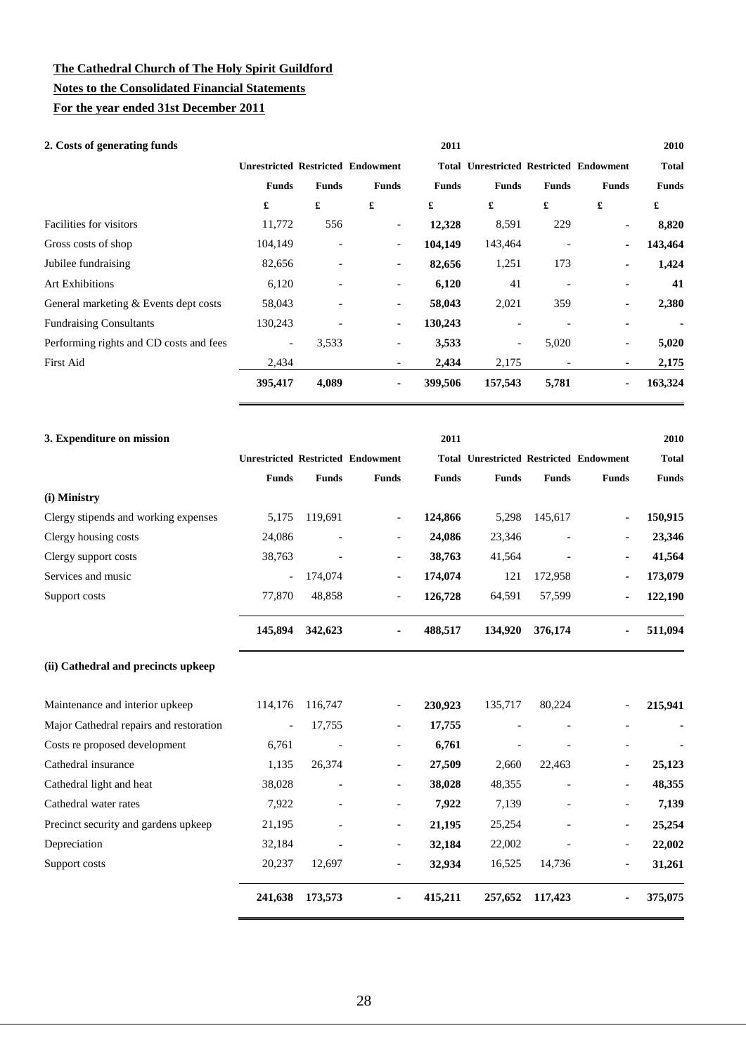**The Cathedral Church of The Holy Spirit Guildford**

**Notes to the Consolidated Financial Statements**

**For the year ended 31st December 2011**

**2. Costs of generating funds**

| | 2011 | | | | 2010 | | | |
|---|---|---|---|---|---|---|---|---|
| | Unrestricted Funds | Restricted Funds | Endowment Funds | Total Funds | Unrestricted Funds | Restricted Funds | Endowment Funds | Total Funds |
| | £ | £ | £ | £ | £ | £ | £ | £ |
| Facilities for visitors | 11,772 | 556 | - | **12,328** | 8,591 | 229 | - | **8,820** |
| Gross costs of shop | 104,149 | - | - | **104,149** | 143,464 | - | - | **143,464** |
| Jubilee fundraising | 82,656 | - | - | **82,656** | 1,251 | 173 | - | **1,424** |
| Art Exhibitions | 6,120 | - | - | **6,120** | 41 | - | - | **41** |
| General marketing & Events dept costs | 58,043 | - | - | **58,043** | 2,021 | 359 | - | **2,380** |
| Fundraising Consultants | 130,243 | - | - | **130,243** | - | - | - | **-** |
| Performing rights and CD costs and fees | - | 3,533 | - | **3,533** | - | 5,020 | - | **5,020** |
| First Aid | 2,434 | | - | **2,434** | 2,175 | - | - | **2,175** |
| | **395,417** | **4,089** | **-** | **399,506** | **157,543** | **5,781** | **-** | **163,324** |

**3. Expenditure on mission**

| | 2011 | | | | 2010 | | | |
|---|---|---|---|---|---|---|---|---|
| | Unrestricted Funds | Restricted Funds | Endowment Funds | Total Funds | Unrestricted Funds | Restricted Funds | Endowment Funds | Total Funds |
| **(i) Ministry** | | | | | | | | |
| Clergy stipends and working expenses | 5,175 | 119,691 | - | **124,866** | 5,298 | 145,617 | - | **150,915** |
| Clergy housing costs | 24,086 | - | - | **24,086** | 23,346 | - | - | **23,346** |
| Clergy support costs | 38,763 | - | - | **38,763** | 41,564 | - | - | **41,564** |
| Services and music | - | 174,074 | - | **174,074** | 121 | 172,958 | - | **173,079** |
| Support costs | 77,870 | 48,858 | - | **126,728** | 64,591 | 57,599 | - | **122,190** |
| | **145,894** | **342,623** | **-** | **488,517** | **134,920** | **376,174** | **-** | **511,094** |
| **(ii) Cathedral and precincts upkeep** | | | | | | | | |
| Maintenance and interior upkeep | 114,176 | 116,747 | - | **230,923** | 135,717 | 80,224 | - | **215,941** |
| Major Cathedral repairs and restoration | - | 17,755 | - | **17,755** | - | - | - | **-** |
| Costs re proposed development | 6,761 | - | - | **6,761** | - | - | - | **-** |
| Cathedral insurance | 1,135 | 26,374 | - | **27,509** | 2,660 | 22,463 | - | **25,123** |
| Cathedral light and heat | 38,028 | - | - | **38,028** | 48,355 | - | - | **48,355** |
| Cathedral water rates | 7,922 | - | - | **7,922** | 7,139 | - | - | **7,139** |
| Precinct security and gardens upkeep | 21,195 | - | - | **21,195** | 25,254 | - | - | **25,254** |
| Depreciation | 32,184 | - | - | **32,184** | 22,002 | - | - | **22,002** |
| Support costs | 20,237 | 12,697 | - | **32,934** | 16,525 | 14,736 | - | **31,261** |
| | **241,638** | **173,573** | **-** | **415,211** | **257,652** | **117,423** | **-** | **375,075** |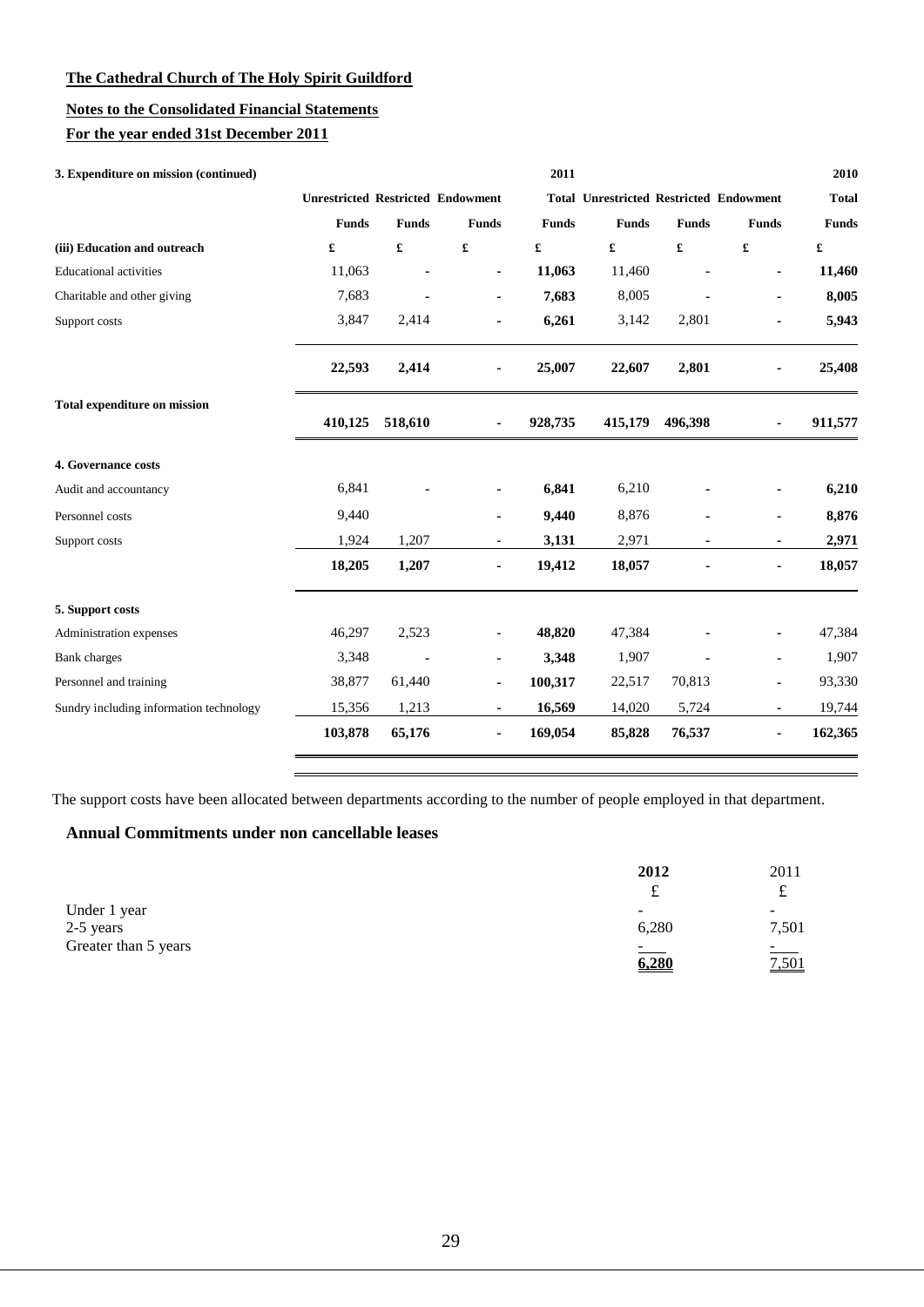**The Cathedral Church of The Holy Spirit Guildford**

**Notes to the Consolidated Financial Statements**

**For the year ended 31st December 2011**

| **3. Expenditure on mission (continued)** | | | | **2011** | | | | **2010** |
|---|---|---|---|---|---|---|---|---|
| | **Unrestricted** | **Restricted** | **Endowment** | **Total** | **Unrestricted** | **Restricted** | **Endowment** | **Total** |
| | **Funds** | **Funds** | **Funds** | **Funds** | **Funds** | **Funds** | **Funds** | **Funds** |
| **(iii) Education and outreach** | **£** | **£** | **£** | **£** | **£** | **£** | **£** | **£** |
| Educational activities | 11,063 | - | - | **11,063** | 11,460 | - | - | **11,460** |
| Charitable and other giving | 7,683 | - | - | **7,683** | 8,005 | - | - | **8,005** |
| Support costs | 3,847 | 2,414 | - | **6,261** | 3,142 | 2,801 | - | **5,943** |
| | **22,593** | **2,414** | - | **25,007** | **22,607** | **2,801** | - | **25,408** |
| **Total expenditure on mission** | **410,125** | **518,610** | - | **928,735** | **415,179** | **496,398** | - | **911,577** |
| **4. Governance costs** | | | | | | | | |
| Audit and accountancy | 6,841 | - | - | **6,841** | 6,210 | - | - | **6,210** |
| Personnel costs | 9,440 | | - | **9,440** | 8,876 | - | - | **8,876** |
| Support costs | 1,924 | 1,207 | - | **3,131** | 2,971 | - | - | **2,971** |
| | **18,205** | **1,207** | - | **19,412** | **18,057** | - | - | **18,057** |
| **5. Support costs** | | | | | | | | |
| Administration expenses | 46,297 | 2,523 | - | **48,820** | 47,384 | - | - | 47,384 |
| Bank charges | 3,348 | - | - | **3,348** | 1,907 | - | - | 1,907 |
| Personnel and training | 38,877 | 61,440 | - | **100,317** | 22,517 | 70,813 | - | 93,330 |
| Sundry including information technology | 15,356 | 1,213 | - | **16,569** | 14,020 | 5,724 | - | 19,744 |
| | **103,878** | **65,176** | - | **169,054** | **85,828** | **76,537** | - | **162,365** |

The support costs have been allocated between departments according to the number of people employed in that department.

## Annual Commitments under non cancellable leases

| | **2012** | 2011 |
|---|---|---|
| | £ | £ |
| Under 1 year | - | - |
| 2-5 years | 6,280 | 7,501 |
| Greater than 5 years | - | - |
| | **6,280** | 7,501 |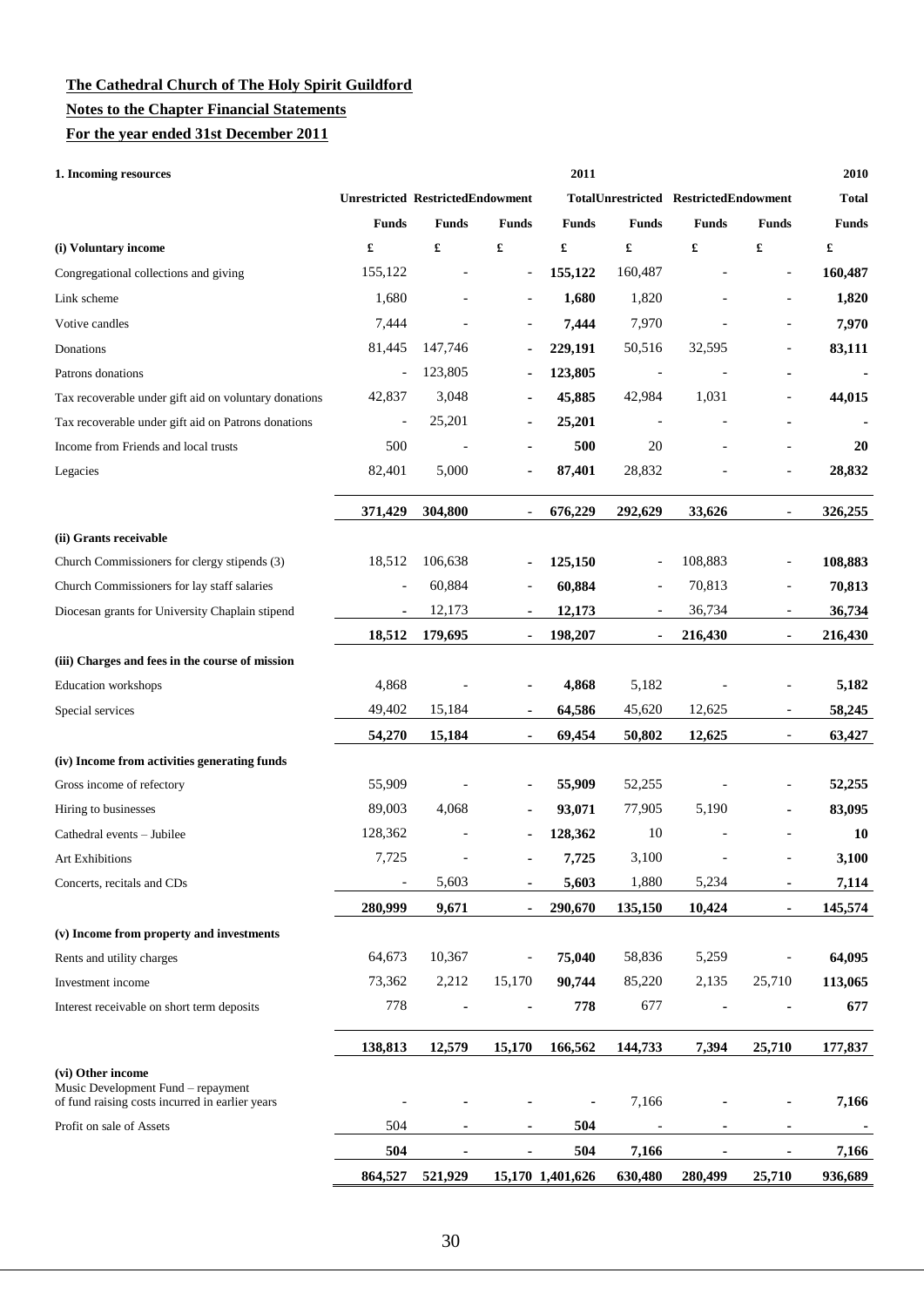**The Cathedral Church of The Holy Spirit Guildford**

**Notes to the Chapter Financial Statements**

**For the year ended 31st December 2011**

| **1. Incoming resources** | | | | **2011** | | | | **2010** |
|---|---|---|---|---|---|---|---|---|
| | **Unrestricted** | **Restricted** | **Endowment** | **Total** | **Unrestricted** | **Restricted** | **Endowment** | **Total** |
| | **Funds** | **Funds** | **Funds** | **Funds** | **Funds** | **Funds** | **Funds** | **Funds** |
| **(i) Voluntary income** | **£** | **£** | **£** | **£** | **£** | **£** | **£** | **£** |
| Congregational collections and giving | 155,122 | - | - | **155,122** | 160,487 | - | - | **160,487** |
| Link scheme | 1,680 | - | - | **1,680** | 1,820 | - | - | **1,820** |
| Votive candles | 7,444 | - | - | **7,444** | 7,970 | - | - | **7,970** |
| Donations | 81,445 | 147,746 | - | **229,191** | 50,516 | 32,595 | - | **83,111** |
| Patrons donations | - | 123,805 | - | **123,805** | - | - | - | **-** |
| Tax recoverable under gift aid on voluntary donations | 42,837 | 3,048 | - | **45,885** | 42,984 | 1,031 | - | **44,015** |
| Tax recoverable under gift aid on Patrons donations | - | 25,201 | - | **25,201** | - | - | - | **-** |
| Income from Friends and local trusts | 500 | - | - | **500** | 20 | - | - | **20** |
| Legacies | 82,401 | 5,000 | - | **87,401** | 28,832 | - | - | **28,832** |
| | **371,429** | **304,800** | - | **676,229** | **292,629** | **33,626** | - | **326,255** |
| **(ii) Grants receivable** | | | | | | | | |
| Church Commissioners for clergy stipends (3) | 18,512 | 106,638 | - | **125,150** | - | 108,883 | - | **108,883** |
| Church Commissioners for lay staff salaries | - | 60,884 | - | **60,884** | - | 70,813 | - | **70,813** |
| Diocesan grants for University Chaplain stipend | - | 12,173 | - | **12,173** | - | 36,734 | - | **36,734** |
| | **18,512** | **179,695** | - | **198,207** | - | **216,430** | - | **216,430** |
| **(iii) Charges and fees in the course of mission** | | | | | | | | |
| Education workshops | 4,868 | - | - | **4,868** | 5,182 | - | - | **5,182** |
| Special services | 49,402 | 15,184 | - | **64,586** | 45,620 | 12,625 | - | **58,245** |
| | **54,270** | **15,184** | - | **69,454** | **50,802** | **12,625** | - | **63,427** |
| **(iv) Income from activities generating funds** | | | | | | | | |
| Gross income of refectory | 55,909 | - | - | **55,909** | 52,255 | - | - | **52,255** |
| Hiring to businesses | 89,003 | 4,068 | - | **93,071** | 77,905 | 5,190 | - | **83,095** |
| Cathedral events – Jubilee | 128,362 | - | - | **128,362** | 10 | - | - | **10** |
| Art Exhibitions | 7,725 | - | - | **7,725** | 3,100 | - | - | **3,100** |
| Concerts, recitals and CDs | - | 5,603 | - | **5,603** | 1,880 | 5,234 | - | **7,114** |
| | **280,999** | **9,671** | - | **290,670** | **135,150** | **10,424** | - | **145,574** |
| **(v) Income from property and investments** | | | | | | | | |
| Rents and utility charges | 64,673 | 10,367 | - | **75,040** | 58,836 | 5,259 | - | **64,095** |
| Investment income | 73,362 | 2,212 | 15,170 | **90,744** | 85,220 | 2,135 | 25,710 | **113,065** |
| Interest receivable on short term deposits | 778 | - | - | **778** | 677 | - | - | **677** |
| | **138,813** | **12,579** | **15,170** | **166,562** | **144,733** | **7,394** | **25,710** | **177,837** |
| **(vi) Other income** | | | | | | | | |
| Music Development Fund – repayment of fund raising costs incurred in earlier years | - | - | - | - | 7,166 | - | - | **7,166** |
| Profit on sale of Assets | 504 | - | - | **504** | - | - | - | **-** |
| | **504** | - | - | **504** | **7,166** | - | - | **7,166** |
| | **864,527** | **521,929** | **15,170** | **1,401,626** | **630,480** | **280,499** | **25,710** | **936,689** |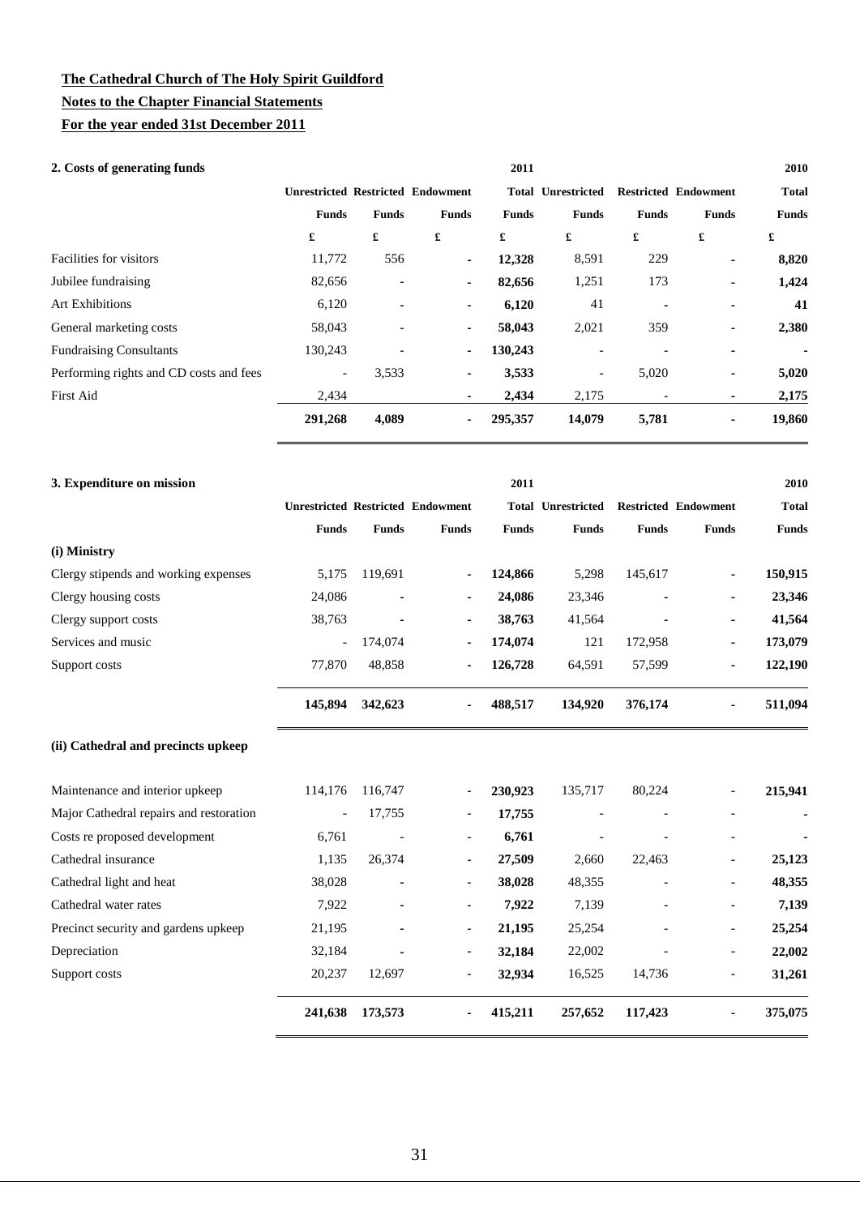**The Cathedral Church of The Holy Spirit Guildford**

**Notes to the Chapter Financial Statements**

**For the year ended 31st December 2011**

**2. Costs of generating funds**

| | Unrestricted Funds | Restricted Funds | Endowment Funds | 2011 Total Funds | Unrestricted Funds | Restricted Funds | Endowment Funds | 2010 Total Funds |
|---|---|---|---|---|---|---|---|---|
| | £ | £ | £ | £ | £ | £ | £ | £ |
| Facilities for visitors | 11,772 | 556 | - | **12,328** | 8,591 | 229 | - | **8,820** |
| Jubilee fundraising | 82,656 | - | - | **82,656** | 1,251 | 173 | - | **1,424** |
| Art Exhibitions | 6,120 | - | - | **6,120** | 41 | - | - | **41** |
| General marketing costs | 58,043 | - | - | **58,043** | 2,021 | 359 | - | **2,380** |
| Fundraising Consultants | 130,243 | - | - | **130,243** | - | - | - | **-** |
| Performing rights and CD costs and fees | - | 3,533 | - | **3,533** | - | 5,020 | - | **5,020** |
| First Aid | 2,434 | | - | **2,434** | 2,175 | - | - | **2,175** |
| | **291,268** | **4,089** | **-** | **295,357** | **14,079** | **5,781** | **-** | **19,860** |

**3. Expenditure on mission**

| | Unrestricted Funds | Restricted Funds | Endowment Funds | 2011 Total Funds | Unrestricted Funds | Restricted Funds | Endowment Funds | 2010 Total Funds |
|---|---|---|---|---|---|---|---|---|
| **(i) Ministry** | | | | | | | | |
| Clergy stipends and working expenses | 5,175 | 119,691 | - | **124,866** | 5,298 | 145,617 | - | **150,915** |
| Clergy housing costs | 24,086 | - | - | **24,086** | 23,346 | - | - | **23,346** |
| Clergy support costs | 38,763 | - | - | **38,763** | 41,564 | - | - | **41,564** |
| Services and music | - | 174,074 | - | **174,074** | 121 | 172,958 | - | **173,079** |
| Support costs | 77,870 | 48,858 | - | **126,728** | 64,591 | 57,599 | - | **122,190** |
| | **145,894** | **342,623** | **-** | **488,517** | **134,920** | **376,174** | **-** | **511,094** |
| **(ii) Cathedral and precincts upkeep** | | | | | | | | |
| Maintenance and interior upkeep | 114,176 | 116,747 | - | **230,923** | 135,717 | 80,224 | - | **215,941** |
| Major Cathedral repairs and restoration | - | 17,755 | - | **17,755** | - | - | - | **-** |
| Costs re proposed development | 6,761 | - | - | **6,761** | - | - | - | **-** |
| Cathedral insurance | 1,135 | 26,374 | - | **27,509** | 2,660 | 22,463 | - | **25,123** |
| Cathedral light and heat | 38,028 | - | - | **38,028** | 48,355 | - | - | **48,355** |
| Cathedral water rates | 7,922 | - | - | **7,922** | 7,139 | - | - | **7,139** |
| Precinct security and gardens upkeep | 21,195 | - | - | **21,195** | 25,254 | - | - | **25,254** |
| Depreciation | 32,184 | - | - | **32,184** | 22,002 | - | - | **22,002** |
| Support costs | 20,237 | 12,697 | - | **32,934** | 16,525 | 14,736 | - | **31,261** |
| | **241,638** | **173,573** | **-** | **415,211** | **257,652** | **117,423** | **-** | **375,075** |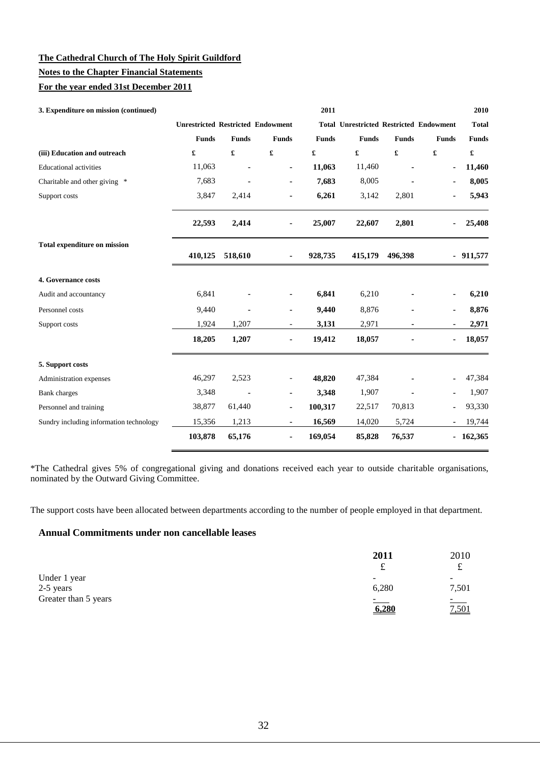**The Cathedral Church of The Holy Spirit Guildford**

**Notes to the Chapter Financial Statements**

**For the year ended 31st December 2011**

| **3. Expenditure on mission (continued)** | | | | **2011** | | | | **2010** |
|---|---|---|---|---|---|---|---|---|
| | **Unrestricted** | **Restricted** | **Endowment** | **Total** | **Unrestricted** | **Restricted** | **Endowment** | **Total** |
| | **Funds** | **Funds** | **Funds** | **Funds** | **Funds** | **Funds** | **Funds** | **Funds** |
| **(iii) Education and outreach** | **£** | **£** | **£** | **£** | **£** | **£** | **£** | **£** |
| Educational activities | 11,063 | - | - | **11,063** | 11,460 | - | - | **11,460** |
| Charitable and other giving * | 7,683 | - | - | **7,683** | 8,005 | - | - | **8,005** |
| Support costs | 3,847 | 2,414 | - | **6,261** | 3,142 | 2,801 | - | **5,943** |
| | **22,593** | **2,414** | - | **25,007** | **22,607** | **2,801** | - | **25,408** |
| **Total expenditure on mission** | **410,125** | **518,610** | - | **928,735** | **415,179** | **496,398** | - | **911,577** |

| **4. Governance costs** | | | | | | | | |
|---|---|---|---|---|---|---|---|---|
| Audit and accountancy | 6,841 | - | - | **6,841** | 6,210 | - | - | **6,210** |
| Personnel costs | 9,440 | - | - | **9,440** | 8,876 | - | - | **8,876** |
| Support costs | 1,924 | 1,207 | - | **3,131** | 2,971 | - | - | **2,971** |
| | **18,205** | **1,207** | - | **19,412** | **18,057** | - | - | **18,057** |

| **5. Support costs** | | | | | | | | |
|---|---|---|---|---|---|---|---|---|
| Administration expenses | 46,297 | 2,523 | - | **48,820** | 47,384 | - | - | 47,384 |
| Bank charges | 3,348 | - | - | **3,348** | 1,907 | - | - | 1,907 |
| Personnel and training | 38,877 | 61,440 | - | **100,317** | 22,517 | 70,813 | - | 93,330 |
| Sundry including information technology | 15,356 | 1,213 | - | **16,569** | 14,020 | 5,724 | - | 19,744 |
| | **103,878** | **65,176** | - | **169,054** | **85,828** | **76,537** | - | **162,365** |

*The Cathedral gives 5% of congregational giving and donations received each year to outside charitable organisations, nominated by the Outward Giving Committee.

The support costs have been allocated between departments according to the number of people employed in that department.

## Annual Commitments under non cancellable leases

| | **2011** | 2010 |
|---|---|---|
| | £ | £ |
| Under 1 year | - | - |
| 2-5 years | 6,280 | 7,501 |
| Greater than 5 years | - | - |
| | **6,280** | 7,501 |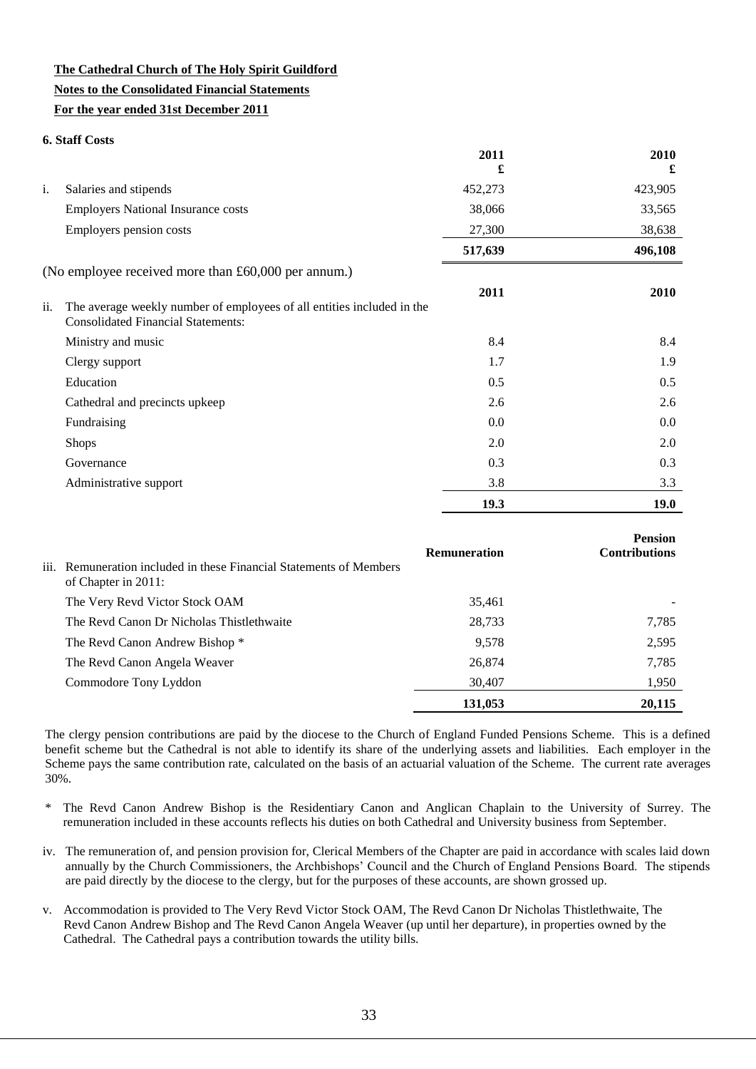**The Cathedral Church of The Holy Spirit Guildford**

**Notes to the Consolidated Financial Statements**

**For the year ended 31st December 2011**

**6. Staff Costs**

| | | 2011 £ | 2010 £ |
|---|---|---|---|
| i. | Salaries and stipends | 452,273 | 423,905 |
| | Employers National Insurance costs | 38,066 | 33,565 |
| | Employers pension costs | 27,300 | 38,638 |
| | | **517,639** | **496,108** |

(No employee received more than £60,000 per annum.)

| | | 2011 | 2010 |
|---|---|---|---|
| ii. | The average weekly number of employees of all entities included in the Consolidated Financial Statements: | | |
| | Ministry and music | 8.4 | 8.4 |
| | Clergy support | 1.7 | 1.9 |
| | Education | 0.5 | 0.5 |
| | Cathedral and precincts upkeep | 2.6 | 2.6 |
| | Fundraising | 0.0 | 0.0 |
| | Shops | 2.0 | 2.0 |
| | Governance | 0.3 | 0.3 |
| | Administrative support | 3.8 | 3.3 |
| | | **19.3** | **19.0** |

| | | Remuneration | Pension Contributions |
|---|---|---|---|
| iii. | Remuneration included in these Financial Statements of Members of Chapter in 2011: | | |
| | The Very Revd Victor Stock OAM | 35,461 | - |
| | The Revd Canon Dr Nicholas Thistlethwaite | 28,733 | 7,785 |
| | The Revd Canon Andrew Bishop * | 9,578 | 2,595 |
| | The Revd Canon Angela Weaver | 26,874 | 7,785 |
| | Commodore Tony Lyddon | 30,407 | 1,950 |
| | | **131,053** | **20,115** |

The clergy pension contributions are paid by the diocese to the Church of England Funded Pensions Scheme. This is a defined benefit scheme but the Cathedral is not able to identify its share of the underlying assets and liabilities. Each employer in the Scheme pays the same contribution rate, calculated on the basis of an actuarial valuation of the Scheme. The current rate averages 30%.

* The Revd Canon Andrew Bishop is the Residentiary Canon and Anglican Chaplain to the University of Surrey. The remuneration included in these accounts reflects his duties on both Cathedral and University business from September.

iv. The remuneration of, and pension provision for, Clerical Members of the Chapter are paid in accordance with scales laid down annually by the Church Commissioners, the Archbishops' Council and the Church of England Pensions Board. The stipends are paid directly by the diocese to the clergy, but for the purposes of these accounts, are shown grossed up.

v. Accommodation is provided to The Very Revd Victor Stock OAM, The Revd Canon Dr Nicholas Thistlethwaite, The Revd Canon Andrew Bishop and The Revd Canon Angela Weaver (up until her departure), in properties owned by the Cathedral. The Cathedral pays a contribution towards the utility bills.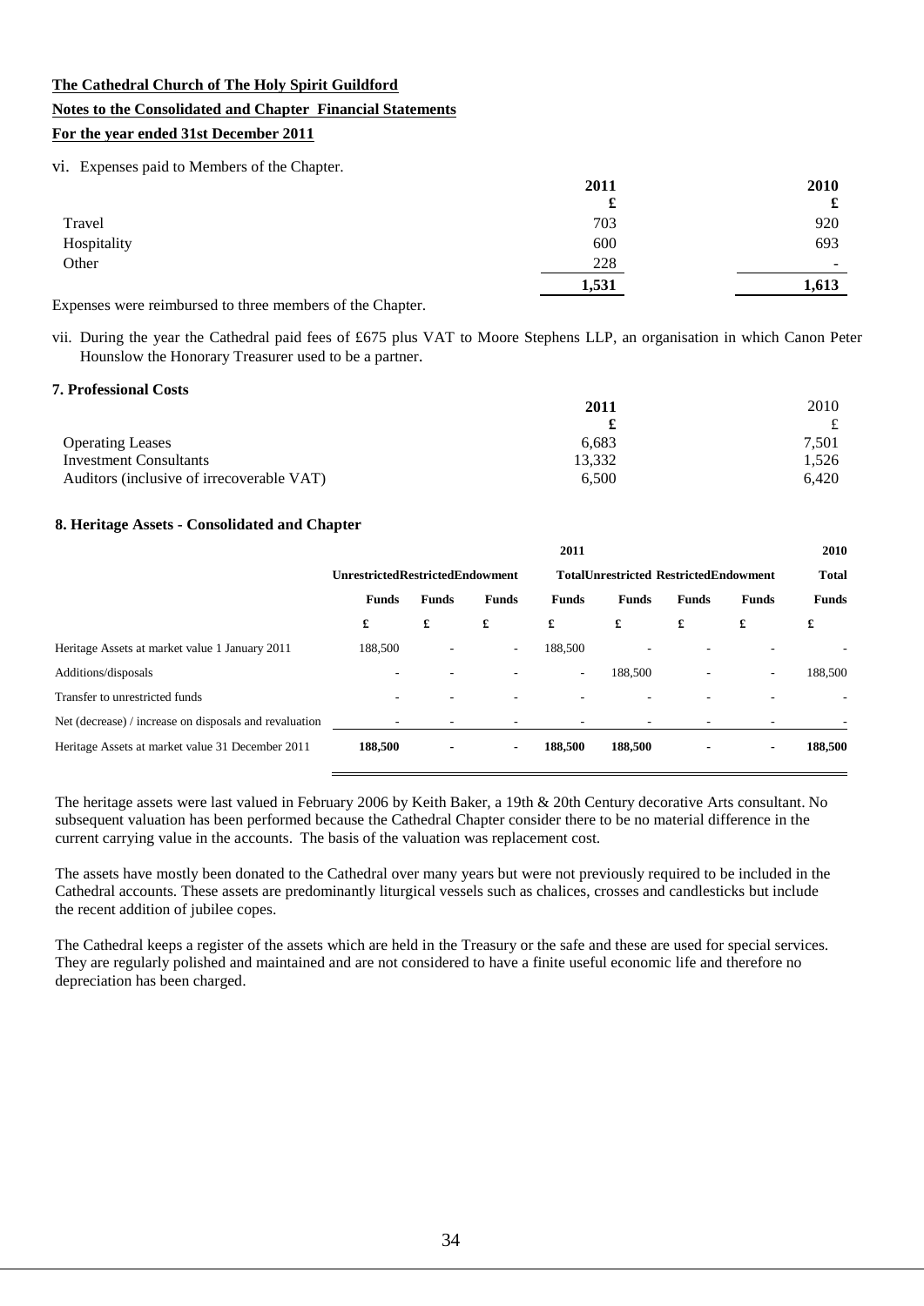**The Cathedral Church of The Holy Spirit Guildford**

**Notes to the Consolidated and Chapter Financial Statements**

**For the year ended 31st December 2011**

vi. Expenses paid to Members of the Chapter.

| | 2011 | 2010 |
|---|---|---|
| | £ | £ |
| Travel | 703 | 920 |
| Hospitality | 600 | 693 |
| Other | 228 | - |
| | **1,531** | **1,613** |

Expenses were reimbursed to three members of the Chapter.

vii. During the year the Cathedral paid fees of £675 plus VAT to Moore Stephens LLP, an organisation in which Canon Peter Hounslow the Honorary Treasurer used to be a partner.

## 7. Professional Costs

| | 2011 | 2010 |
|---|---|---|
| | £ | £ |
| Operating Leases | 6,683 | 7,501 |
| Investment Consultants | 13,332 | 1,526 |
| Auditors (inclusive of irrecoverable VAT) | 6,500 | 6,420 |

## 8. Heritage Assets - Consolidated and Chapter

| | 2011 | | | | 2010 | | | |
|---|---|---|---|---|---|---|---|---|
| | Unrestricted | Restricted | Endowment | Total | Unrestricted | Restricted | Endowment | Total |
| | Funds | Funds | Funds | Funds | Funds | Funds | Funds | Funds |
| | £ | £ | £ | £ | £ | £ | £ | £ |
| Heritage Assets at market value 1 January 2011 | 188,500 | - | - | 188,500 | - | - | - | - |
| Additions/disposals | - | - | - | - | 188,500 | - | - | 188,500 |
| Transfer to unrestricted funds | - | - | - | - | - | - | - | - |
| Net (decrease) / increase on disposals and revaluation | - | - | - | - | - | - | - | - |
| Heritage Assets at market value 31 December 2011 | **188,500** | **-** | **-** | **188,500** | **188,500** | **-** | **-** | **188,500** |

The heritage assets were last valued in February 2006 by Keith Baker, a 19th & 20th Century decorative Arts consultant. No subsequent valuation has been performed because the Cathedral Chapter consider there to be no material difference in the current carrying value in the accounts. The basis of the valuation was replacement cost.

The assets have mostly been donated to the Cathedral over many years but were not previously required to be included in the Cathedral accounts. These assets are predominantly liturgical vessels such as chalices, crosses and candlesticks but include the recent addition of jubilee copes.

The Cathedral keeps a register of the assets which are held in the Treasury or the safe and these are used for special services. They are regularly polished and maintained and are not considered to have a finite useful economic life and therefore no depreciation has been charged.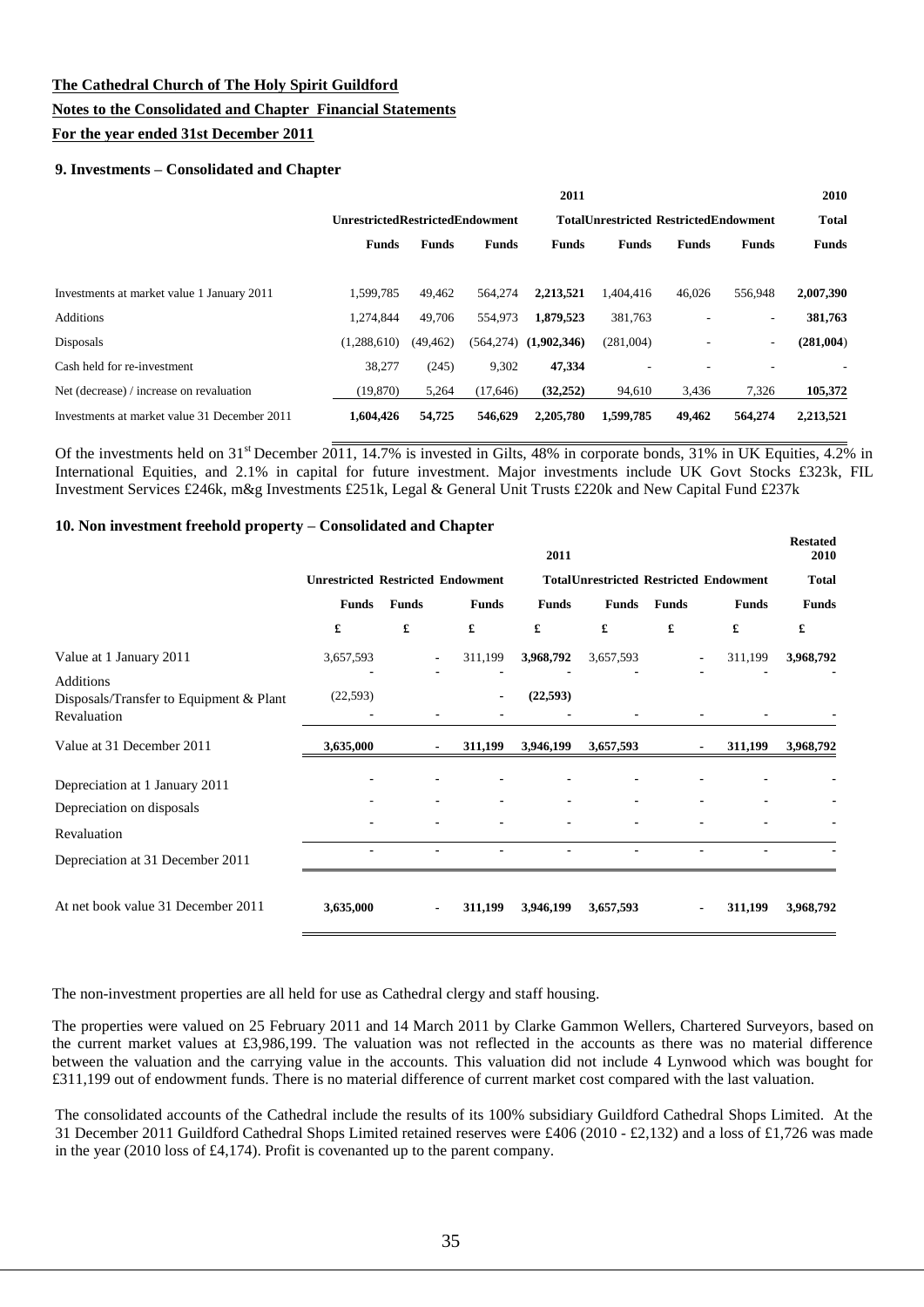**The Cathedral Church of The Holy Spirit Guildford**

**Notes to the Consolidated and Chapter Financial Statements**

**For the year ended 31st December 2011**

### 9. Investments – Consolidated and Chapter

| | 2011 | | | | | | | 2010 |
|---|---|---|---|---|---|---|---|---|
| | Unrestricted Funds | Restricted Funds | Endowment Funds | Total Funds | Unrestricted Funds | Restricted Funds | Endowment Funds | Total Funds |
| Investments at market value 1 January 2011 | 1,599,785 | 49,462 | 564,274 | **2,213,521** | 1,404,416 | 46,026 | 556,948 | **2,007,390** |
| Additions | 1,274,844 | 49,706 | 554,973 | **1,879,523** | 381,763 | - | - | **381,763** |
| Disposals | (1,288,610) | (49,462) | (564,274) | **(1,902,346)** | (281,004) | - | - | **(281,004)** |
| Cash held for re-investment | 38,277 | (245) | 9,302 | **47,334** | - | - | - | - |
| Net (decrease) / increase on revaluation | (19,870) | 5,264 | (17,646) | **(32,252)** | 94,610 | 3,436 | 7,326 | **105,372** |
| Investments at market value 31 December 2011 | **1,604,426** | **54,725** | **546,629** | **2,205,780** | **1,599,785** | **49,462** | **564,274** | **2,213,521** |

Of the investments held on 31st December 2011, 14.7% is invested in Gilts, 48% in corporate bonds, 31% in UK Equities, 4.2% in International Equities, and 2.1% in capital for future investment. Major investments include UK Govt Stocks £323k, FIL Investment Services £246k, m&g Investments £251k, Legal & General Unit Trusts £220k and New Capital Fund £237k

### 10. Non investment freehold property – Consolidated and Chapter

| | 2011 | | | | | | | Restated 2010 |
|---|---|---|---|---|---|---|---|---|
| | Unrestricted Funds | Restricted Funds | Endowment Funds | Total Funds | Unrestricted Funds | Restricted Funds | Endowment Funds | Total Funds |
| | £ | £ | £ | £ | £ | £ | £ | £ |
| Value at 1 January 2011 | 3,657,593 | - | 311,199 | **3,968,792** | 3,657,593 | - | 311,199 | **3,968,792** |
| Additions | - | - | - | - | - | - | - | - |
| Disposals/Transfer to Equipment & Plant | (22,593) | | - | **(22,593)** | | | | |
| Revaluation | - | - | - | - | - | - | - | - |
| Value at 31 December 2011 | **3,635,000** | - | **311,199** | **3,946,199** | **3,657,593** | - | **311,199** | **3,968,792** |
| Depreciation at 1 January 2011 | - | - | - | - | - | - | - | - |
| Depreciation on disposals | - | - | - | - | - | - | - | - |
| Revaluation | - | - | - | - | - | - | - | - |
| Depreciation at 31 December 2011 | - | - | - | - | - | - | - | - |
| At net book value 31 December 2011 | **3,635,000** | - | **311,199** | **3,946,199** | **3,657,593** | - | **311,199** | **3,968,792** |

The non-investment properties are all held for use as Cathedral clergy and staff housing.

The properties were valued on 25 February 2011 and 14 March 2011 by Clarke Gammon Wellers, Chartered Surveyors, based on the current market values at £3,986,199. The valuation was not reflected in the accounts as there was no material difference between the valuation and the carrying value in the accounts. This valuation did not include 4 Lynwood which was bought for £311,199 out of endowment funds. There is no material difference of current market cost compared with the last valuation.

The consolidated accounts of the Cathedral include the results of its 100% subsidiary Guildford Cathedral Shops Limited. At the 31 December 2011 Guildford Cathedral Shops Limited retained reserves were £406 (2010 - £2,132) and a loss of £1,726 was made in the year (2010 loss of £4,174). Profit is covenanted up to the parent company.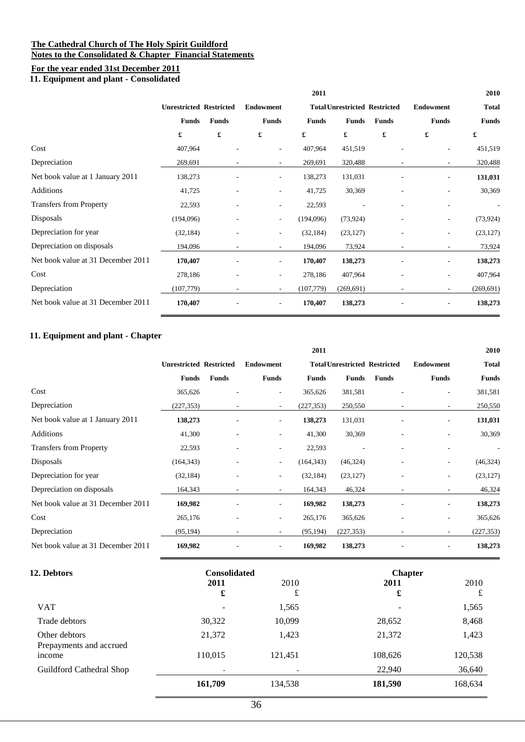**The Cathedral Church of The Holy Spirit Guildford**
**Notes to the Consolidated & Chapter Financial Statements**
**For the year ended 31st December 2011**

## 11. Equipment and plant - Consolidated

| | | | | 2011 | | | | 2010 |
|---|---|---|---|---|---|---|---|---|
| | Unrestricted Funds | Restricted Funds | Endowment Funds | Total Funds | Unrestricted Funds | Restricted Funds | Endowment Funds | Total Funds |
| | £ | £ | £ | £ | £ | £ | £ | £ |
| Cost | 407,964 | - | - | 407,964 | 451,519 | - | - | 451,519 |
| Depreciation | 269,691 | - | - | 269,691 | 320,488 | - | - | 320,488 |
| Net book value at 1 January 2011 | 138,273 | - | - | 138,273 | 131,031 | - | - | **131,031** |
| Additions | 41,725 | - | - | 41,725 | 30,369 | - | - | 30,369 |
| Transfers from Property | 22,593 | - | - | 22,593 | - | - | - | - |
| Disposals | (194,096) | - | - | (194,096) | (73,924) | - | - | (73,924) |
| Depreciation for year | (32,184) | - | - | (32,184) | (23,127) | - | - | (23,127) |
| Depreciation on disposals | 194,096 | - | - | 194,096 | 73,924 | - | - | 73,924 |
| Net book value at 31 December 2011 | **170,407** | - | - | **170,407** | **138,273** | - | - | **138,273** |
| Cost | 278,186 | - | - | 278,186 | 407,964 | - | - | 407,964 |
| Depreciation | (107,779) | - | - | (107,779) | (269,691) | - | - | (269,691) |
| Net book value at 31 December 2011 | **170,407** | - | - | **170,407** | **138,273** | - | - | **138,273** |

## 11. Equipment and plant - Chapter

| | | | | 2011 | | | | 2010 |
|---|---|---|---|---|---|---|---|---|
| | Unrestricted Funds | Restricted Funds | Endowment Funds | Total Funds | Unrestricted Funds | Restricted Funds | Endowment Funds | Total Funds |
| Cost | 365,626 | - | - | 365,626 | 381,581 | - | - | 381,581 |
| Depreciation | (227,353) | - | - | (227,353) | 250,550 | - | - | 250,550 |
| Net book value at 1 January 2011 | **138,273** | - | - | **138,273** | 131,031 | - | - | **131,031** |
| Additions | 41,300 | - | - | 41,300 | 30,369 | - | - | 30,369 |
| Transfers from Property | 22,593 | - | - | 22,593 | - | - | - | - |
| Disposals | (164,343) | - | - | (164,343) | (46,324) | - | - | (46,324) |
| Depreciation for year | (32,184) | - | - | (32,184) | (23,127) | - | - | (23,127) |
| Depreciation on disposals | 164,343 | - | - | 164,343 | 46,324 | - | - | 46,324 |
| Net book value at 31 December 2011 | **169,982** | - | - | **169,982** | **138,273** | - | - | **138,273** |
| Cost | 265,176 | - | - | 265,176 | 365,626 | - | - | 365,626 |
| Depreciation | (95,194) | - | - | (95,194) | (227,353) | - | - | (227,353) |
| Net book value at 31 December 2011 | **169,982** | - | - | **169,982** | **138,273** | - | - | **138,273** |

## 12. Debtors

| | Consolidated | | Chapter | |
|---|---|---|---|---|
| | **2011** | 2010 | **2011** | 2010 |
| | **£** | £ | **£** | £ |
| VAT | - | 1,565 | - | 1,565 |
| Trade debtors | 30,322 | 10,099 | 28,652 | 8,468 |
| Other debtors | 21,372 | 1,423 | 21,372 | 1,423 |
| Prepayments and accrued income | 110,015 | 121,451 | 108,626 | 120,538 |
| Guildford Cathedral Shop | - | - | 22,940 | 36,640 |
| | **161,709** | 134,538 | **181,590** | 168,634 |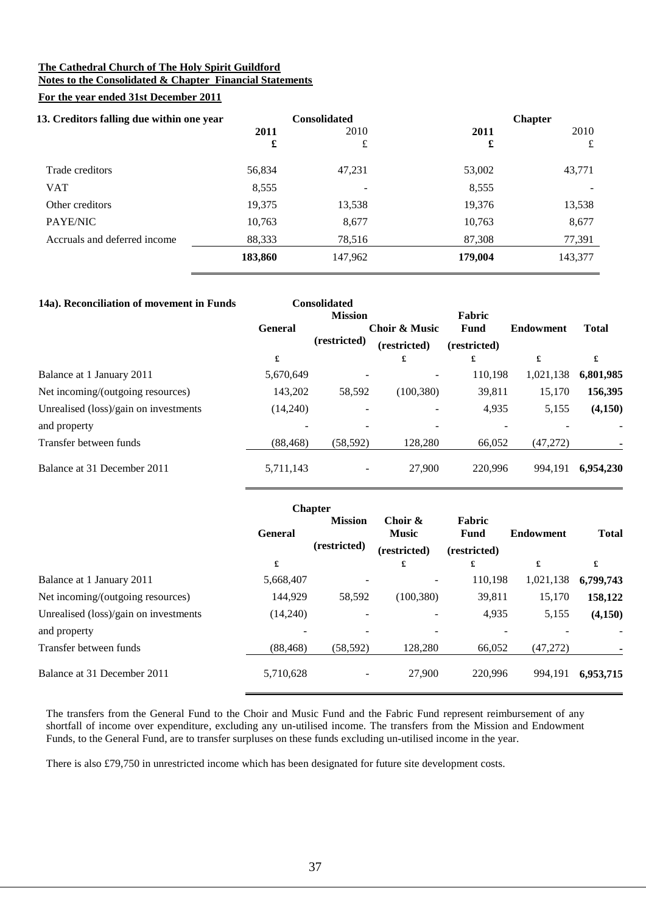**The Cathedral Church of The Holy Spirit Guildford**
**Notes to the Consolidated & Chapter Financial Statements**
**For the year ended 31st December 2011**

| 13. Creditors falling due within one year | Consolidated | | Chapter | |
|---|---|---|---|---|
| | **2011** | 2010 | **2011** | 2010 |
| | **£** | £ | **£** | £ |
| Trade creditors | 56,834 | 47,231 | 53,002 | 43,771 |
| VAT | 8,555 | - | 8,555 | - |
| Other creditors | 19,375 | 13,538 | 19,376 | 13,538 |
| PAYE/NIC | 10,763 | 8,677 | 10,763 | 8,677 |
| Accruals and deferred income | 88,333 | 78,516 | 87,308 | 77,391 |
| | **183,860** | 147,962 | **179,004** | 143,377 |

**14a). Reconciliation of movement in Funds**

| Consolidated | General | Mission (restricted) | Choir & Music (restricted) | Fabric Fund (restricted) | Endowment | Total |
|---|---|---|---|---|---|---|
| | £ | | £ | £ | £ | £ |
| Balance at 1 January 2011 | 5,670,649 | - | - | 110,198 | 1,021,138 | **6,801,985** |
| Net incoming/(outgoing resources) | 143,202 | 58,592 | (100,380) | 39,811 | 15,170 | **156,395** |
| Unrealised (loss)/gain on investments | (14,240) | - | - | 4,935 | 5,155 | **(4,150)** |
| and property | - | - | - | - | - | - |
| Transfer between funds | (88,468) | (58,592) | 128,280 | 66,052 | (47,272) | **-** |
| Balance at 31 December 2011 | 5,711,143 | - | 27,900 | 220,996 | 994,191 | **6,954,230** |

| Chapter | General | Mission (restricted) | Choir & Music (restricted) | Fabric Fund (restricted) | Endowment | Total |
|---|---|---|---|---|---|---|
| | £ | | £ | £ | £ | £ |
| Balance at 1 January 2011 | 5,668,407 | - | - | 110,198 | 1,021,138 | **6,799,743** |
| Net incoming/(outgoing resources) | 144,929 | 58,592 | (100,380) | 39,811 | 15,170 | **158,122** |
| Unrealised (loss)/gain on investments | (14,240) | - | - | 4,935 | 5,155 | **(4,150)** |
| and property | - | - | - | - | - | - |
| Transfer between funds | (88,468) | (58,592) | 128,280 | 66,052 | (47,272) | **-** |
| Balance at 31 December 2011 | 5,710,628 | - | 27,900 | 220,996 | 994,191 | **6,953,715** |

The transfers from the General Fund to the Choir and Music Fund and the Fabric Fund represent reimbursement of any shortfall of income over expenditure, excluding any un-utilised income. The transfers from the Mission and Endowment Funds, to the General Fund, are to transfer surpluses on these funds excluding un-utilised income in the year.

There is also £79,750 in unrestricted income which has been designated for future site development costs.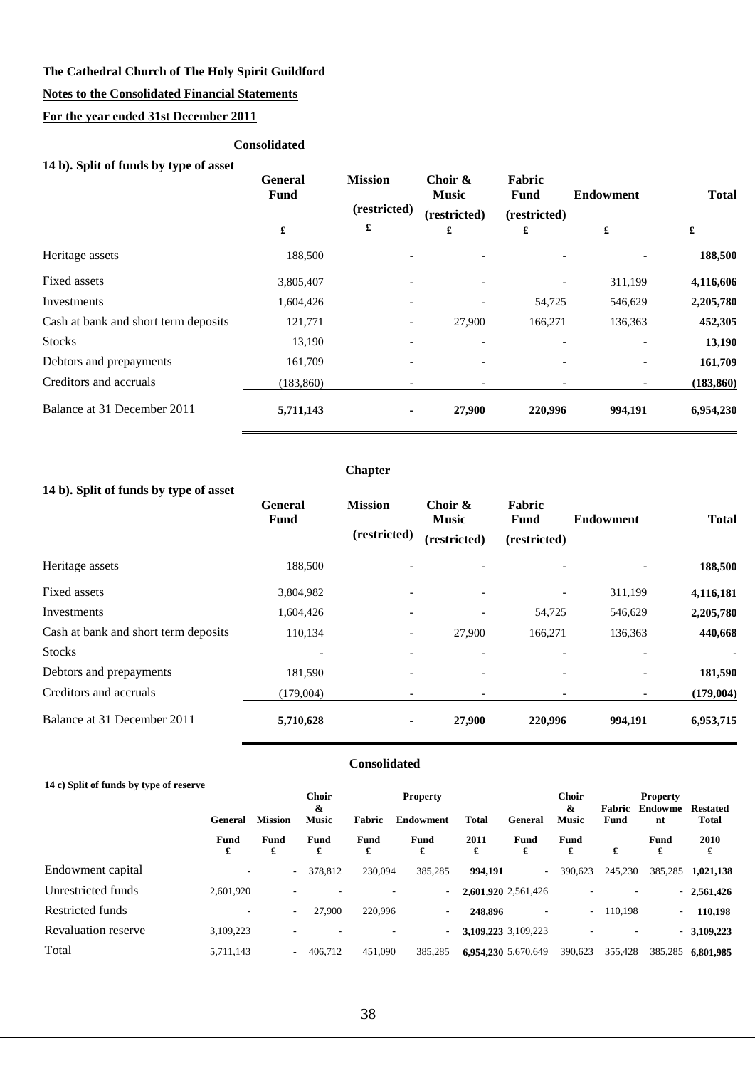**The Cathedral Church of The Holy Spirit Guildford**

**Notes to the Consolidated Financial Statements**

**For the year ended 31st December 2011**

**Consolidated**

**14 b). Split of funds by type of asset**

| | General Fund | Mission (restricted) | Choir & Music (restricted) | Fabric Fund (restricted) | Endowment | Total |
|---|---|---|---|---|---|---|
| | £ | £ | £ | £ | £ | £ |
| Heritage assets | 188,500 | - | - | - | - | **188,500** |
| Fixed assets | 3,805,407 | - | - | - | 311,199 | **4,116,606** |
| Investments | 1,604,426 | - | - | 54,725 | 546,629 | **2,205,780** |
| Cash at bank and short term deposits | 121,771 | - | 27,900 | 166,271 | 136,363 | **452,305** |
| Stocks | 13,190 | - | - | - | - | **13,190** |
| Debtors and prepayments | 161,709 | - | - | - | - | **161,709** |
| Creditors and accruals | (183,860) | - | - | - | - | **(183,860)** |
| Balance at 31 December 2011 | **5,711,143** | **-** | **27,900** | **220,996** | **994,191** | **6,954,230** |

**Chapter**

**14 b). Split of funds by type of asset**

| | General Fund | Mission (restricted) | Choir & Music (restricted) | Fabric Fund (restricted) | Endowment | Total |
|---|---|---|---|---|---|---|
| Heritage assets | 188,500 | - | - | - | - | **188,500** |
| Fixed assets | 3,804,982 | - | - | - | 311,199 | **4,116,181** |
| Investments | 1,604,426 | - | - | 54,725 | 546,629 | **2,205,780** |
| Cash at bank and short term deposits | 110,134 | - | 27,900 | 166,271 | 136,363 | **440,668** |
| Stocks | - | - | - | - | - | - |
| Debtors and prepayments | 181,590 | - | - | - | - | **181,590** |
| Creditors and accruals | (179,004) | - | - | - | - | **(179,004)** |
| Balance at 31 December 2011 | **5,710,628** | **-** | **27,900** | **220,996** | **994,191** | **6,953,715** |

**Consolidated**

**14 c) Split of funds by type of reserve**

| | General Fund £ | Mission Fund £ | Choir & Music Fund £ | Fabric Fund £ | Property Endowment Fund £ | Total 2011 £ | General Fund £ | Choir & Music Fund £ | Fabric Fund £ | Property Endowment Fund £ | Restated Total 2010 £ |
|---|---|---|---|---|---|---|---|---|---|---|---|
| Endowment capital | - | - | 378,812 | 230,094 | 385,285 | **994,191** | - | 390,623 | 245,230 | 385,285 | **1,021,138** |
| Unrestricted funds | 2,601,920 | - | - | - | - | **2,601,920** | 2,561,426 | - | - | - | **2,561,426** |
| Restricted funds | - | - | 27,900 | 220,996 | - | **248,896** | - | - | 110,198 | - | **110,198** |
| Revaluation reserve | 3,109,223 | - | - | - | - | **3,109,223** | 3,109,223 | - | - | - | **3,109,223** |
| Total | 5,711,143 | - | 406,712 | 451,090 | 385,285 | **6,954,230** | 5,670,649 | 390,623 | 355,428 | 385,285 | **6,801,985** |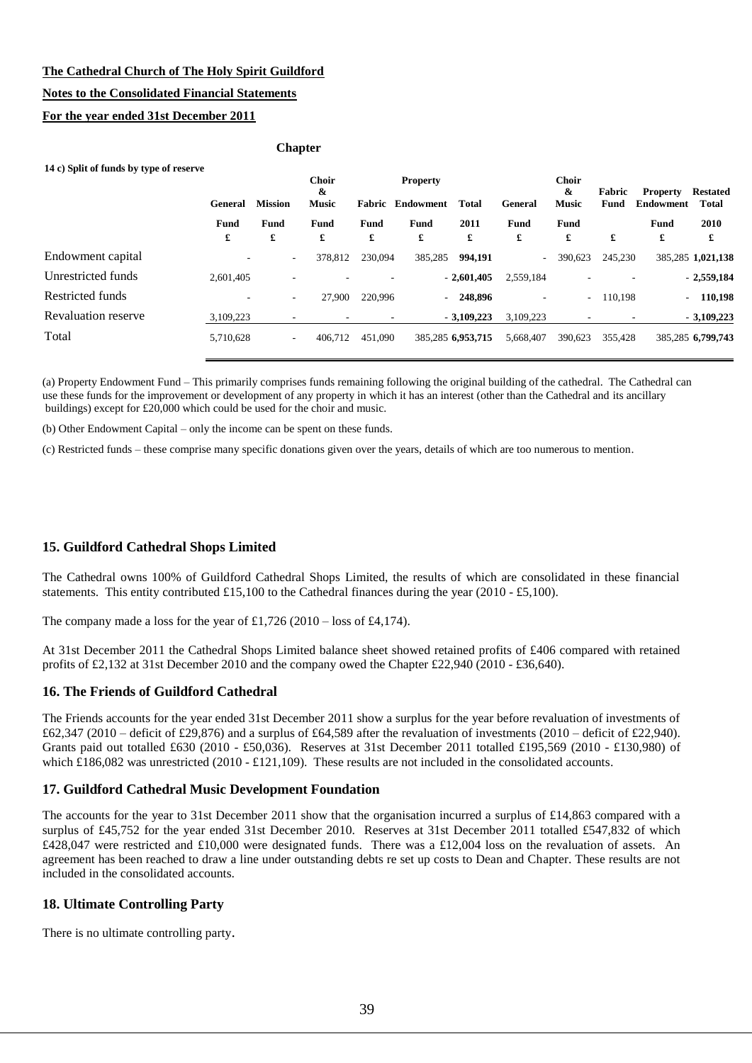**The Cathedral Church of The Holy Spirit Guildford**

**Notes to the Consolidated Financial Statements**

**For the year ended 31st December 2011**

**Chapter**

**14 c) Split of funds by type of reserve**

| | General Fund £ | Mission Fund £ | Choir & Music Fund £ | Fabric Fund £ | Property Endowment Fund £ | Total 2011 £ | General Fund £ | Choir & Music Fund £ | Fabric Fund £ | Property Endowment Fund £ | Restated Total 2010 £ |
|---|---|---|---|---|---|---|---|---|---|---|---|
| Endowment capital | - | - | 378,812 | 230,094 | 385,285 | **994,191** | - | 390,623 | 245,230 | 385,285 | **1,021,138** |
| Unrestricted funds | 2,601,405 | - | - | - | - | **2,601,405** | 2,559,184 | - | - | - | **2,559,184** |
| Restricted funds | - | - | 27,900 | 220,996 | - | **248,896** | - | - | 110,198 | - | **110,198** |
| Revaluation reserve | 3,109,223 | - | - | - | - | **3,109,223** | 3,109,223 | - | - | - | **3,109,223** |
| Total | 5,710,628 | - | 406,712 | 451,090 | 385,285 | **6,953,715** | 5,668,407 | 390,623 | 355,428 | 385,285 | **6,799,743** |

(a) Property Endowment Fund – This primarily comprises funds remaining following the original building of the cathedral. The Cathedral can use these funds for the improvement or development of any property in which it has an interest (other than the Cathedral and its ancillary buildings) except for £20,000 which could be used for the choir and music.

(b) Other Endowment Capital – only the income can be spent on these funds.

(c) Restricted funds – these comprise many specific donations given over the years, details of which are too numerous to mention.

## 15. Guildford Cathedral Shops Limited

The Cathedral owns 100% of Guildford Cathedral Shops Limited, the results of which are consolidated in these financial statements. This entity contributed £15,100 to the Cathedral finances during the year (2010 - £5,100).

The company made a loss for the year of £1,726 (2010 – loss of £4,174).

At 31st December 2011 the Cathedral Shops Limited balance sheet showed retained profits of £406 compared with retained profits of £2,132 at 31st December 2010 and the company owed the Chapter £22,940 (2010 - £36,640).

## 16. The Friends of Guildford Cathedral

The Friends accounts for the year ended 31st December 2011 show a surplus for the year before revaluation of investments of £62,347 (2010 – deficit of £29,876) and a surplus of £64,589 after the revaluation of investments (2010 – deficit of £22,940). Grants paid out totalled £630 (2010 - £50,036). Reserves at 31st December 2011 totalled £195,569 (2010 - £130,980) of which £186,082 was unrestricted (2010 - £121,109). These results are not included in the consolidated accounts.

## 17. Guildford Cathedral Music Development Foundation

The accounts for the year to 31st December 2011 show that the organisation incurred a surplus of £14,863 compared with a surplus of £45,752 for the year ended 31st December 2010. Reserves at 31st December 2011 totalled £547,832 of which £428,047 were restricted and £10,000 were designated funds. There was a £12,004 loss on the revaluation of assets. An agreement has been reached to draw a line under outstanding debts re set up costs to Dean and Chapter. These results are not included in the consolidated accounts.

## 18. Ultimate Controlling Party

There is no ultimate controlling party.